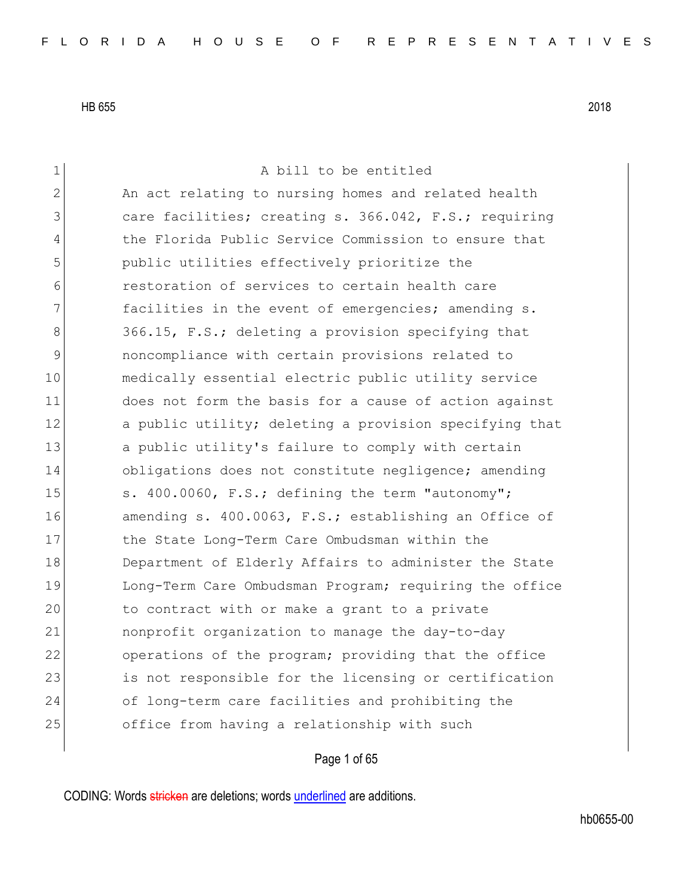HB 655 2018

A bill to be entitled

An act relating to nursing homes and related health care facilities; creating s. 366.042, F.S.; requiring the Florida Public Service Commission to ensure that public utilities effectively prioritize the restoration of services to certain health care facilities in the event of emergencies; amending s. 366.15, F.S.; deleting a provision specifying that noncompliance with certain provisions related to medically essential electric public utility service does not form the basis for a cause of action against a public utility; deleting a provision specifying that a public utility's failure to comply with certain obligations does not constitute negligence; amending s. 400.0060, F.S.; defining the term "autonomy"; amending s. 400.0063, F.S.; establishing an Office of the State Long-Term Care Ombudsman within the Department of Elderly Affairs to administer the State Long-Term Care Ombudsman Program; requiring the office to contract with or make a grant to a private nonprofit organization to manage the day-to-day operations of the program; providing that the office is not responsible for the licensing or certification of long-term care facilities and prohibiting the office from having a relationship with such

CODING: Words stricken are deletions; words underlined are additions.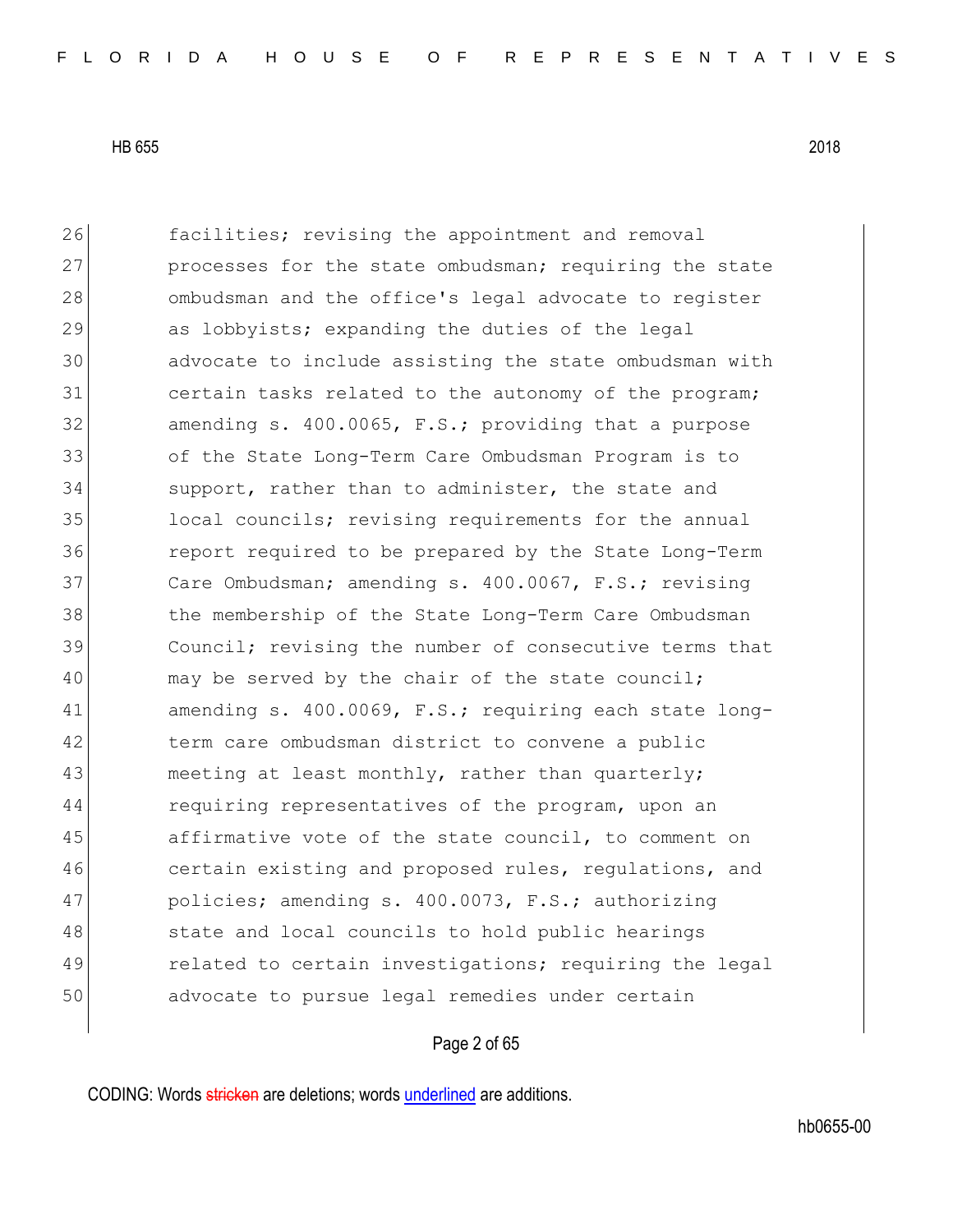26 facilities; revising the appointment and removal
27 processes for the state ombudsman; requiring the state
28 ombudsman and the office's legal advocate to register
29 as lobbyists; expanding the duties of the legal
30 advocate to include assisting the state ombudsman with
31 certain tasks related to the autonomy of the program;
32 amending s. 400.0065, F.S.; providing that a purpose
33 of the State Long-Term Care Ombudsman Program is to
34 support, rather than to administer, the state and
35 local councils; revising requirements for the annual
36 report required to be prepared by the State Long-Term
37 Care Ombudsman; amending s. 400.0067, F.S.; revising
38 the membership of the State Long-Term Care Ombudsman
39 Council; revising the number of consecutive terms that
40 may be served by the chair of the state council;
41 amending s. 400.0069, F.S.; requiring each state long-
42 term care ombudsman district to convene a public
43 meeting at least monthly, rather than quarterly;
44 requiring representatives of the program, upon an
45 affirmative vote of the state council, to comment on
46 certain existing and proposed rules, regulations, and
47 policies; amending s. 400.0073, F.S.; authorizing
48 state and local councils to hold public hearings
49 related to certain investigations; requiring the legal
50 advocate to pursue legal remedies under certain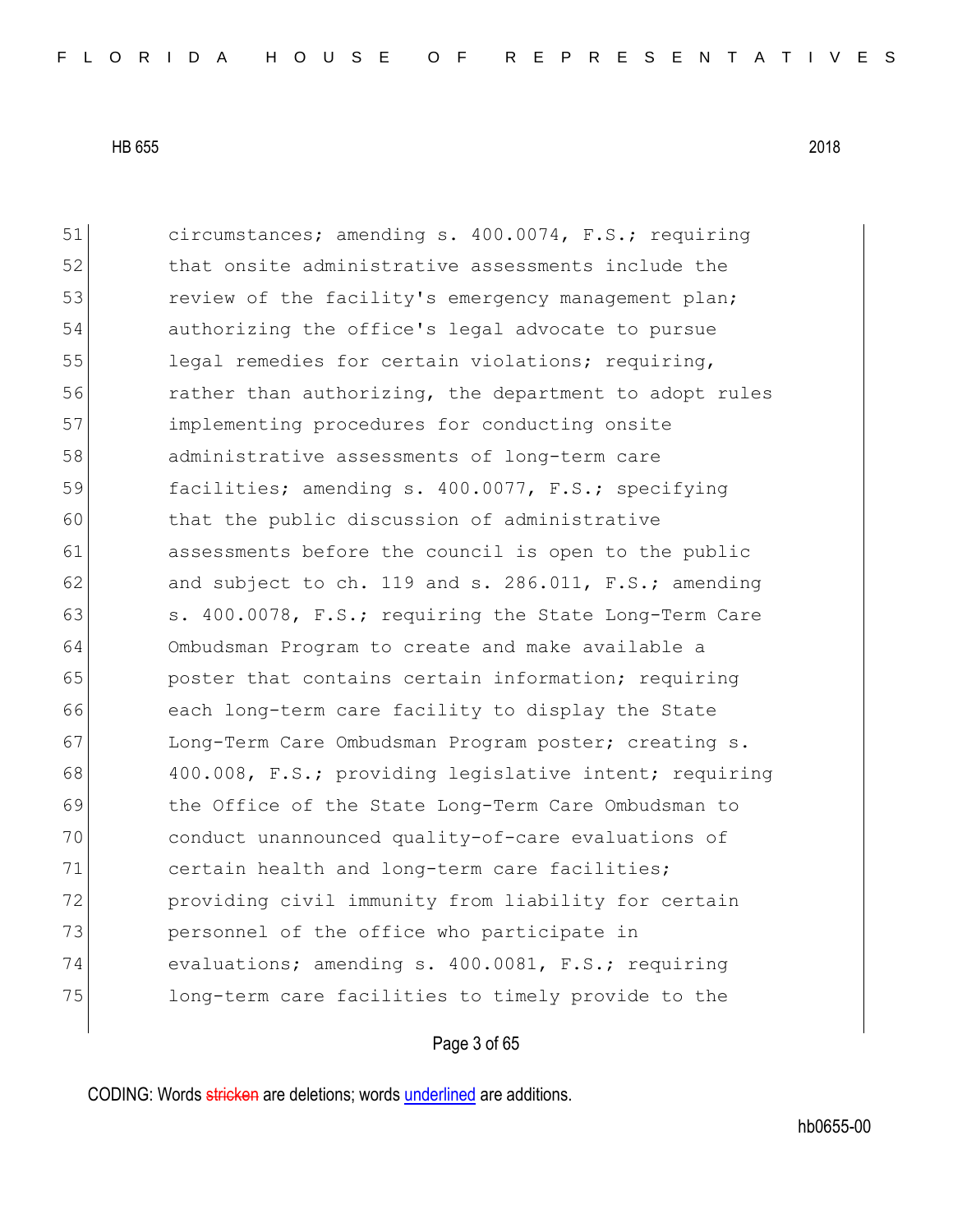51 circumstances; amending s. 400.0074, F.S.; requiring
52 that onsite administrative assessments include the
53 review of the facility's emergency management plan;
54 authorizing the office's legal advocate to pursue
55 legal remedies for certain violations; requiring,
56 rather than authorizing, the department to adopt rules
57 implementing procedures for conducting onsite
58 administrative assessments of long-term care
59 facilities; amending s. 400.0077, F.S.; specifying
60 that the public discussion of administrative
61 assessments before the council is open to the public
62 and subject to ch. 119 and s. 286.011, F.S.; amending
63 s. 400.0078, F.S.; requiring the State Long-Term Care
64 Ombudsman Program to create and make available a
65 poster that contains certain information; requiring
66 each long-term care facility to display the State
67 Long-Term Care Ombudsman Program poster; creating s.
68 400.008, F.S.; providing legislative intent; requiring
69 the Office of the State Long-Term Care Ombudsman to
70 conduct unannounced quality-of-care evaluations of
71 certain health and long-term care facilities;
72 providing civil immunity from liability for certain
73 personnel of the office who participate in
74 evaluations; amending s. 400.0081, F.S.; requiring
75 long-term care facilities to timely provide to the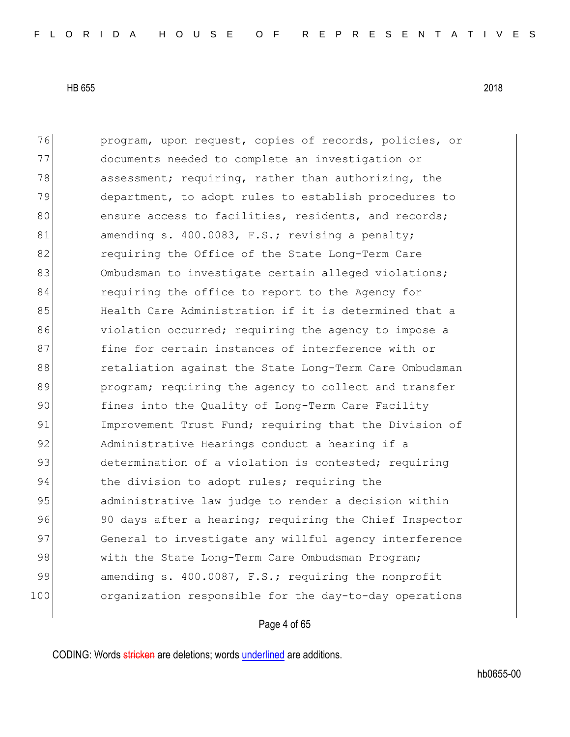76 program, upon request, copies of records, policies, or
77 documents needed to complete an investigation or
78 assessment; requiring, rather than authorizing, the
79 department, to adopt rules to establish procedures to
80 ensure access to facilities, residents, and records;
81 amending s. 400.0083, F.S.; revising a penalty;
82 requiring the Office of the State Long-Term Care
83 Ombudsman to investigate certain alleged violations;
84 requiring the office to report to the Agency for
85 Health Care Administration if it is determined that a
86 violation occurred; requiring the agency to impose a
87 fine for certain instances of interference with or
88 retaliation against the State Long-Term Care Ombudsman
89 program; requiring the agency to collect and transfer
90 fines into the Quality of Long-Term Care Facility
91 Improvement Trust Fund; requiring that the Division of
92 Administrative Hearings conduct a hearing if a
93 determination of a violation is contested; requiring
94 the division to adopt rules; requiring the
95 administrative law judge to render a decision within
96 90 days after a hearing; requiring the Chief Inspector
97 General to investigate any willful agency interference
98 with the State Long-Term Care Ombudsman Program;
99 amending s. 400.0087, F.S.; requiring the nonprofit
100 organization responsible for the day-to-day operations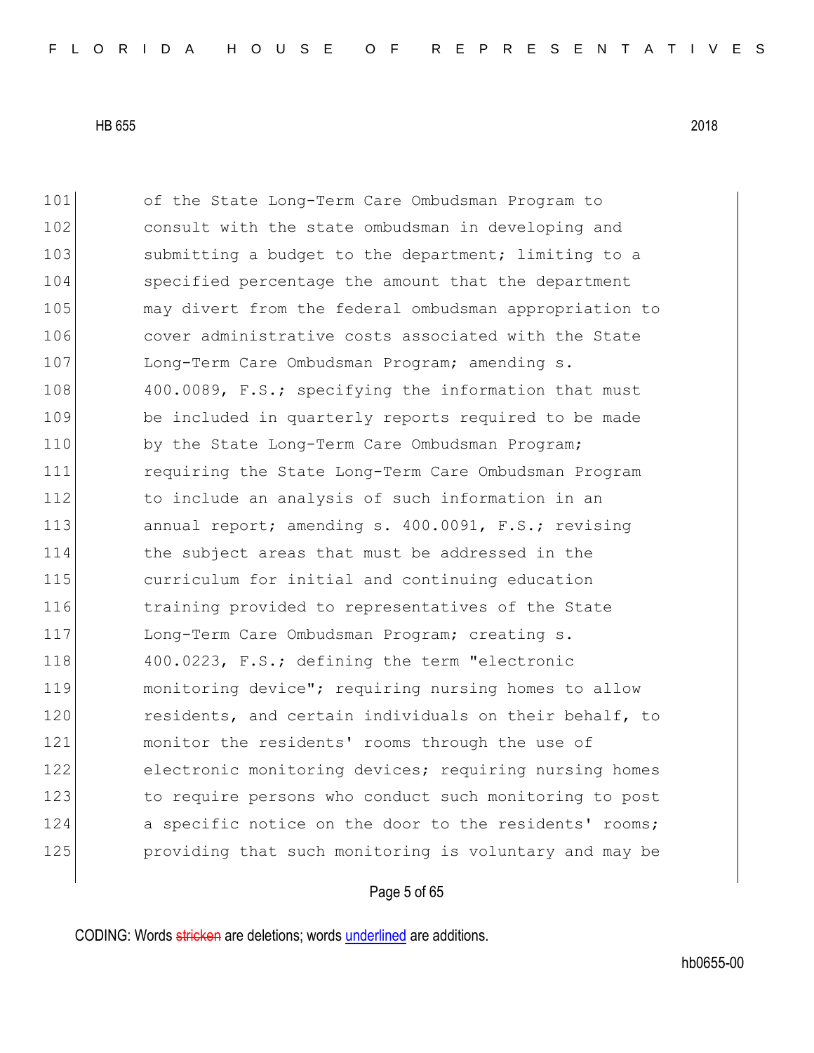101 of the State Long-Term Care Ombudsman Program to
102 consult with the state ombudsman in developing and
103 submitting a budget to the department; limiting to a
104 specified percentage the amount that the department
105 may divert from the federal ombudsman appropriation to
106 cover administrative costs associated with the State
107 Long-Term Care Ombudsman Program; amending s.
108 400.0089, F.S.; specifying the information that must
109 be included in quarterly reports required to be made
110 by the State Long-Term Care Ombudsman Program;
111 requiring the State Long-Term Care Ombudsman Program
112 to include an analysis of such information in an
113 annual report; amending s. 400.0091, F.S.; revising
114 the subject areas that must be addressed in the
115 curriculum for initial and continuing education
116 training provided to representatives of the State
117 Long-Term Care Ombudsman Program; creating s.
118 400.0223, F.S.; defining the term "electronic
119 monitoring device"; requiring nursing homes to allow
120 residents, and certain individuals on their behalf, to
121 monitor the residents' rooms through the use of
122 electronic monitoring devices; requiring nursing homes
123 to require persons who conduct such monitoring to post
124 a specific notice on the door to the residents' rooms;
125 providing that such monitoring is voluntary and may be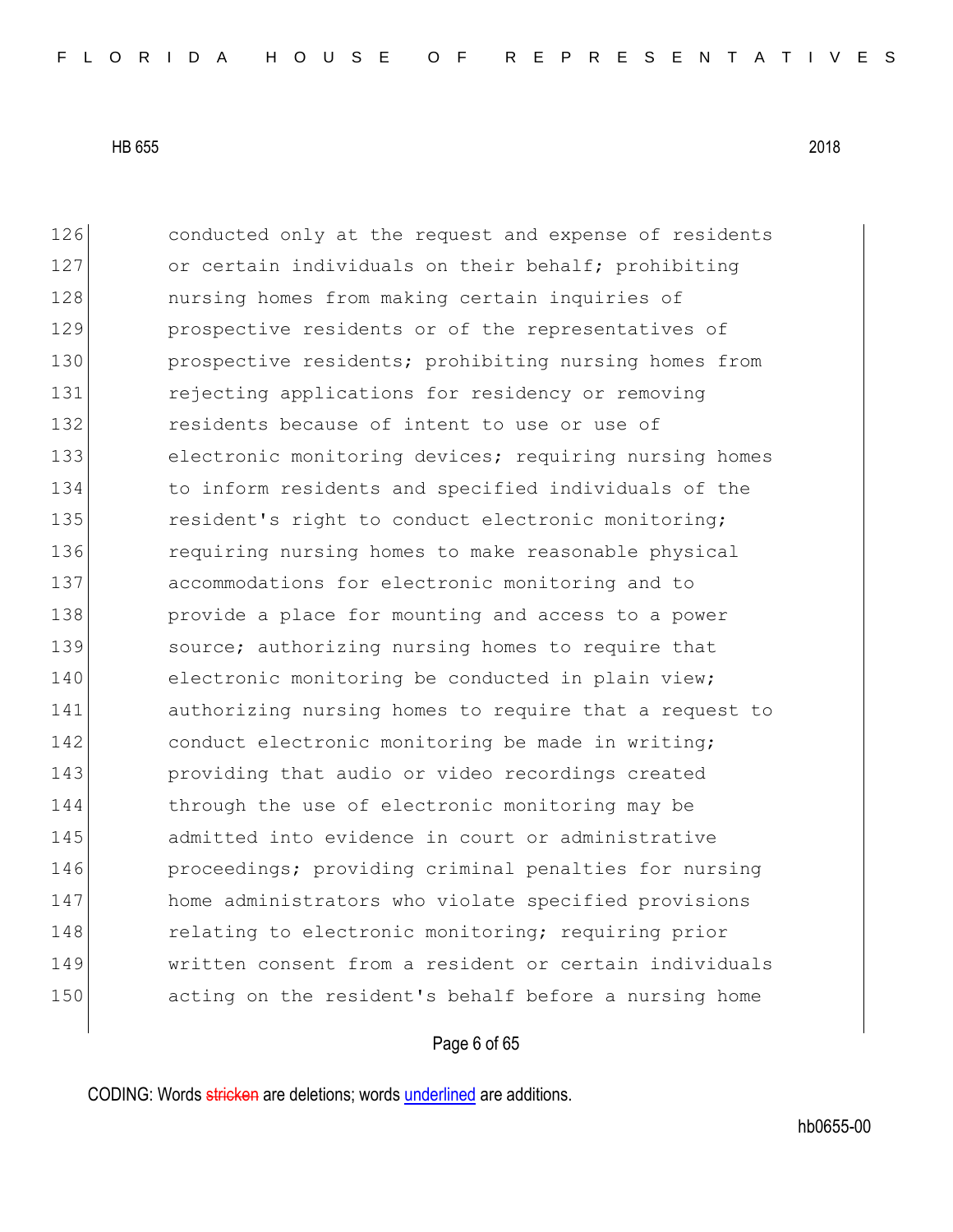126 conducted only at the request and expense of residents
127 or certain individuals on their behalf; prohibiting
128 nursing homes from making certain inquiries of
129 prospective residents or of the representatives of
130 prospective residents; prohibiting nursing homes from
131 rejecting applications for residency or removing
132 residents because of intent to use or use of
133 electronic monitoring devices; requiring nursing homes
134 to inform residents and specified individuals of the
135 resident's right to conduct electronic monitoring;
136 requiring nursing homes to make reasonable physical
137 accommodations for electronic monitoring and to
138 provide a place for mounting and access to a power
139 source; authorizing nursing homes to require that
140 electronic monitoring be conducted in plain view;
141 authorizing nursing homes to require that a request to
142 conduct electronic monitoring be made in writing;
143 providing that audio or video recordings created
144 through the use of electronic monitoring may be
145 admitted into evidence in court or administrative
146 proceedings; providing criminal penalties for nursing
147 home administrators who violate specified provisions
148 relating to electronic monitoring; requiring prior
149 written consent from a resident or certain individuals
150 acting on the resident's behalf before a nursing home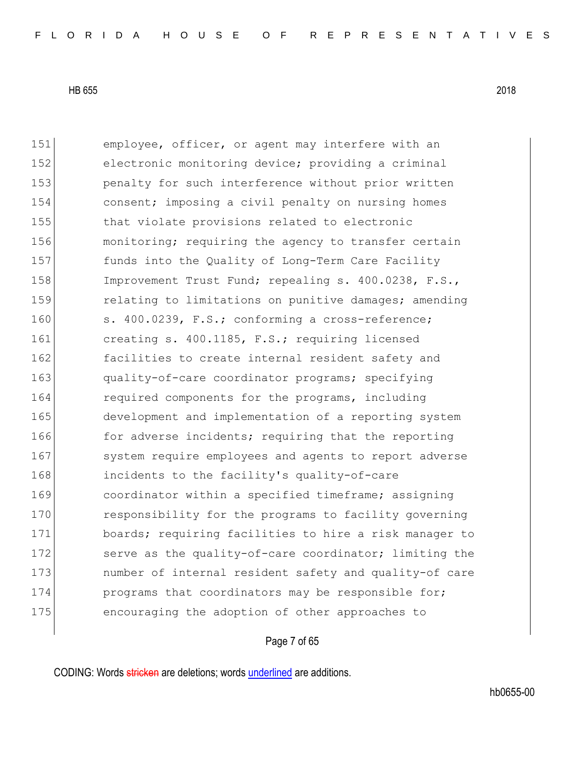151 employee, officer, or agent may interfere with an
152 electronic monitoring device; providing a criminal
153 penalty for such interference without prior written
154 consent; imposing a civil penalty on nursing homes
155 that violate provisions related to electronic
156 monitoring; requiring the agency to transfer certain
157 funds into the Quality of Long-Term Care Facility
158 Improvement Trust Fund; repealing s. 400.0238, F.S.,
159 relating to limitations on punitive damages; amending
160 s. 400.0239, F.S.; conforming a cross-reference;
161 creating s. 400.1185, F.S.; requiring licensed
162 facilities to create internal resident safety and
163 quality-of-care coordinator programs; specifying
164 required components for the programs, including
165 development and implementation of a reporting system
166 for adverse incidents; requiring that the reporting
167 system require employees and agents to report adverse
168 incidents to the facility's quality-of-care
169 coordinator within a specified timeframe; assigning
170 responsibility for the programs to facility governing
171 boards; requiring facilities to hire a risk manager to
172 serve as the quality-of-care coordinator; limiting the
173 number of internal resident safety and quality-of care
174 programs that coordinators may be responsible for;
175 encouraging the adoption of other approaches to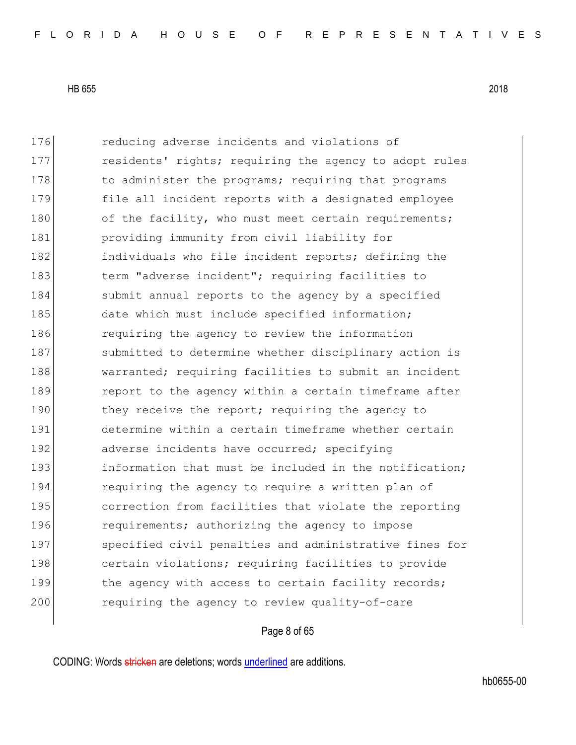176 reducing adverse incidents and violations of
177 residents' rights; requiring the agency to adopt rules
178 to administer the programs; requiring that programs
179 file all incident reports with a designated employee
180 of the facility, who must meet certain requirements;
181 providing immunity from civil liability for
182 individuals who file incident reports; defining the
183 term "adverse incident"; requiring facilities to
184 submit annual reports to the agency by a specified
185 date which must include specified information;
186 requiring the agency to review the information
187 submitted to determine whether disciplinary action is
188 warranted; requiring facilities to submit an incident
189 report to the agency within a certain timeframe after
190 they receive the report; requiring the agency to
191 determine within a certain timeframe whether certain
192 adverse incidents have occurred; specifying
193 information that must be included in the notification;
194 requiring the agency to require a written plan of
195 correction from facilities that violate the reporting
196 requirements; authorizing the agency to impose
197 specified civil penalties and administrative fines for
198 certain violations; requiring facilities to provide
199 the agency with access to certain facility records;
200 requiring the agency to review quality-of-care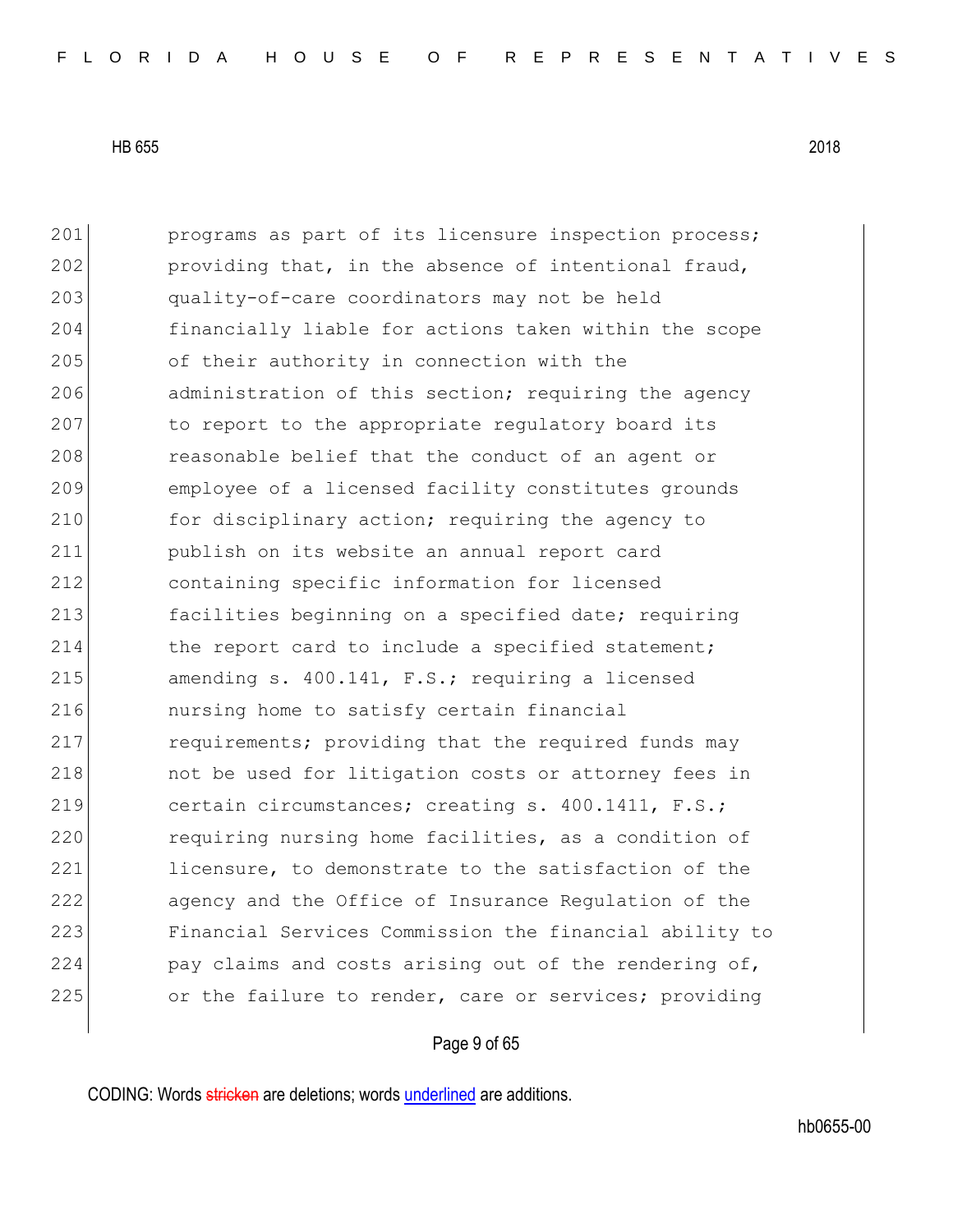201 programs as part of its licensure inspection process;
202 providing that, in the absence of intentional fraud,
203 quality-of-care coordinators may not be held
204 financially liable for actions taken within the scope
205 of their authority in connection with the
206 administration of this section; requiring the agency
207 to report to the appropriate regulatory board its
208 reasonable belief that the conduct of an agent or
209 employee of a licensed facility constitutes grounds
210 for disciplinary action; requiring the agency to
211 publish on its website an annual report card
212 containing specific information for licensed
213 facilities beginning on a specified date; requiring
214 the report card to include a specified statement;
215 amending s. 400.141, F.S.; requiring a licensed
216 nursing home to satisfy certain financial
217 requirements; providing that the required funds may
218 not be used for litigation costs or attorney fees in
219 certain circumstances; creating s. 400.1411, F.S.;
220 requiring nursing home facilities, as a condition of
221 licensure, to demonstrate to the satisfaction of the
222 agency and the Office of Insurance Regulation of the
223 Financial Services Commission the financial ability to
224 pay claims and costs arising out of the rendering of,
225 or the failure to render, care or services; providing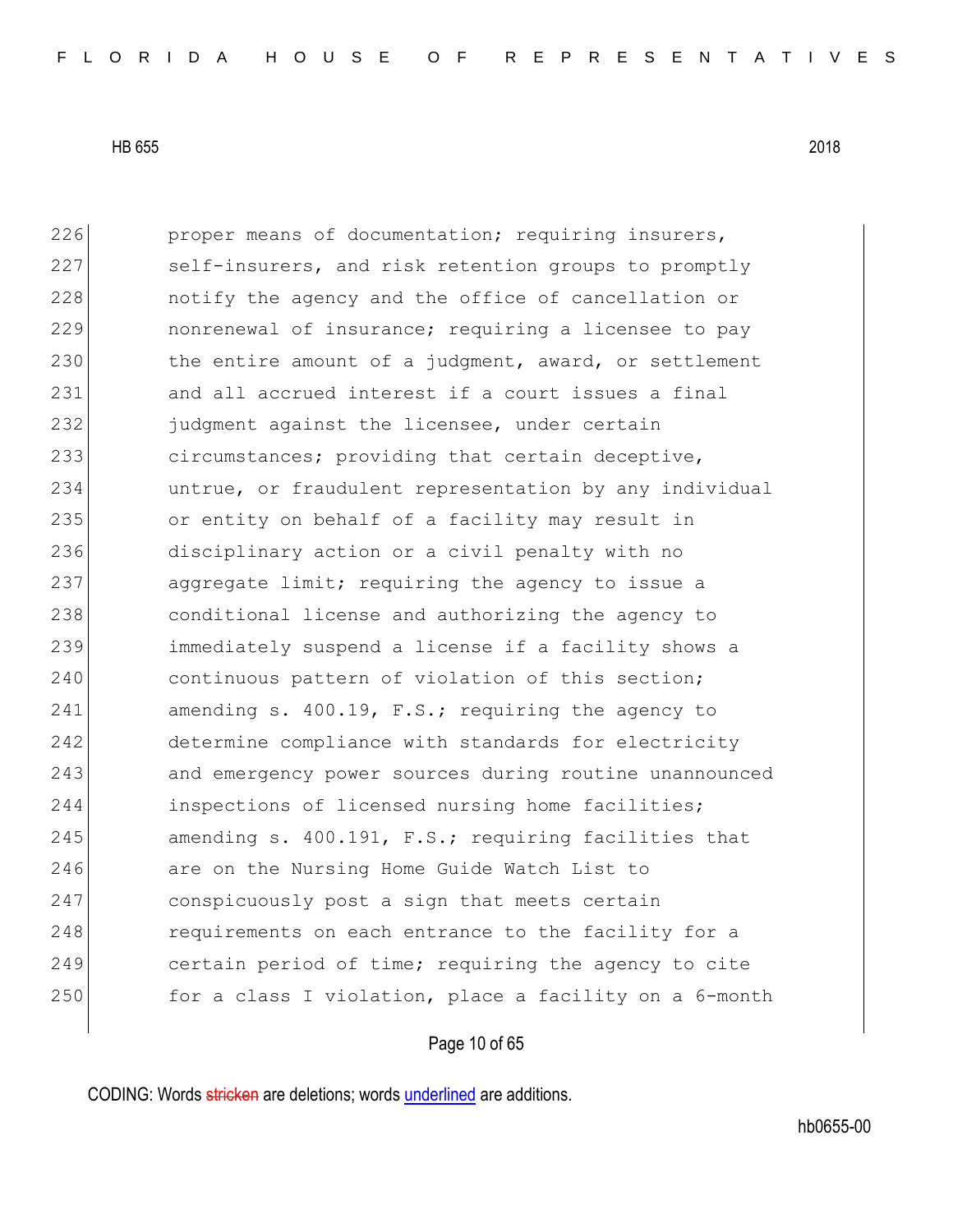226 proper means of documentation; requiring insurers,
227 self-insurers, and risk retention groups to promptly
228 notify the agency and the office of cancellation or
229 nonrenewal of insurance; requiring a licensee to pay
230 the entire amount of a judgment, award, or settlement
231 and all accrued interest if a court issues a final
232 judgment against the licensee, under certain
233 circumstances; providing that certain deceptive,
234 untrue, or fraudulent representation by any individual
235 or entity on behalf of a facility may result in
236 disciplinary action or a civil penalty with no
237 aggregate limit; requiring the agency to issue a
238 conditional license and authorizing the agency to
239 immediately suspend a license if a facility shows a
240 continuous pattern of violation of this section;
241 amending s. 400.19, F.S.; requiring the agency to
242 determine compliance with standards for electricity
243 and emergency power sources during routine unannounced
244 inspections of licensed nursing home facilities;
245 amending s. 400.191, F.S.; requiring facilities that
246 are on the Nursing Home Guide Watch List to
247 conspicuously post a sign that meets certain
248 requirements on each entrance to the facility for a
249 certain period of time; requiring the agency to cite
250 for a class I violation, place a facility on a 6-month

CODING: Words stricken are deletions; words underlined are additions.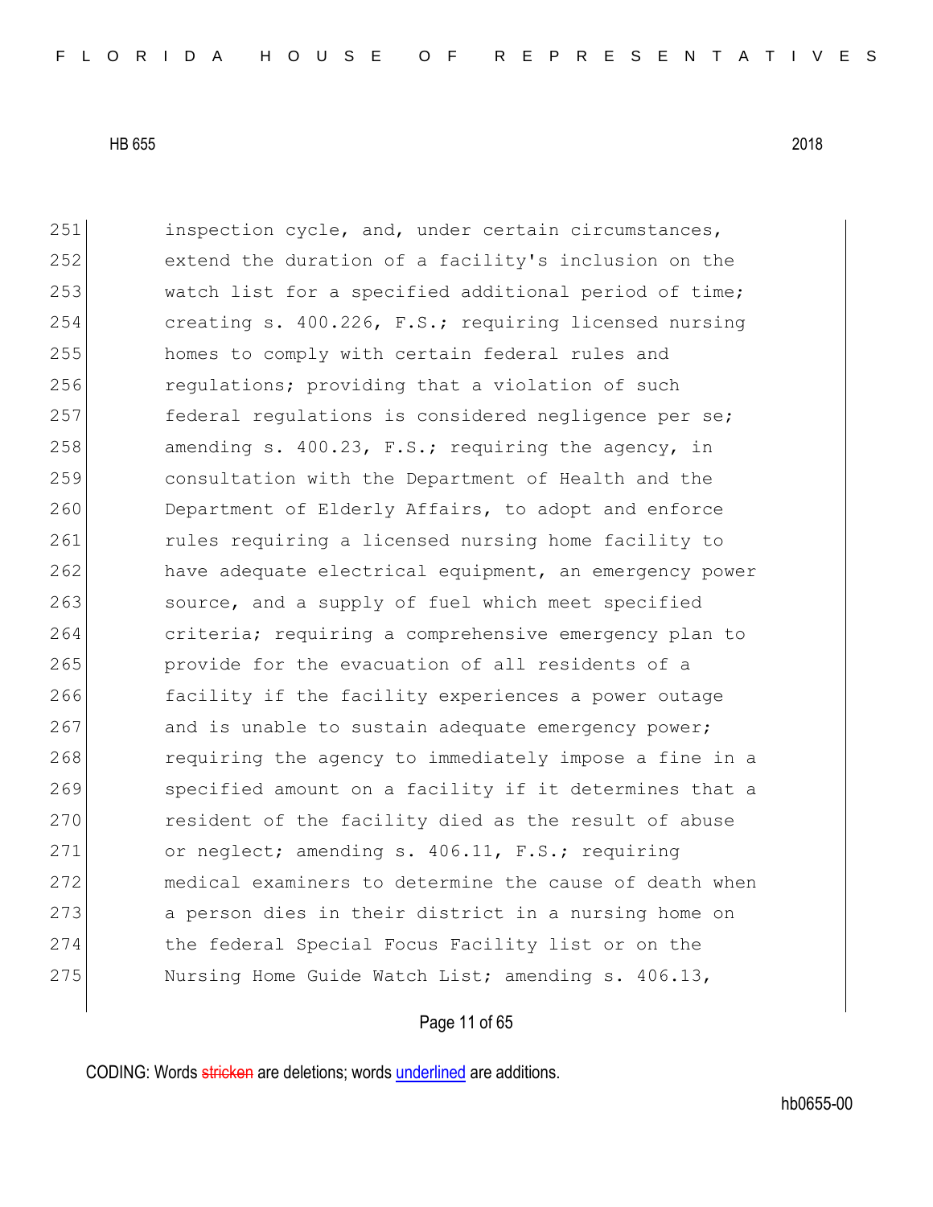251 inspection cycle, and, under certain circumstances,
252 extend the duration of a facility's inclusion on the
253 watch list for a specified additional period of time;
254 creating s. 400.226, F.S.; requiring licensed nursing
255 homes to comply with certain federal rules and
256 regulations; providing that a violation of such
257 federal regulations is considered negligence per se;
258 amending s. 400.23, F.S.; requiring the agency, in
259 consultation with the Department of Health and the
260 Department of Elderly Affairs, to adopt and enforce
261 rules requiring a licensed nursing home facility to
262 have adequate electrical equipment, an emergency power
263 source, and a supply of fuel which meet specified
264 criteria; requiring a comprehensive emergency plan to
265 provide for the evacuation of all residents of a
266 facility if the facility experiences a power outage
267 and is unable to sustain adequate emergency power;
268 requiring the agency to immediately impose a fine in a
269 specified amount on a facility if it determines that a
270 resident of the facility died as the result of abuse
271 or neglect; amending s. 406.11, F.S.; requiring
272 medical examiners to determine the cause of death when
273 a person dies in their district in a nursing home on
274 the federal Special Focus Facility list or on the
275 Nursing Home Guide Watch List; amending s. 406.13,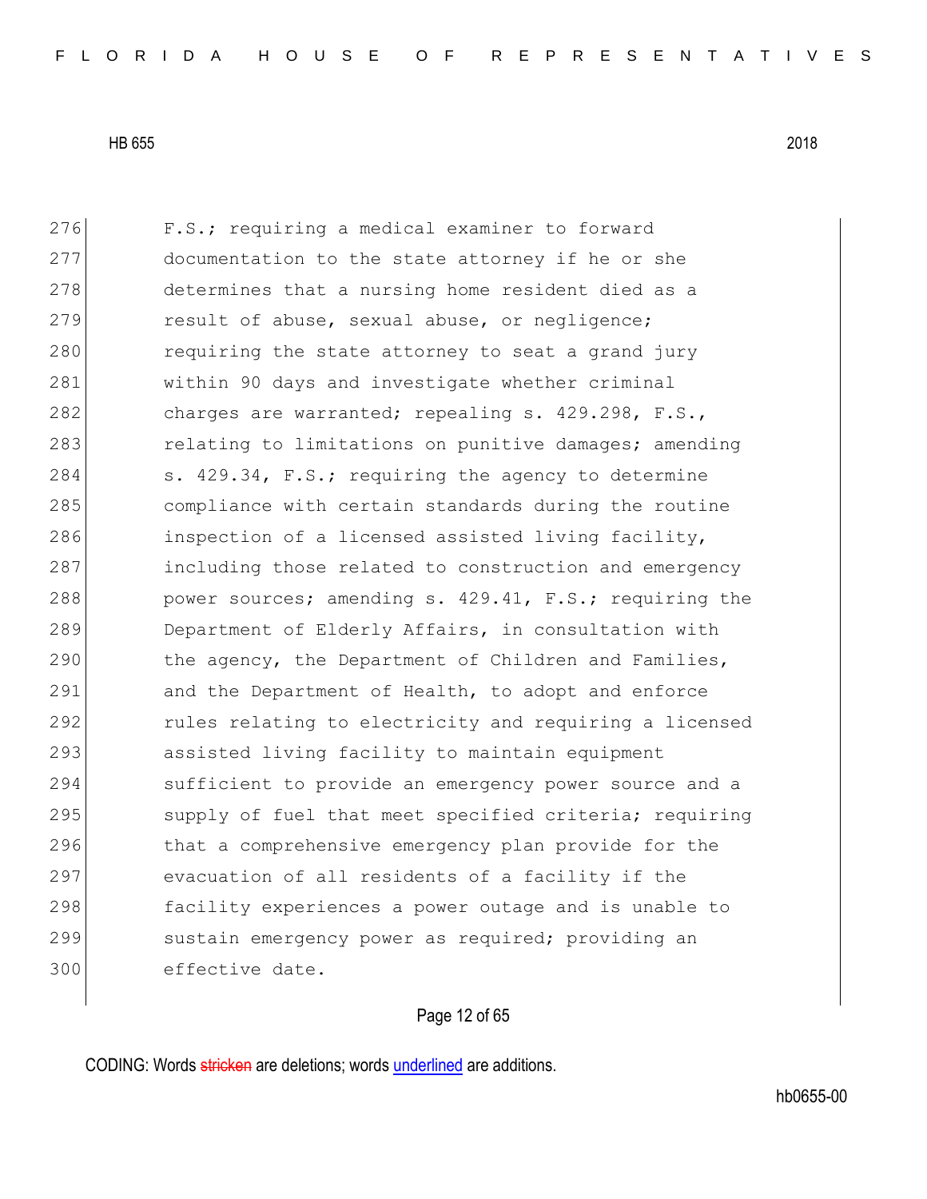276 F.S.; requiring a medical examiner to forward
277 documentation to the state attorney if he or she
278 determines that a nursing home resident died as a
279 result of abuse, sexual abuse, or negligence;
280 requiring the state attorney to seat a grand jury
281 within 90 days and investigate whether criminal
282 charges are warranted; repealing s. 429.298, F.S.,
283 relating to limitations on punitive damages; amending
284 s. 429.34, F.S.; requiring the agency to determine
285 compliance with certain standards during the routine
286 inspection of a licensed assisted living facility,
287 including those related to construction and emergency
288 power sources; amending s. 429.41, F.S.; requiring the
289 Department of Elderly Affairs, in consultation with
290 the agency, the Department of Children and Families,
291 and the Department of Health, to adopt and enforce
292 rules relating to electricity and requiring a licensed
293 assisted living facility to maintain equipment
294 sufficient to provide an emergency power source and a
295 supply of fuel that meet specified criteria; requiring
296 that a comprehensive emergency plan provide for the
297 evacuation of all residents of a facility if the
298 facility experiences a power outage and is unable to
299 sustain emergency power as required; providing an
300 effective date.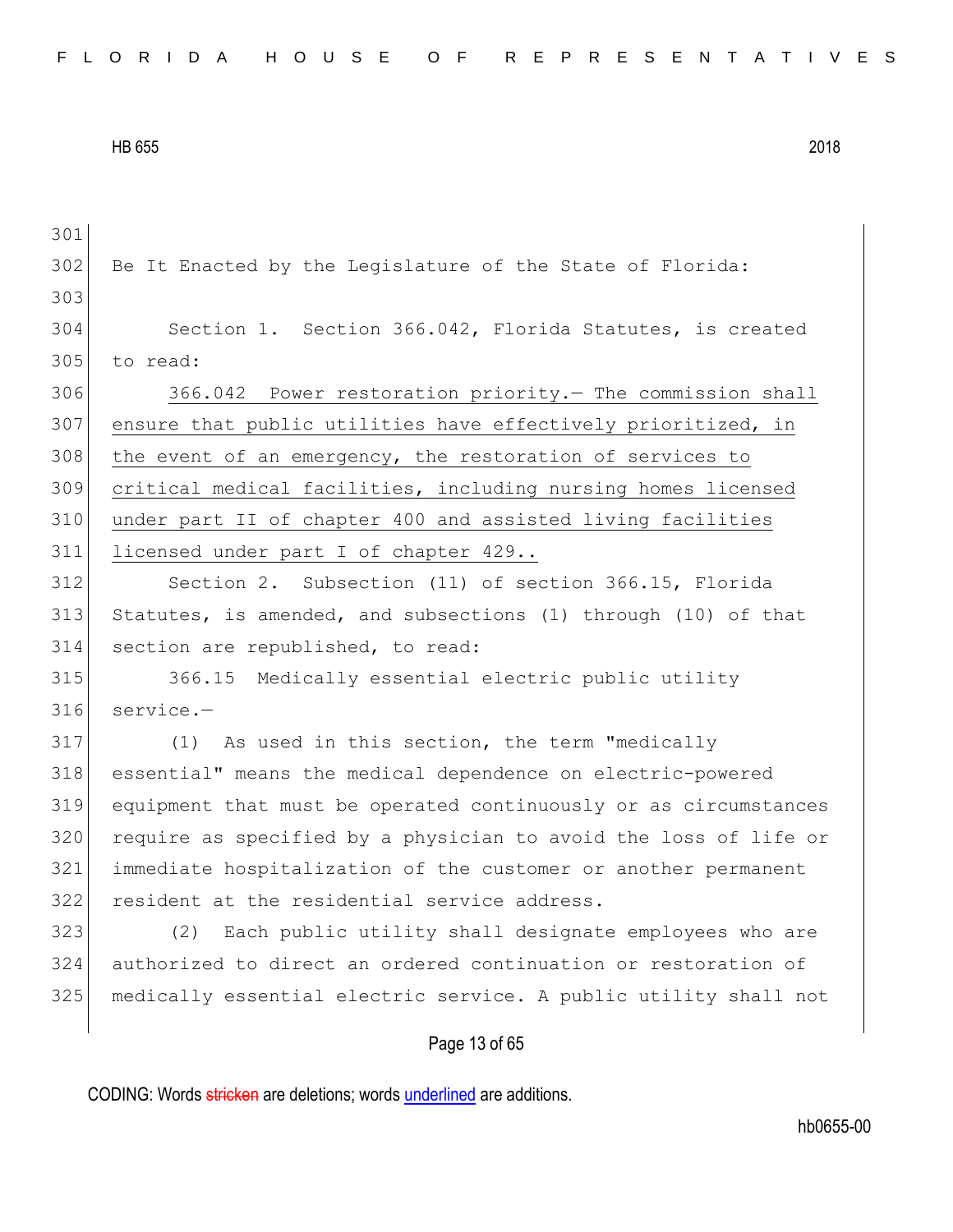Be It Enacted by the Legislature of the State of Florida:

Section 1. Section 366.042, Florida Statutes, is created to read:

<u>366.042 Power restoration priority.— The commission shall ensure that public utilities have effectively prioritized, in the event of an emergency, the restoration of services to critical medical facilities, including nursing homes licensed under part II of chapter 400 and assisted living facilities licensed under part I of chapter 429..</u>

Section 2. Subsection (11) of section 366.15, Florida Statutes, is amended, and subsections (1) through (10) of that section are republished, to read:

366.15 Medically essential electric public utility service.—

(1) As used in this section, the term "medically essential" means the medical dependence on electric-powered equipment that must be operated continuously or as circumstances require as specified by a physician to avoid the loss of life or immediate hospitalization of the customer or another permanent resident at the residential service address.

(2) Each public utility shall designate employees who are authorized to direct an ordered continuation or restoration of medically essential electric service. A public utility shall not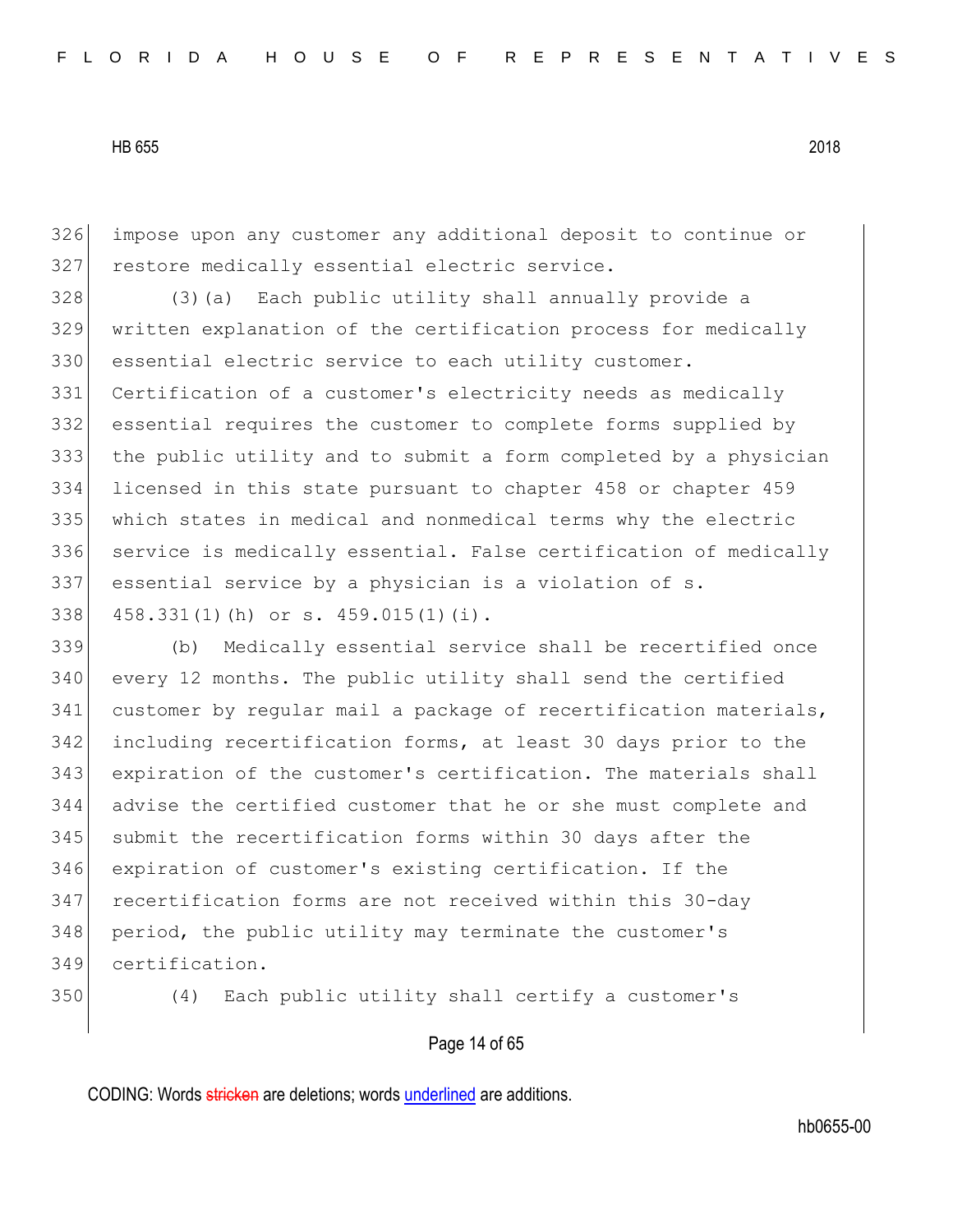impose upon any customer any additional deposit to continue or restore medically essential electric service.

(3)(a) Each public utility shall annually provide a written explanation of the certification process for medically essential electric service to each utility customer. Certification of a customer's electricity needs as medically essential requires the customer to complete forms supplied by the public utility and to submit a form completed by a physician licensed in this state pursuant to chapter 458 or chapter 459 which states in medical and nonmedical terms why the electric service is medically essential. False certification of medically essential service by a physician is a violation of s. 458.331(1)(h) or s. 459.015(1)(i).

(b) Medically essential service shall be recertified once every 12 months. The public utility shall send the certified customer by regular mail a package of recertification materials, including recertification forms, at least 30 days prior to the expiration of the customer's certification. The materials shall advise the certified customer that he or she must complete and submit the recertification forms within 30 days after the expiration of customer's existing certification. If the recertification forms are not received within this 30-day period, the public utility may terminate the customer's certification.

(4) Each public utility shall certify a customer's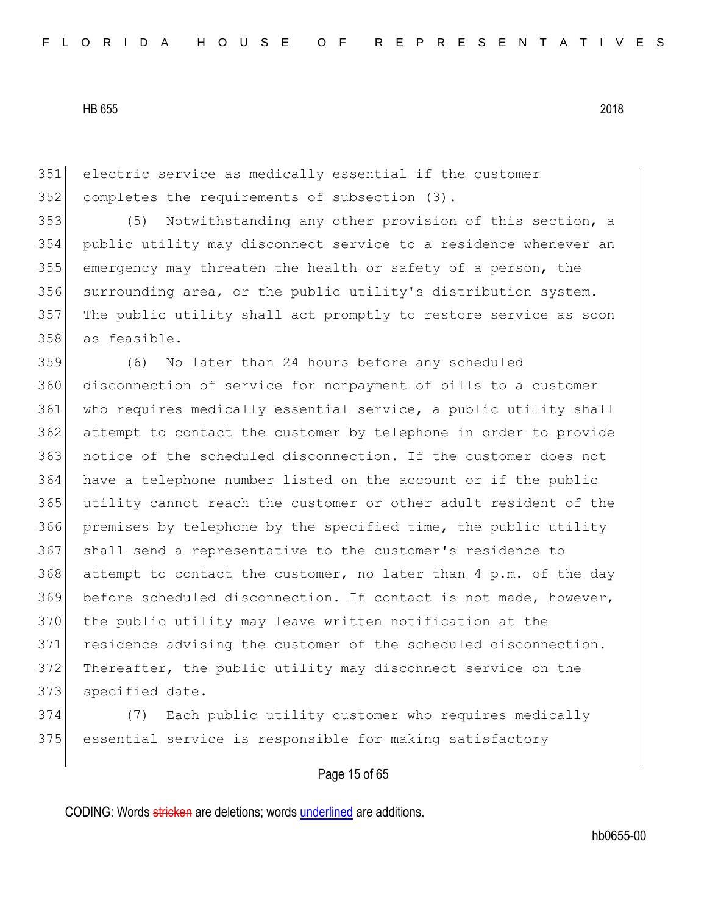electric service as medically essential if the customer completes the requirements of subsection (3).

(5) Notwithstanding any other provision of this section, a public utility may disconnect service to a residence whenever an emergency may threaten the health or safety of a person, the surrounding area, or the public utility's distribution system. The public utility shall act promptly to restore service as soon as feasible.

(6) No later than 24 hours before any scheduled disconnection of service for nonpayment of bills to a customer who requires medically essential service, a public utility shall attempt to contact the customer by telephone in order to provide notice of the scheduled disconnection. If the customer does not have a telephone number listed on the account or if the public utility cannot reach the customer or other adult resident of the premises by telephone by the specified time, the public utility shall send a representative to the customer's residence to attempt to contact the customer, no later than 4 p.m. of the day before scheduled disconnection. If contact is not made, however, the public utility may leave written notification at the residence advising the customer of the scheduled disconnection. Thereafter, the public utility may disconnect service on the specified date.

(7) Each public utility customer who requires medically essential service is responsible for making satisfactory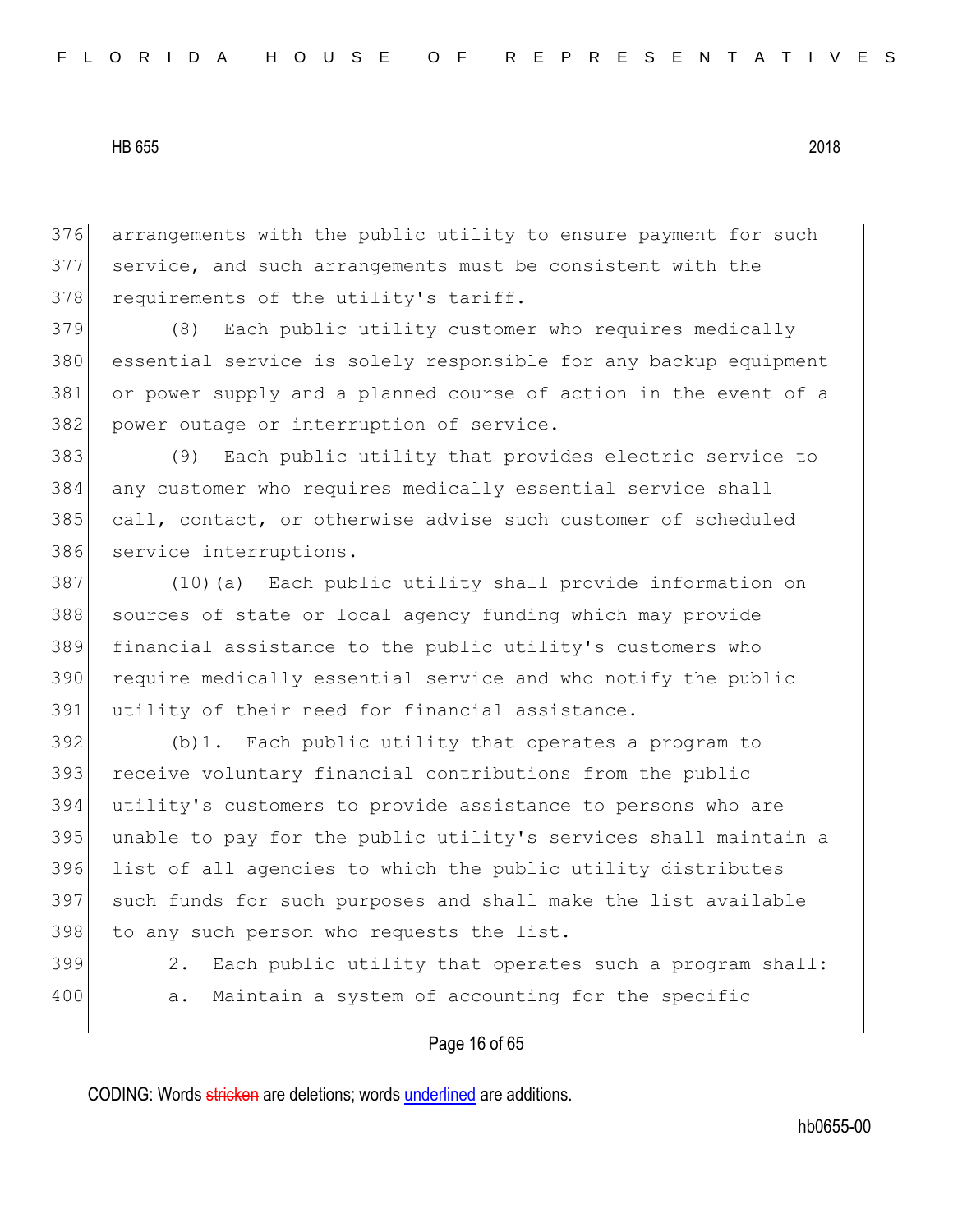arrangements with the public utility to ensure payment for such service, and such arrangements must be consistent with the requirements of the utility's tariff.

(8) Each public utility customer who requires medically essential service is solely responsible for any backup equipment or power supply and a planned course of action in the event of a power outage or interruption of service.

(9) Each public utility that provides electric service to any customer who requires medically essential service shall call, contact, or otherwise advise such customer of scheduled service interruptions.

(10)(a) Each public utility shall provide information on sources of state or local agency funding which may provide financial assistance to the public utility's customers who require medically essential service and who notify the public utility of their need for financial assistance.

(b)1. Each public utility that operates a program to receive voluntary financial contributions from the public utility's customers to provide assistance to persons who are unable to pay for the public utility's services shall maintain a list of all agencies to which the public utility distributes such funds for such purposes and shall make the list available to any such person who requests the list.

2. Each public utility that operates such a program shall:

a. Maintain a system of accounting for the specific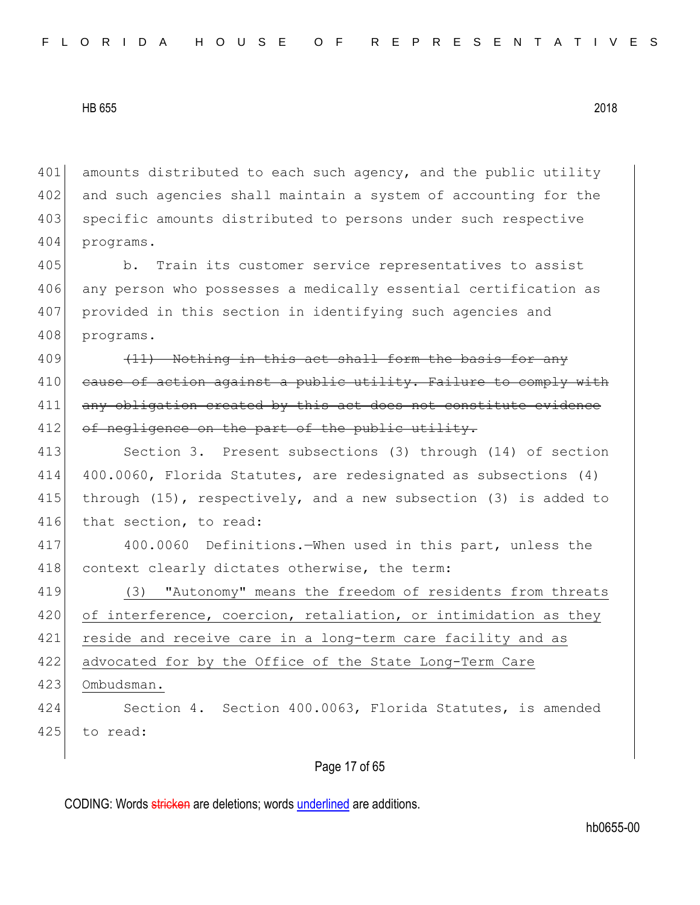amounts distributed to each such agency, and the public utility and such agencies shall maintain a system of accounting for the specific amounts distributed to persons under such respective programs.

b. Train its customer service representatives to assist any person who possesses a medically essential certification as provided in this section in identifying such agencies and programs.

~~(11) Nothing in this act shall form the basis for any cause of action against a public utility. Failure to comply with any obligation created by this act does not constitute evidence of negligence on the part of the public utility.~~

Section 3. Present subsections (3) through (14) of section 400.0060, Florida Statutes, are redesignated as subsections (4) through (15), respectively, and a new subsection (3) is added to that section, to read:

400.0060 Definitions.—When used in this part, unless the context clearly dictates otherwise, the term:

<u>(3) "Autonomy" means the freedom of residents from threats of interference, coercion, retaliation, or intimidation as they reside and receive care in a long-term care facility and as advocated for by the Office of the State Long-Term Care Ombudsman.</u>

Section 4. Section 400.0063, Florida Statutes, is amended to read: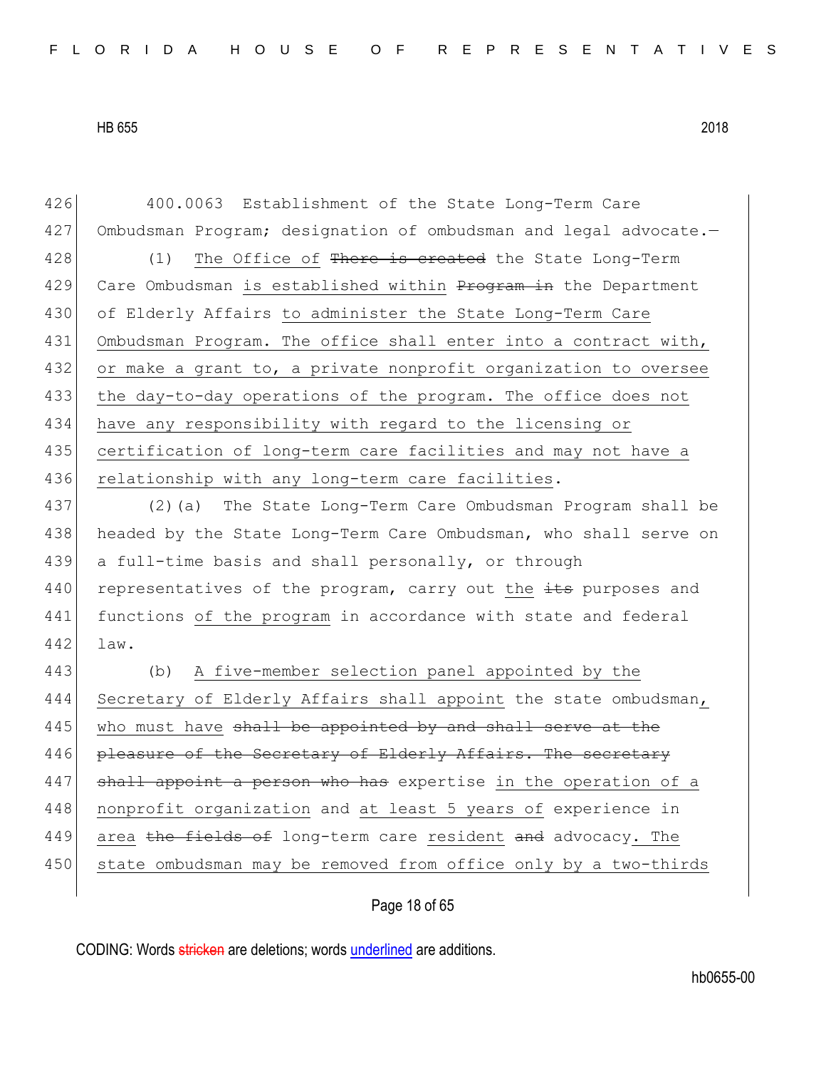426 400.0063 Establishment of the State Long-Term Care
427 Ombudsman Program; designation of ombudsman and legal advocate.—
428 (1) The Office of ~~There is created~~ the State Long-Term
429 Care Ombudsman is established within ~~Program in~~ the Department
430 of Elderly Affairs to administer the State Long-Term Care
431 Ombudsman Program. The office shall enter into a contract with,
432 or make a grant to, a private nonprofit organization to oversee
433 the day-to-day operations of the program. The office does not
434 have any responsibility with regard to the licensing or
435 certification of long-term care facilities and may not have a
436 relationship with any long-term care facilities.
437 (2)(a) The State Long-Term Care Ombudsman Program shall be
438 headed by the State Long-Term Care Ombudsman, who shall serve on
439 a full-time basis and shall personally, or through
440 representatives of the program, carry out the ~~its~~ purposes and
441 functions of the program in accordance with state and federal
442 law.
443 (b) A five-member selection panel appointed by the
444 Secretary of Elderly Affairs shall appoint the state ombudsman,
445 who must have ~~shall be appointed by and shall serve at the~~
446 ~~pleasure of the Secretary of Elderly Affairs. The secretary~~
447 ~~shall appoint a person who has~~ expertise in the operation of a
448 nonprofit organization and at least 5 years of experience in
449 area ~~the fields of~~ long-term care resident ~~and~~ advocacy. The
450 state ombudsman may be removed from office only by a two-thirds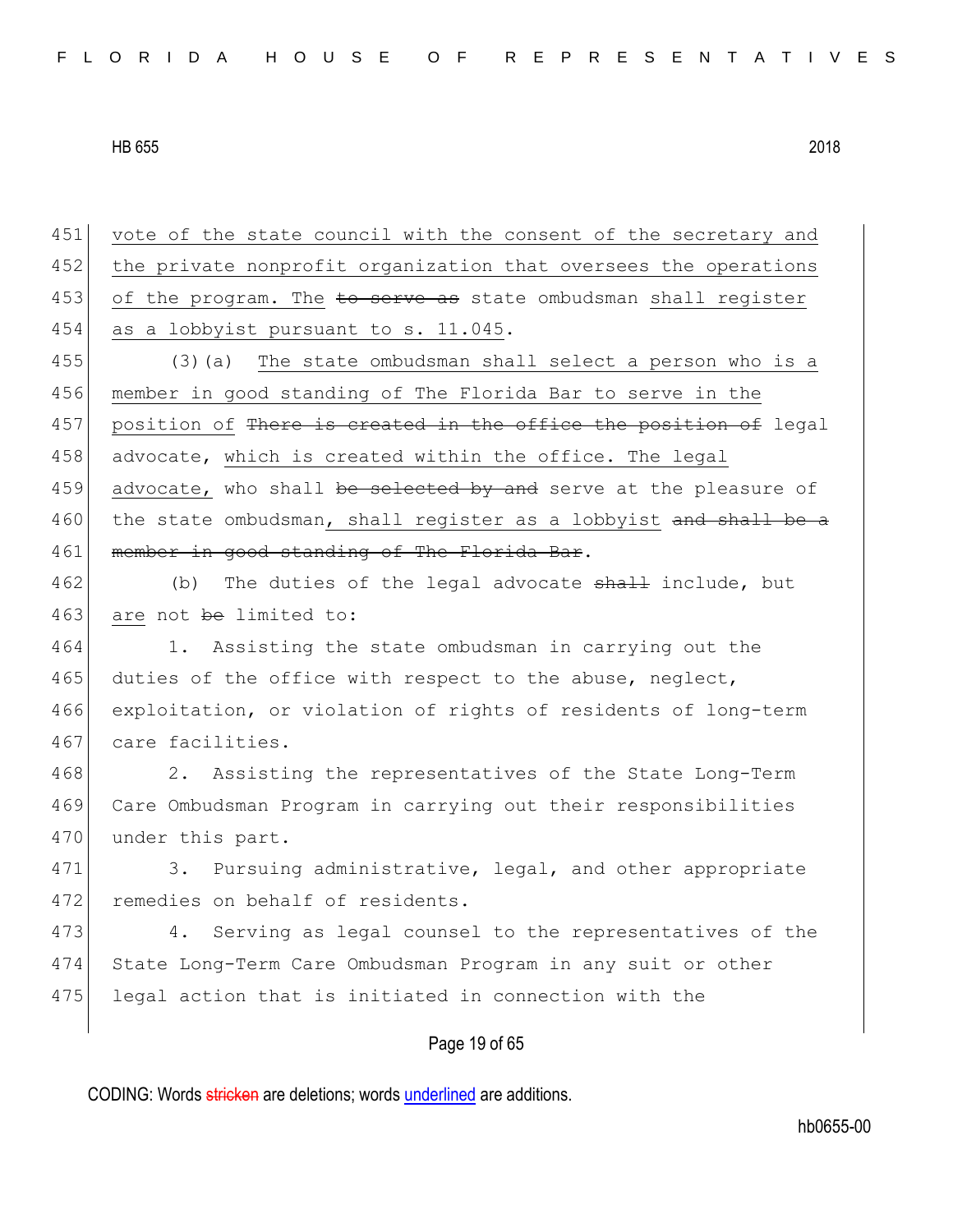vote of the state council with the consent of the secretary and the private nonprofit organization that oversees the operations of the program. The ~~to serve as~~ state ombudsman shall register as a lobbyist pursuant to s. 11.045.

(3)(a) The state ombudsman shall select a person who is a member in good standing of The Florida Bar to serve in the position of ~~There is created in the office the position of~~ legal advocate, which is created within the office. The legal advocate, who shall ~~be selected by and~~ serve at the pleasure of the state ombudsman, shall register as a lobbyist ~~and shall be a member in good standing of The Florida Bar~~.

(b) The duties of the legal advocate ~~shall~~ include, but are not ~~be~~ limited to:

1. Assisting the state ombudsman in carrying out the duties of the office with respect to the abuse, neglect, exploitation, or violation of rights of residents of long-term care facilities.

2. Assisting the representatives of the State Long-Term Care Ombudsman Program in carrying out their responsibilities under this part.

3. Pursuing administrative, legal, and other appropriate remedies on behalf of residents.

4. Serving as legal counsel to the representatives of the State Long-Term Care Ombudsman Program in any suit or other legal action that is initiated in connection with the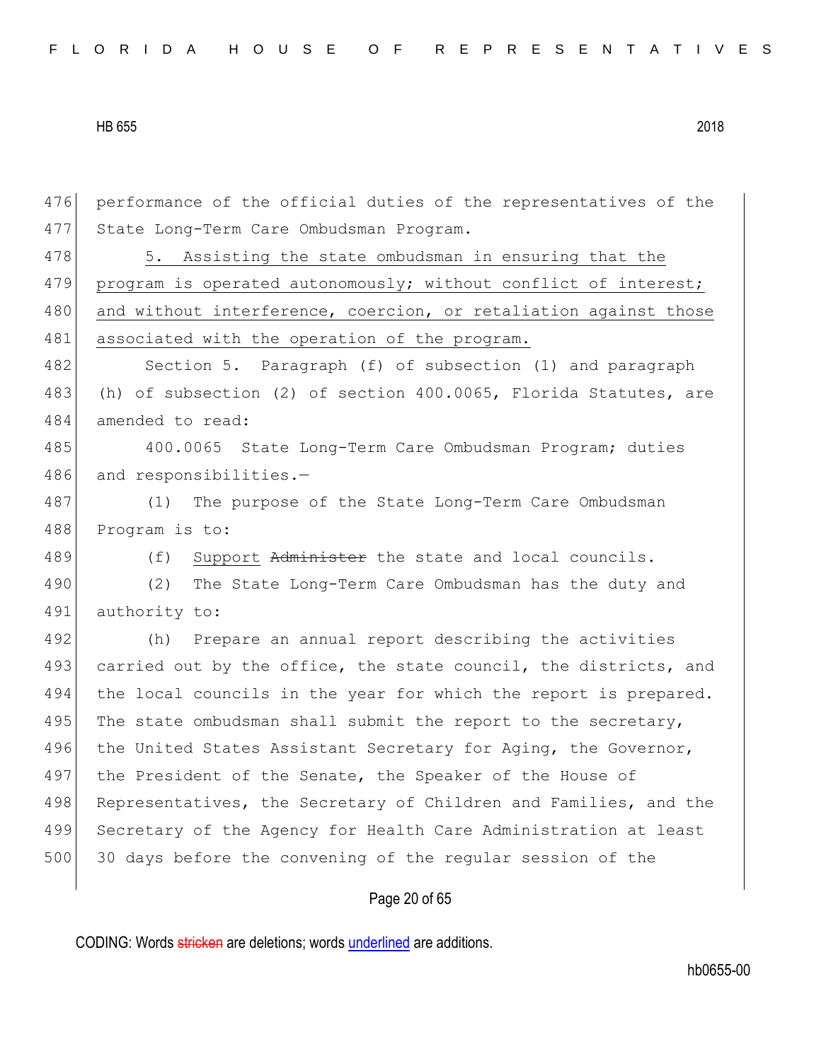performance of the official duties of the representatives of the State Long-Term Care Ombudsman Program.

5. Assisting the state ombudsman in ensuring that the program is operated autonomously; without conflict of interest; and without interference, coercion, or retaliation against those associated with the operation of the program.

Section 5. Paragraph (f) of subsection (1) and paragraph (h) of subsection (2) of section 400.0065, Florida Statutes, are amended to read:

400.0065 State Long-Term Care Ombudsman Program; duties and responsibilities.—

(1) The purpose of the State Long-Term Care Ombudsman Program is to:

(f) Support ~~Administer~~ the state and local councils.

(2) The State Long-Term Care Ombudsman has the duty and authority to:

(h) Prepare an annual report describing the activities carried out by the office, the state council, the districts, and the local councils in the year for which the report is prepared. The state ombudsman shall submit the report to the secretary, the United States Assistant Secretary for Aging, the Governor, the President of the Senate, the Speaker of the House of Representatives, the Secretary of Children and Families, and the Secretary of the Agency for Health Care Administration at least 30 days before the convening of the regular session of the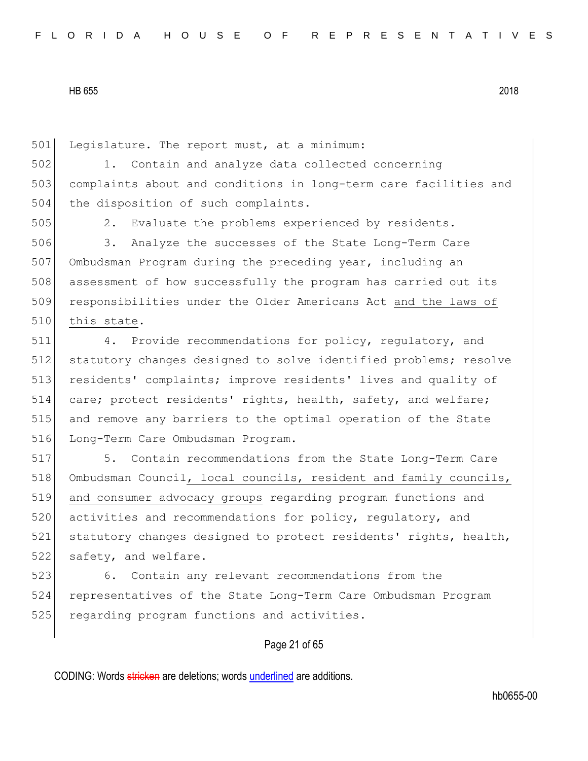Legislature. The report must, at a minimum:

1. Contain and analyze data collected concerning complaints about and conditions in long-term care facilities and the disposition of such complaints.

2. Evaluate the problems experienced by residents.

3. Analyze the successes of the State Long-Term Care Ombudsman Program during the preceding year, including an assessment of how successfully the program has carried out its responsibilities under the Older Americans Act and the laws of this state.

4. Provide recommendations for policy, regulatory, and statutory changes designed to solve identified problems; resolve residents' complaints; improve residents' lives and quality of care; protect residents' rights, health, safety, and welfare; and remove any barriers to the optimal operation of the State Long-Term Care Ombudsman Program.

5. Contain recommendations from the State Long-Term Care Ombudsman Council, local councils, resident and family councils, and consumer advocacy groups regarding program functions and activities and recommendations for policy, regulatory, and statutory changes designed to protect residents' rights, health, safety, and welfare.

6. Contain any relevant recommendations from the representatives of the State Long-Term Care Ombudsman Program regarding program functions and activities.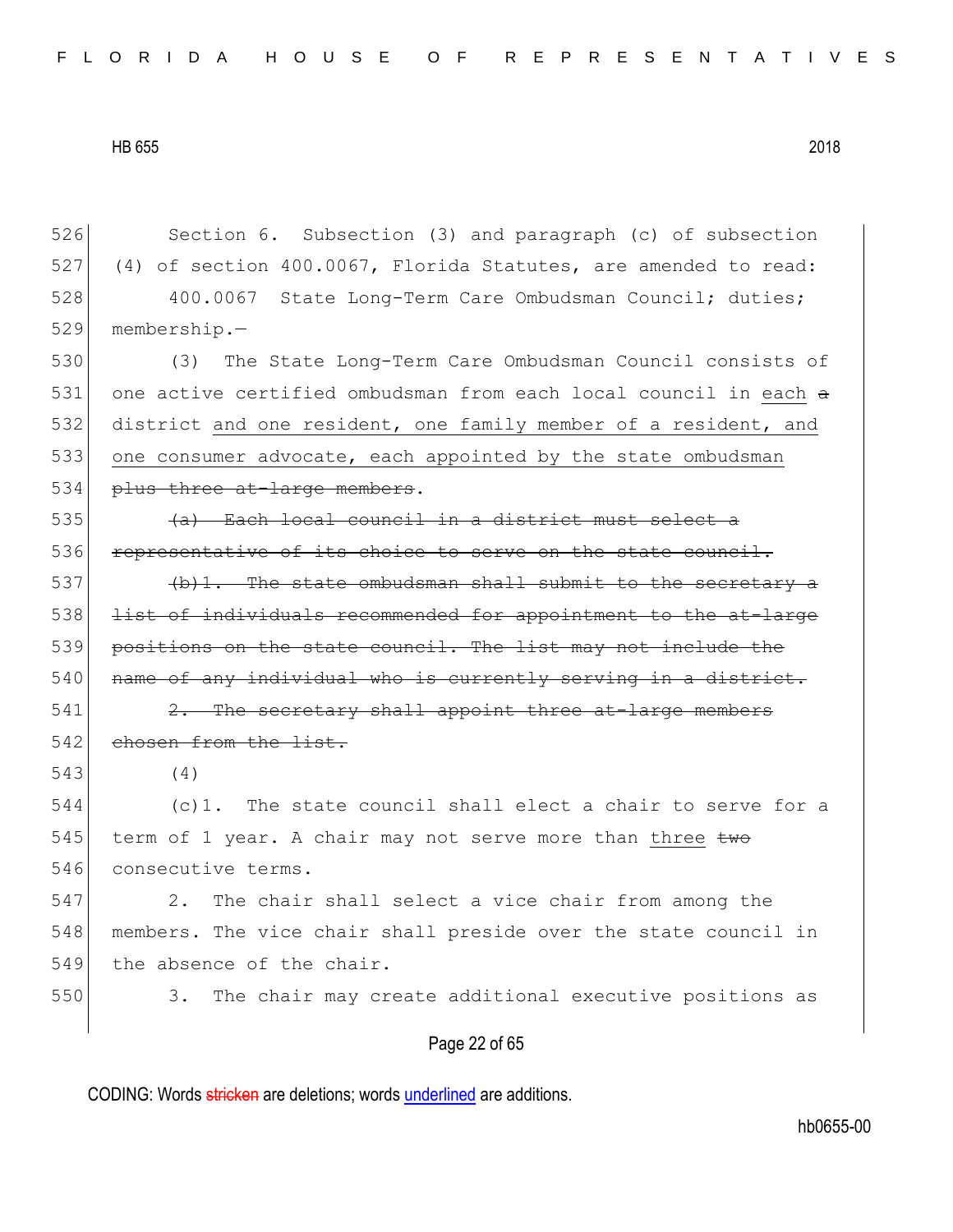Section 6. Subsection (3) and paragraph (c) of subsection (4) of section 400.0067, Florida Statutes, are amended to read:

400.0067 State Long-Term Care Ombudsman Council; duties; membership.—

(3) The State Long-Term Care Ombudsman Council consists of one active certified ombudsman from each local council in each ~~a~~ district and one resident, one family member of a resident, and one consumer advocate, each appointed by the state ombudsman ~~plus three at-large members~~.

~~(a) Each local council in a district must select a representative of its choice to serve on the state council.~~

~~(b)1. The state ombudsman shall submit to the secretary a list of individuals recommended for appointment to the at-large positions on the state council. The list may not include the name of any individual who is currently serving in a district.~~

~~2. The secretary shall appoint three at-large members chosen from the list.~~

(4)

(c)1. The state council shall elect a chair to serve for a term of 1 year. A chair may not serve more than three ~~two~~ consecutive terms.

2. The chair shall select a vice chair from among the members. The vice chair shall preside over the state council in the absence of the chair.

3. The chair may create additional executive positions as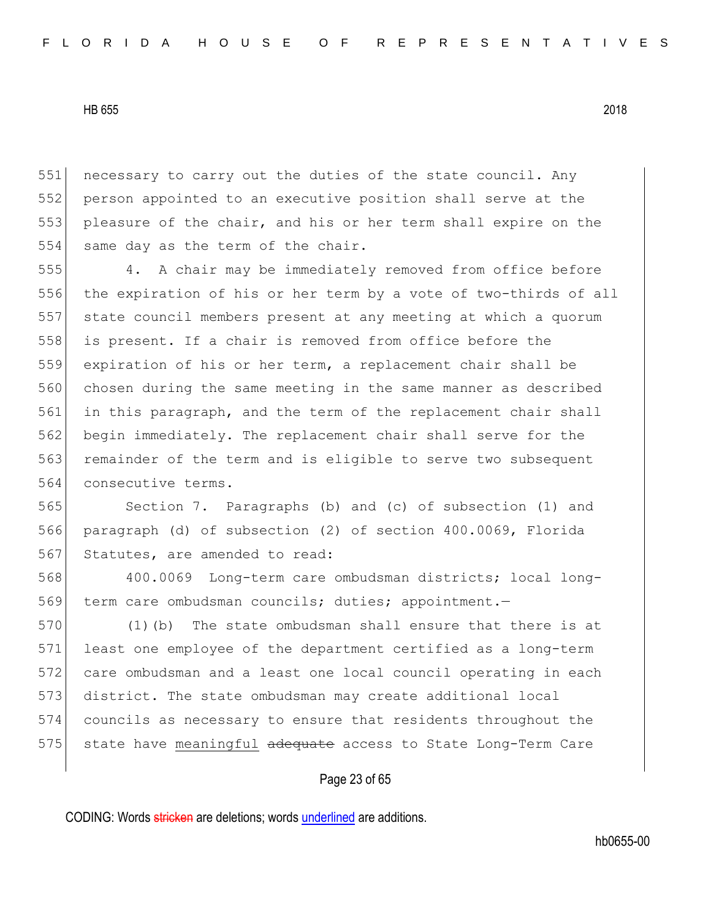necessary to carry out the duties of the state council. Any person appointed to an executive position shall serve at the pleasure of the chair, and his or her term shall expire on the same day as the term of the chair.

4. A chair may be immediately removed from office before the expiration of his or her term by a vote of two-thirds of all state council members present at any meeting at which a quorum is present. If a chair is removed from office before the expiration of his or her term, a replacement chair shall be chosen during the same meeting in the same manner as described in this paragraph, and the term of the replacement chair shall begin immediately. The replacement chair shall serve for the remainder of the term and is eligible to serve two subsequent consecutive terms.

Section 7. Paragraphs (b) and (c) of subsection (1) and paragraph (d) of subsection (2) of section 400.0069, Florida Statutes, are amended to read:

400.0069 Long-term care ombudsman districts; local long-term care ombudsman councils; duties; appointment.—

(1)(b) The state ombudsman shall ensure that there is at least one employee of the department certified as a long-term care ombudsman and a least one local council operating in each district. The state ombudsman may create additional local councils as necessary to ensure that residents throughout the state have <u>meaningful</u> ~~adequate~~ access to State Long-Term Care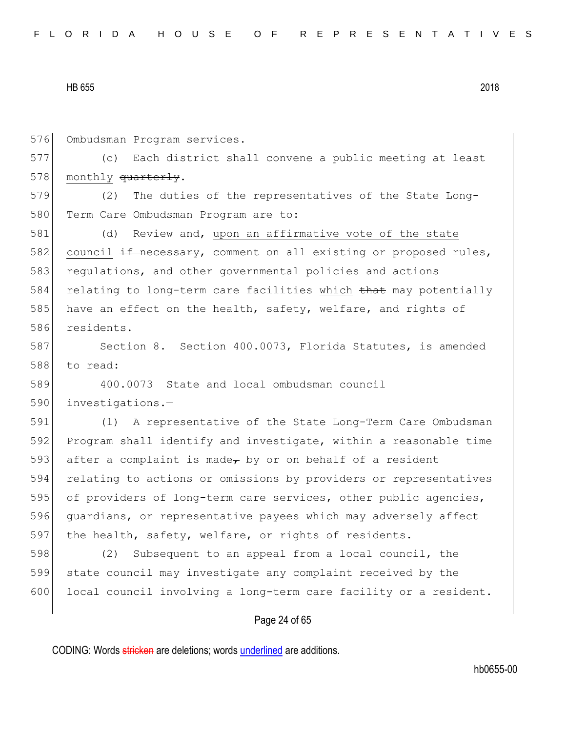576 Ombudsman Program services.

577 (c) Each district shall convene a public meeting at least
578 monthly ~~quarterly~~.

579 (2) The duties of the representatives of the State Long-
580 Term Care Ombudsman Program are to:

581 (d) Review and, upon an affirmative vote of the state
582 council ~~if necessary~~, comment on all existing or proposed rules,
583 regulations, and other governmental policies and actions
584 relating to long-term care facilities which ~~that~~ may potentially
585 have an effect on the health, safety, welfare, and rights of
586 residents.

587 Section 8. Section 400.0073, Florida Statutes, is amended
588 to read:

589 400.0073 State and local ombudsman council
590 investigations.—

591 (1) A representative of the State Long-Term Care Ombudsman
592 Program shall identify and investigate, within a reasonable time
593 after a complaint is made~~,~~ by or on behalf of a resident
594 relating to actions or omissions by providers or representatives
595 of providers of long-term care services, other public agencies,
596 guardians, or representative payees which may adversely affect
597 the health, safety, welfare, or rights of residents.

598 (2) Subsequent to an appeal from a local council, the
599 state council may investigate any complaint received by the
600 local council involving a long-term care facility or a resident.

CODING: Words ~~stricken~~ are deletions; words underlined are additions.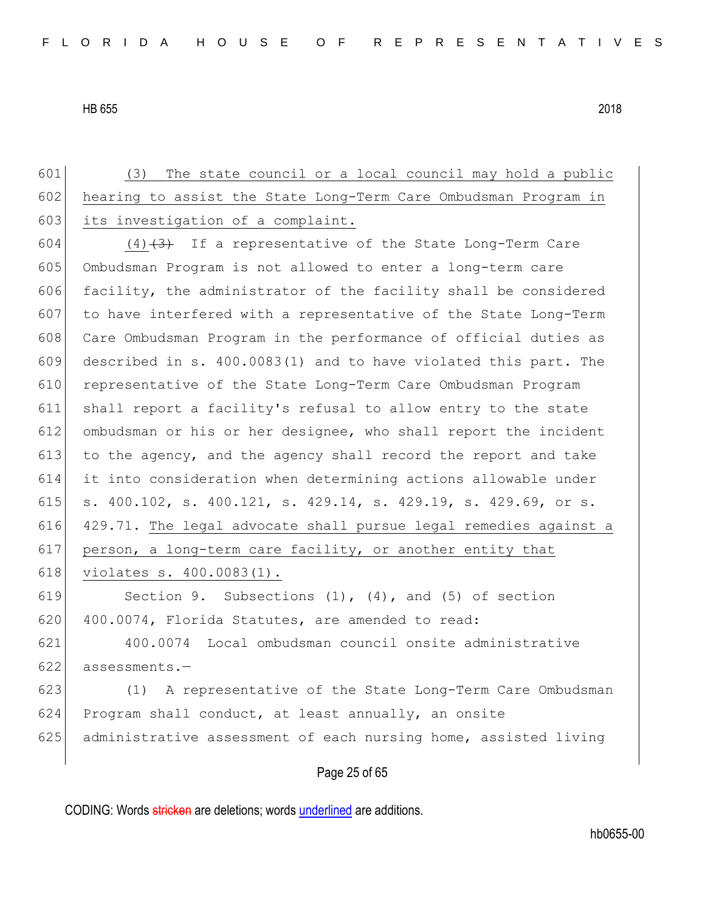(3) The state council or a local council may hold a public hearing to assist the State Long-Term Care Ombudsman Program in its investigation of a complaint.

(4)~~(3)~~ If a representative of the State Long-Term Care Ombudsman Program is not allowed to enter a long-term care facility, the administrator of the facility shall be considered to have interfered with a representative of the State Long-Term Care Ombudsman Program in the performance of official duties as described in s. 400.0083(1) and to have violated this part. The representative of the State Long-Term Care Ombudsman Program shall report a facility's refusal to allow entry to the state ombudsman or his or her designee, who shall report the incident to the agency, and the agency shall record the report and take it into consideration when determining actions allowable under s. 400.102, s. 400.121, s. 429.14, s. 429.19, s. 429.69, or s. 429.71. The legal advocate shall pursue legal remedies against a person, a long-term care facility, or another entity that violates s. 400.0083(1).

Section 9. Subsections (1), (4), and (5) of section 400.0074, Florida Statutes, are amended to read:

400.0074 Local ombudsman council onsite administrative assessments.—

(1) A representative of the State Long-Term Care Ombudsman Program shall conduct, at least annually, an onsite administrative assessment of each nursing home, assisted living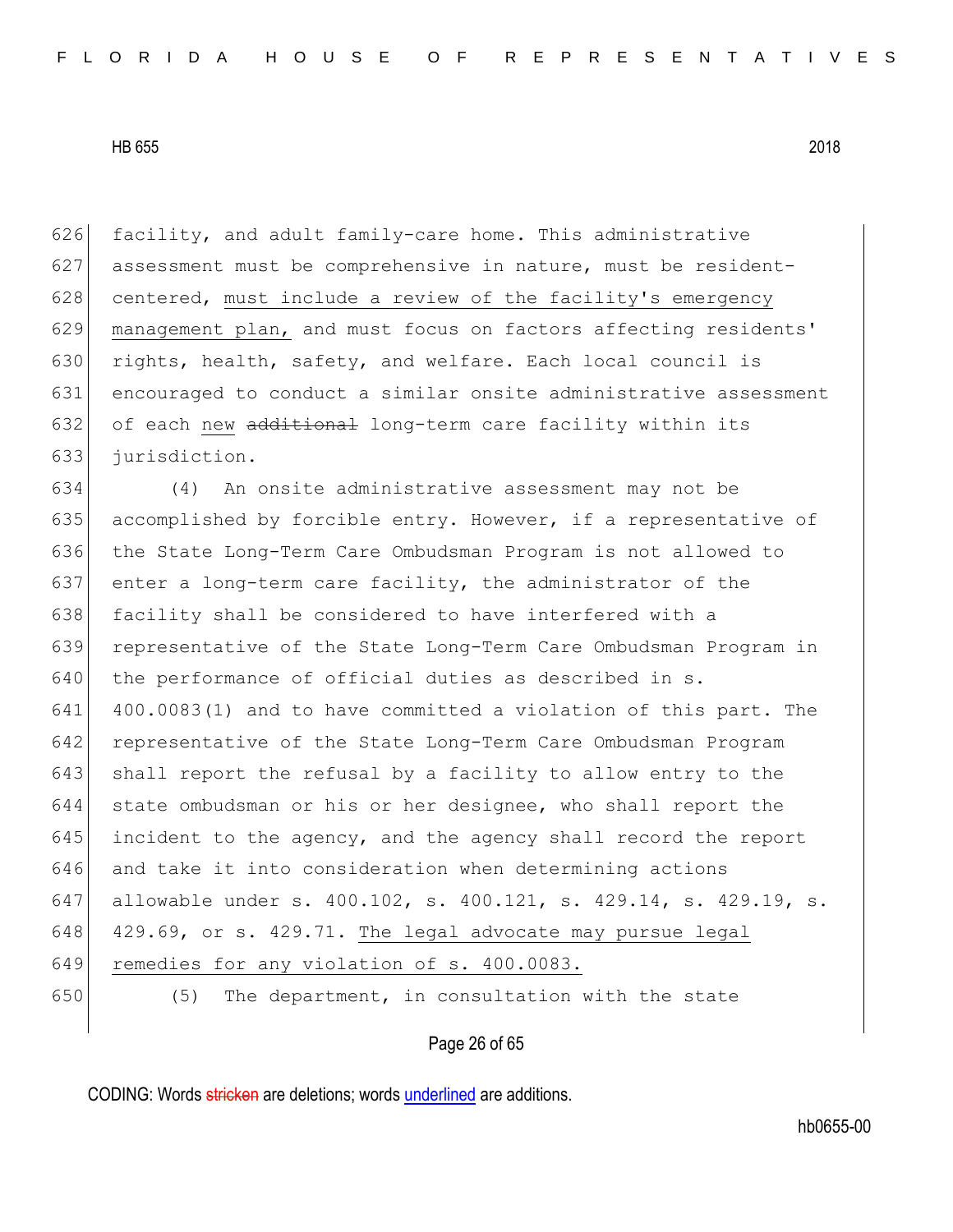626 facility, and adult family-care home. This administrative
627 assessment must be comprehensive in nature, must be resident-
628 centered, <u>must include a review of the facility's emergency</u>
629 <u>management plan,</u> and must focus on factors affecting residents'
630 rights, health, safety, and welfare. Each local council is
631 encouraged to conduct a similar onsite administrative assessment
632 of each <u>new</u> ~~additional~~ long-term care facility within its
633 jurisdiction.

634 (4) An onsite administrative assessment may not be
635 accomplished by forcible entry. However, if a representative of
636 the State Long-Term Care Ombudsman Program is not allowed to
637 enter a long-term care facility, the administrator of the
638 facility shall be considered to have interfered with a
639 representative of the State Long-Term Care Ombudsman Program in
640 the performance of official duties as described in s.
641 400.0083(1) and to have committed a violation of this part. The
642 representative of the State Long-Term Care Ombudsman Program
643 shall report the refusal by a facility to allow entry to the
644 state ombudsman or his or her designee, who shall report the
645 incident to the agency, and the agency shall record the report
646 and take it into consideration when determining actions
647 allowable under s. 400.102, s. 400.121, s. 429.14, s. 429.19, s.
648 429.69, or s. 429.71. <u>The legal advocate may pursue legal</u>
649 <u>remedies for any violation of s. 400.0083.</u>

650 (5) The department, in consultation with the state

CODING: Words ~~stricken~~ are deletions; words <u>underlined</u> are additions.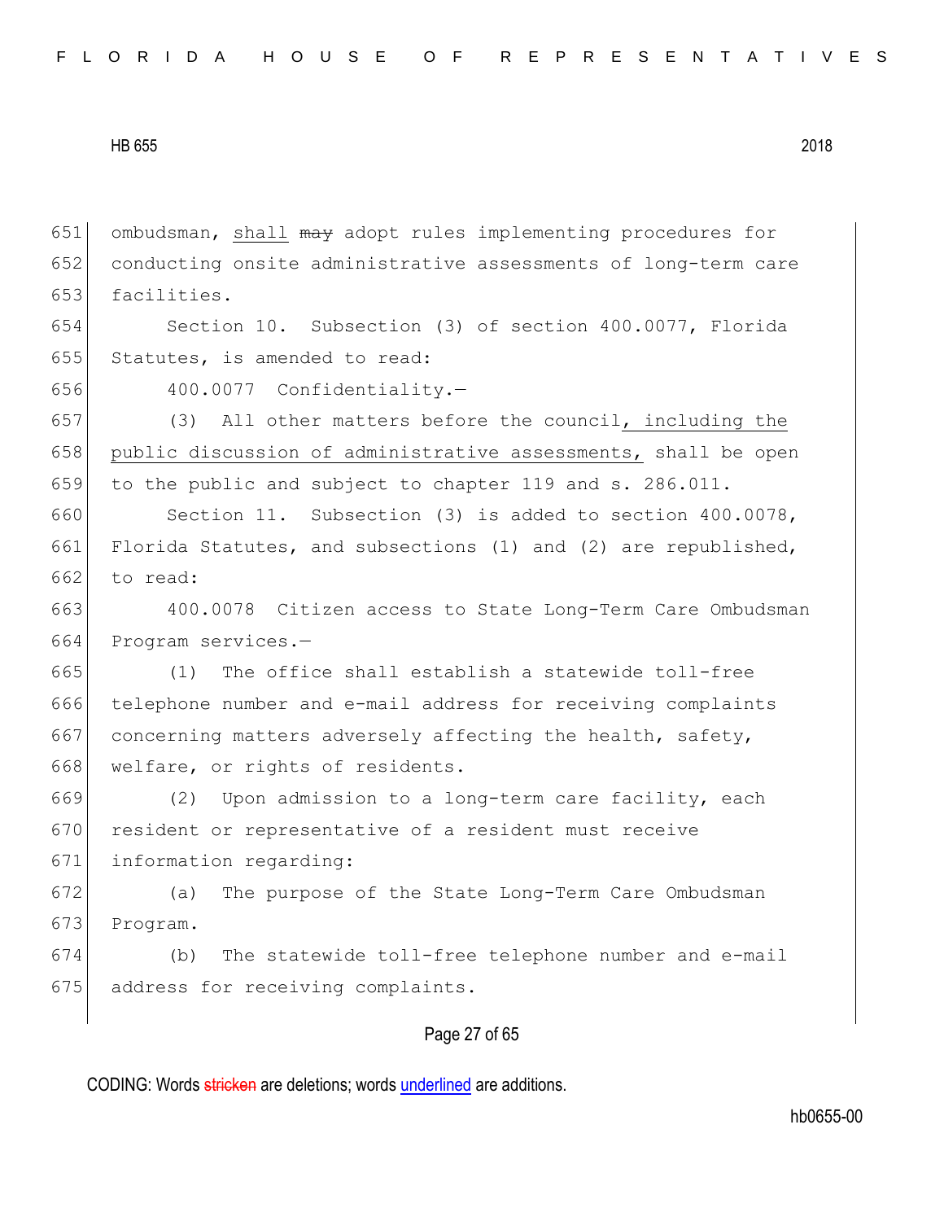651 ombudsman, shall ~~may~~ adopt rules implementing procedures for
652 conducting onsite administrative assessments of long-term care
653 facilities.

654 Section 10. Subsection (3) of section 400.0077, Florida
655 Statutes, is amended to read:

656 400.0077 Confidentiality.—

657 (3) All other matters before the council, including the
658 public discussion of administrative assessments, shall be open
659 to the public and subject to chapter 119 and s. 286.011.

660 Section 11. Subsection (3) is added to section 400.0078,
661 Florida Statutes, and subsections (1) and (2) are republished,
662 to read:

663 400.0078 Citizen access to State Long-Term Care Ombudsman
664 Program services.—

665 (1) The office shall establish a statewide toll-free
666 telephone number and e-mail address for receiving complaints
667 concerning matters adversely affecting the health, safety,
668 welfare, or rights of residents.

669 (2) Upon admission to a long-term care facility, each
670 resident or representative of a resident must receive
671 information regarding:

672 (a) The purpose of the State Long-Term Care Ombudsman
673 Program.

674 (b) The statewide toll-free telephone number and e-mail
675 address for receiving complaints.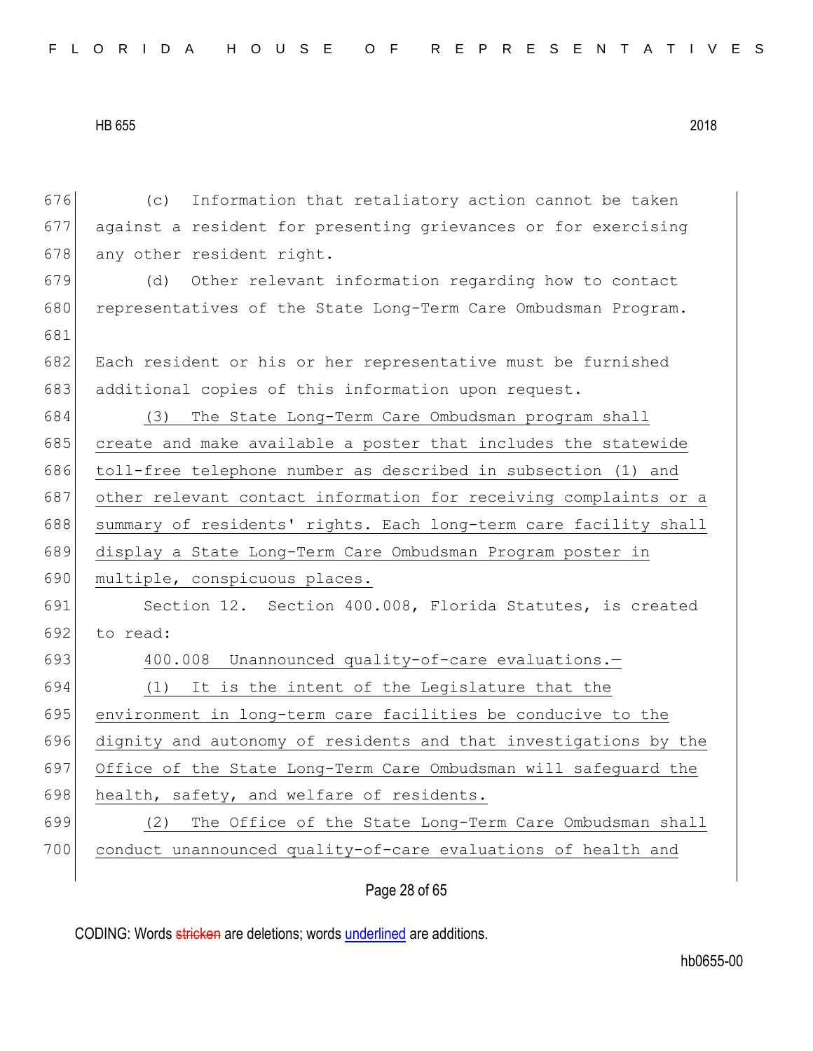(c) Information that retaliatory action cannot be taken against a resident for presenting grievances or for exercising any other resident right.

(d) Other relevant information regarding how to contact representatives of the State Long-Term Care Ombudsman Program.

Each resident or his or her representative must be furnished additional copies of this information upon request.

(3) The State Long-Term Care Ombudsman program shall create and make available a poster that includes the statewide toll-free telephone number as described in subsection (1) and other relevant contact information for receiving complaints or a summary of residents' rights. Each long-term care facility shall display a State Long-Term Care Ombudsman Program poster in multiple, conspicuous places.

Section 12. Section 400.008, Florida Statutes, is created to read:

400.008 Unannounced quality-of-care evaluations.—

(1) It is the intent of the Legislature that the environment in long-term care facilities be conducive to the dignity and autonomy of residents and that investigations by the Office of the State Long-Term Care Ombudsman will safeguard the health, safety, and welfare of residents.

(2) The Office of the State Long-Term Care Ombudsman shall conduct unannounced quality-of-care evaluations of health and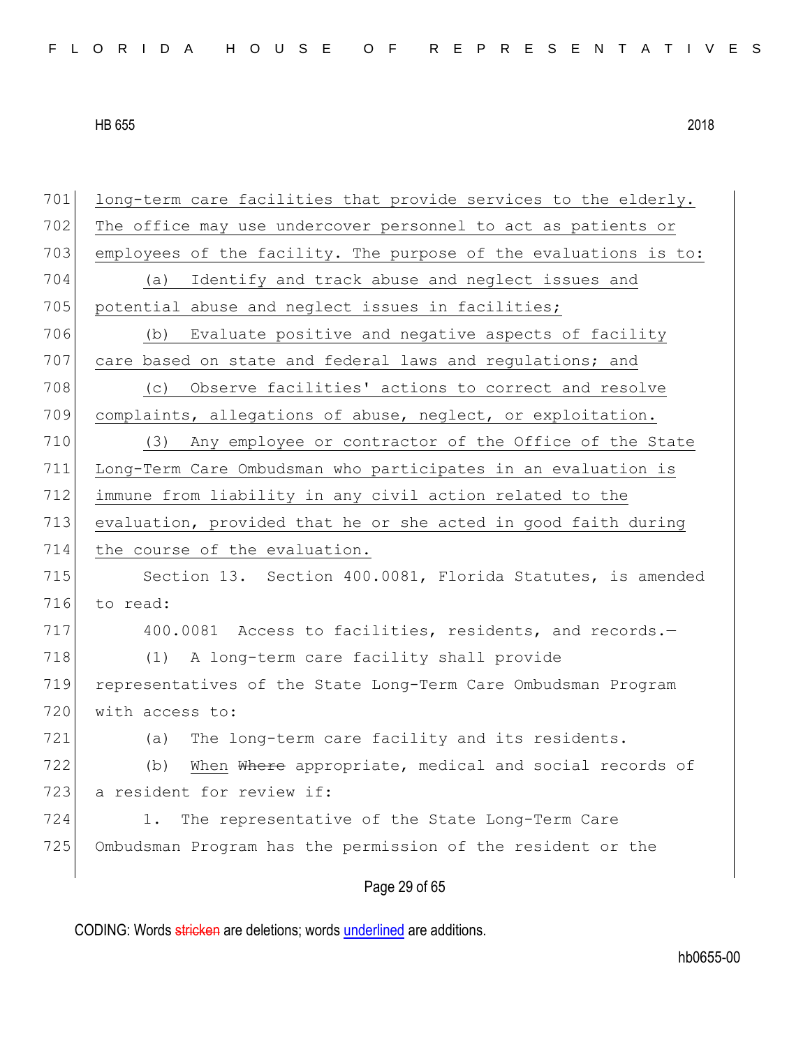long-term care facilities that provide services to the elderly. The office may use undercover personnel to act as patients or employees of the facility. The purpose of the evaluations is to:

(a) Identify and track abuse and neglect issues and potential abuse and neglect issues in facilities;

(b) Evaluate positive and negative aspects of facility care based on state and federal laws and regulations; and

(c) Observe facilities' actions to correct and resolve complaints, allegations of abuse, neglect, or exploitation.

(3) Any employee or contractor of the Office of the State Long-Term Care Ombudsman who participates in an evaluation is immune from liability in any civil action related to the evaluation, provided that he or she acted in good faith during the course of the evaluation.

Section 13. Section 400.0081, Florida Statutes, is amended to read:

400.0081 Access to facilities, residents, and records.—

(1) A long-term care facility shall provide representatives of the State Long-Term Care Ombudsman Program with access to:

(a) The long-term care facility and its residents.

(b) When ~~Where~~ appropriate, medical and social records of a resident for review if:

1. The representative of the State Long-Term Care Ombudsman Program has the permission of the resident or the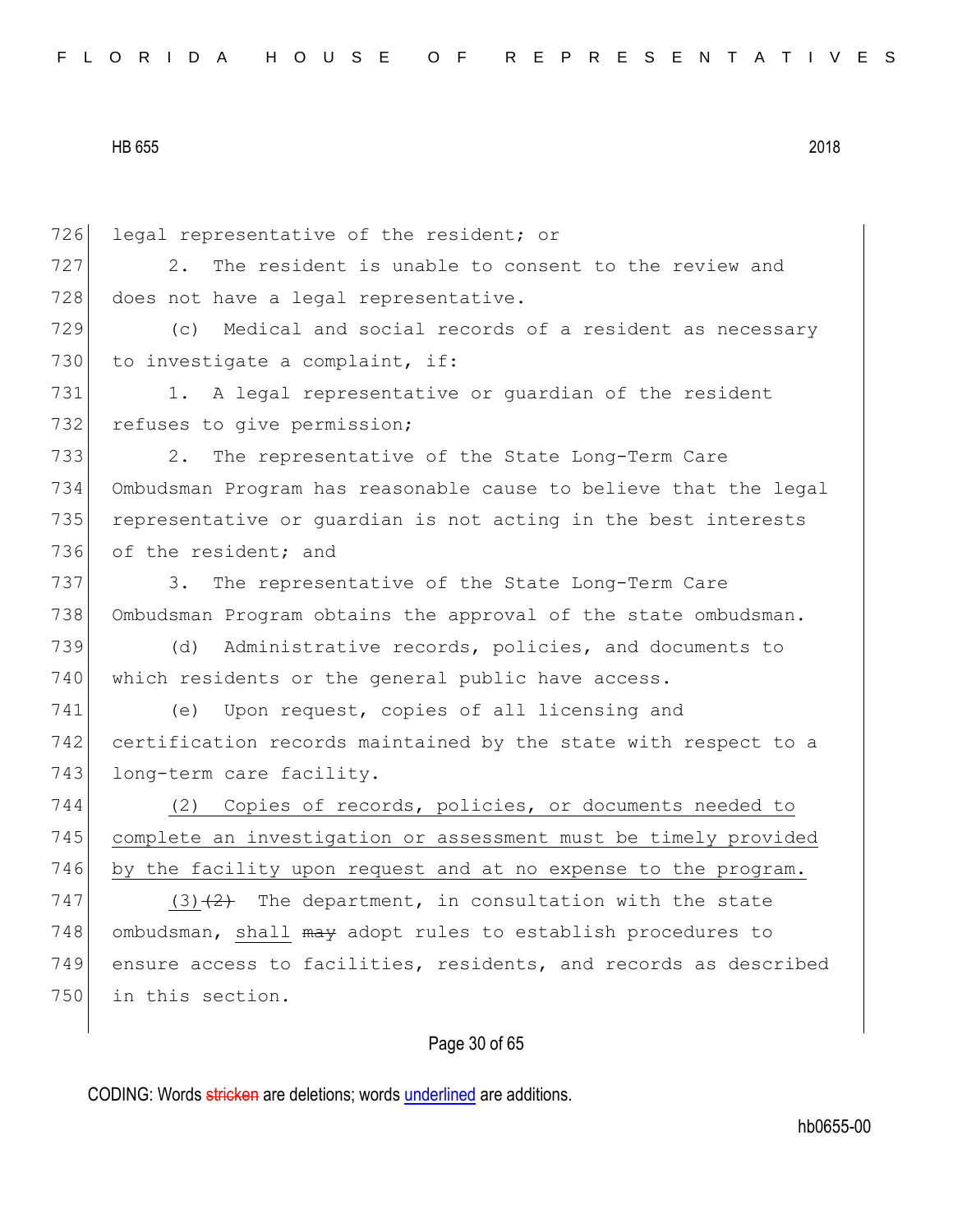legal representative of the resident; or

2. The resident is unable to consent to the review and does not have a legal representative.

(c) Medical and social records of a resident as necessary to investigate a complaint, if:

1. A legal representative or guardian of the resident refuses to give permission;

2. The representative of the State Long-Term Care Ombudsman Program has reasonable cause to believe that the legal representative or guardian is not acting in the best interests of the resident; and

3. The representative of the State Long-Term Care Ombudsman Program obtains the approval of the state ombudsman.

(d) Administrative records, policies, and documents to which residents or the general public have access.

(e) Upon request, copies of all licensing and certification records maintained by the state with respect to a long-term care facility.

<u>(2) Copies of records, policies, or documents needed to complete an investigation or assessment must be timely provided by the facility upon request and at no expense to the program.</u>

<u>(3)</u>~~(2)~~ The department, in consultation with the state ombudsman, <u>shall</u> ~~may~~ adopt rules to establish procedures to ensure access to facilities, residents, and records as described in this section.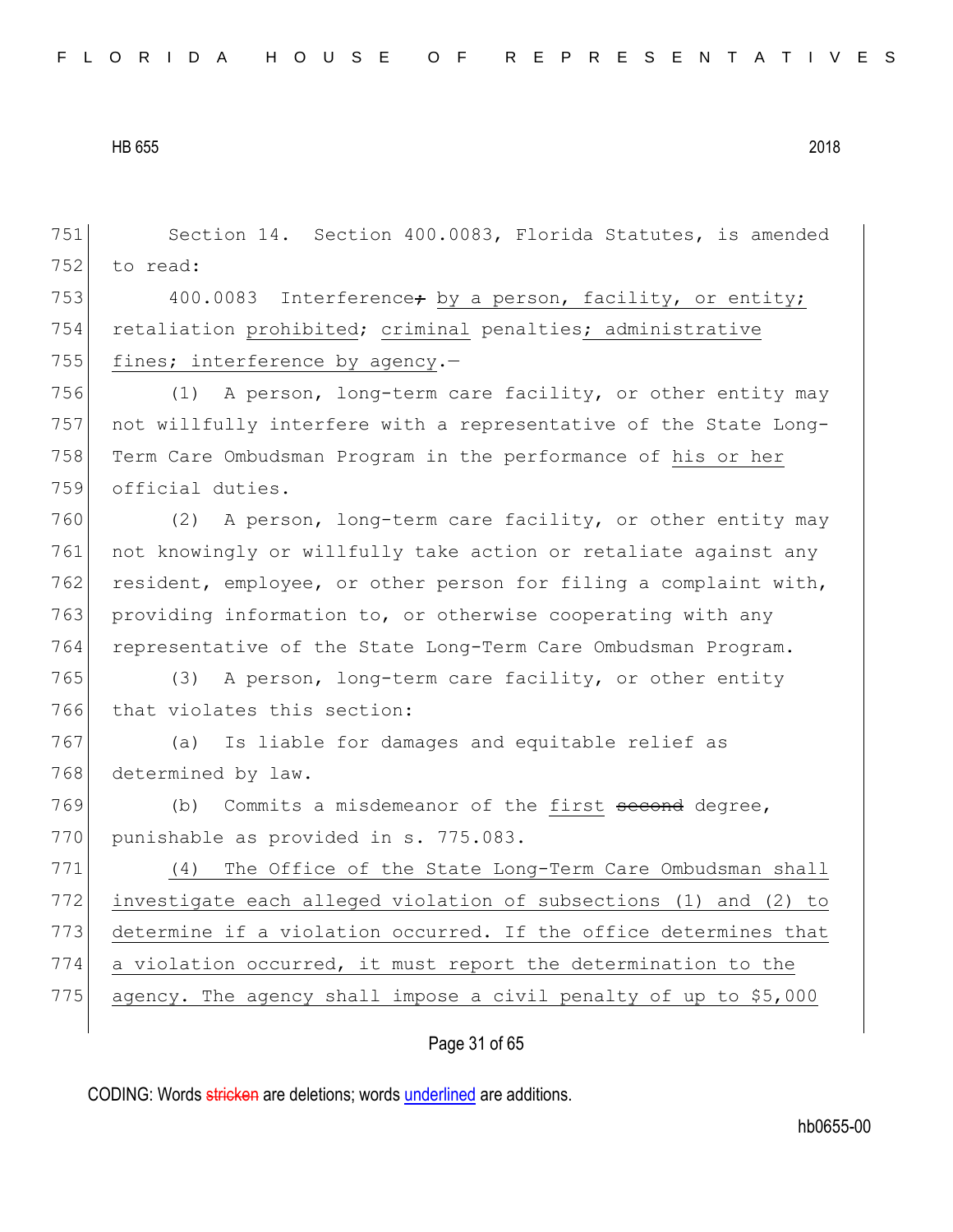Section 14. Section 400.0083, Florida Statutes, is amended to read:

400.0083 Interference~~;~~ by a person, facility, or entity; retaliation prohibited; criminal penalties; administrative fines; interference by agency.—

(1) A person, long-term care facility, or other entity may not willfully interfere with a representative of the State Long-Term Care Ombudsman Program in the performance of his or her official duties.

(2) A person, long-term care facility, or other entity may not knowingly or willfully take action or retaliate against any resident, employee, or other person for filing a complaint with, providing information to, or otherwise cooperating with any representative of the State Long-Term Care Ombudsman Program.

(3) A person, long-term care facility, or other entity that violates this section:

(a) Is liable for damages and equitable relief as determined by law.

(b) Commits a misdemeanor of the first ~~second~~ degree, punishable as provided in s. 775.083.

(4) The Office of the State Long-Term Care Ombudsman shall investigate each alleged violation of subsections (1) and (2) to determine if a violation occurred. If the office determines that a violation occurred, it must report the determination to the agency. The agency shall impose a civil penalty of up to $5,000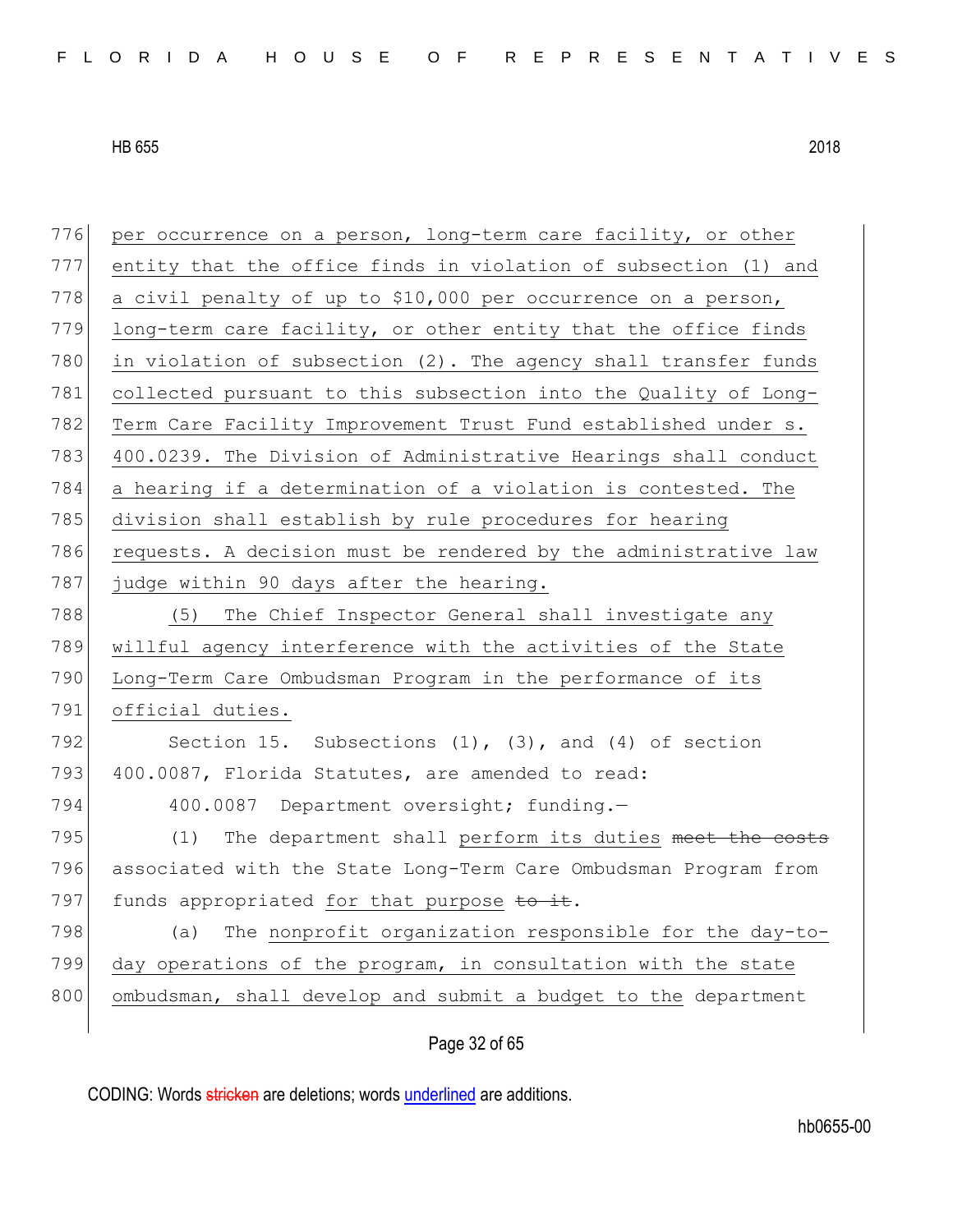per occurrence on a person, long-term care facility, or other entity that the office finds in violation of subsection (1) and a civil penalty of up to $10,000 per occurrence on a person, long-term care facility, or other entity that the office finds in violation of subsection (2). The agency shall transfer funds collected pursuant to this subsection into the Quality of Long-Term Care Facility Improvement Trust Fund established under s. 400.0239. The Division of Administrative Hearings shall conduct a hearing if a determination of a violation is contested. The division shall establish by rule procedures for hearing requests. A decision must be rendered by the administrative law judge within 90 days after the hearing.

(5) The Chief Inspector General shall investigate any willful agency interference with the activities of the State Long-Term Care Ombudsman Program in the performance of its official duties.

Section 15. Subsections (1), (3), and (4) of section 400.0087, Florida Statutes, are amended to read:

400.0087 Department oversight; funding.—

(1) The department shall perform its duties ~~meet the costs~~ associated with the State Long-Term Care Ombudsman Program from funds appropriated for that purpose ~~to it~~.

(a) The nonprofit organization responsible for the day-to-day operations of the program, in consultation with the state ombudsman, shall develop and submit a budget to the department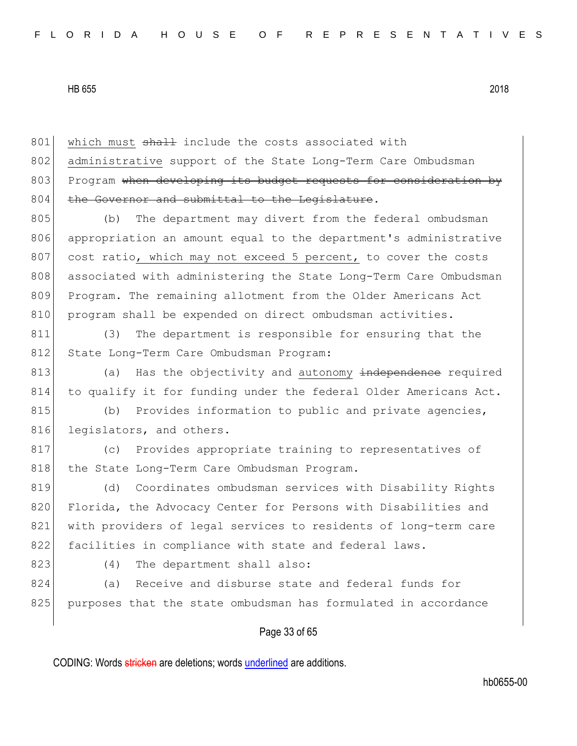801 which must ~~shall~~ include the costs associated with
802 administrative support of the State Long-Term Care Ombudsman
803 Program ~~when developing its budget requests for consideration by~~
804 ~~the Governor and submittal to the Legislature~~.

805 (b) The department may divert from the federal ombudsman
806 appropriation an amount equal to the department's administrative
807 cost ratio, which may not exceed 5 percent, to cover the costs
808 associated with administering the State Long-Term Care Ombudsman
809 Program. The remaining allotment from the Older Americans Act
810 program shall be expended on direct ombudsman activities.

811 (3) The department is responsible for ensuring that the
812 State Long-Term Care Ombudsman Program:

813 (a) Has the objectivity and autonomy ~~independence~~ required
814 to qualify it for funding under the federal Older Americans Act.

815 (b) Provides information to public and private agencies,
816 legislators, and others.

817 (c) Provides appropriate training to representatives of
818 the State Long-Term Care Ombudsman Program.

819 (d) Coordinates ombudsman services with Disability Rights
820 Florida, the Advocacy Center for Persons with Disabilities and
821 with providers of legal services to residents of long-term care
822 facilities in compliance with state and federal laws.

823 (4) The department shall also:

824 (a) Receive and disburse state and federal funds for
825 purposes that the state ombudsman has formulated in accordance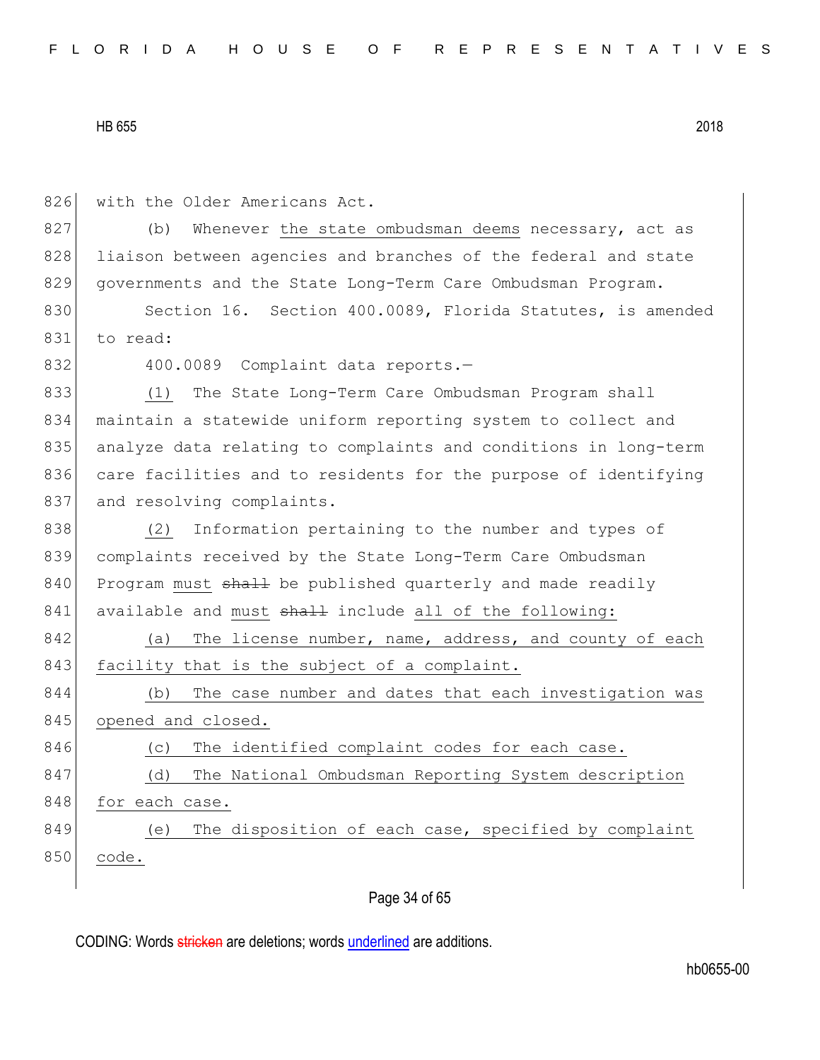with the Older Americans Act.

(b) Whenever the state ombudsman deems necessary, act as liaison between agencies and branches of the federal and state governments and the State Long-Term Care Ombudsman Program.

Section 16. Section 400.0089, Florida Statutes, is amended to read:

400.0089 Complaint data reports.—

(1) The State Long-Term Care Ombudsman Program shall maintain a statewide uniform reporting system to collect and analyze data relating to complaints and conditions in long-term care facilities and to residents for the purpose of identifying and resolving complaints.

(2) Information pertaining to the number and types of complaints received by the State Long-Term Care Ombudsman Program must ~~shall~~ be published quarterly and made readily available and must ~~shall~~ include all of the following:

(a) The license number, name, address, and county of each facility that is the subject of a complaint.

(b) The case number and dates that each investigation was opened and closed.

(c) The identified complaint codes for each case.

(d) The National Ombudsman Reporting System description for each case.

(e) The disposition of each case, specified by complaint code.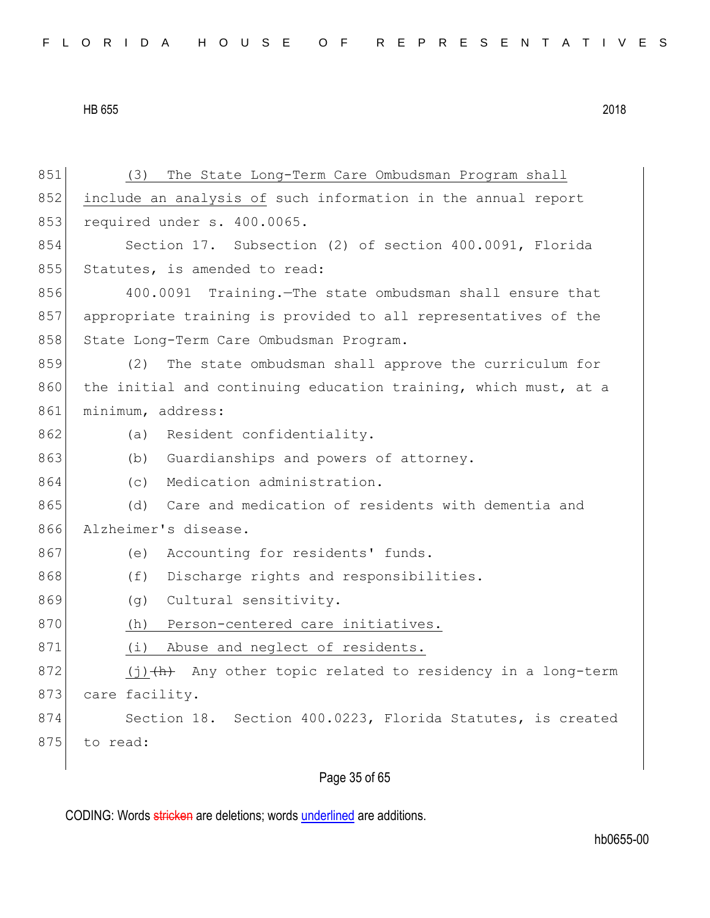851 (3) The State Long-Term Care Ombudsman Program shall
852 include an analysis of such information in the annual report
853 required under s. 400.0065.

854 Section 17. Subsection (2) of section 400.0091, Florida
855 Statutes, is amended to read:

856 400.0091 Training.—The state ombudsman shall ensure that
857 appropriate training is provided to all representatives of the
858 State Long-Term Care Ombudsman Program.

859 (2) The state ombudsman shall approve the curriculum for
860 the initial and continuing education training, which must, at a
861 minimum, address:

862 (a) Resident confidentiality.

863 (b) Guardianships and powers of attorney.

864 (c) Medication administration.

865 (d) Care and medication of residents with dementia and
866 Alzheimer's disease.

867 (e) Accounting for residents' funds.

868 (f) Discharge rights and responsibilities.

869 (g) Cultural sensitivity.

870 (h) Person-centered care initiatives.

871 (i) Abuse and neglect of residents.

872 (j)~~(h)~~ Any other topic related to residency in a long-term
873 care facility.

874 Section 18. Section 400.0223, Florida Statutes, is created
875 to read: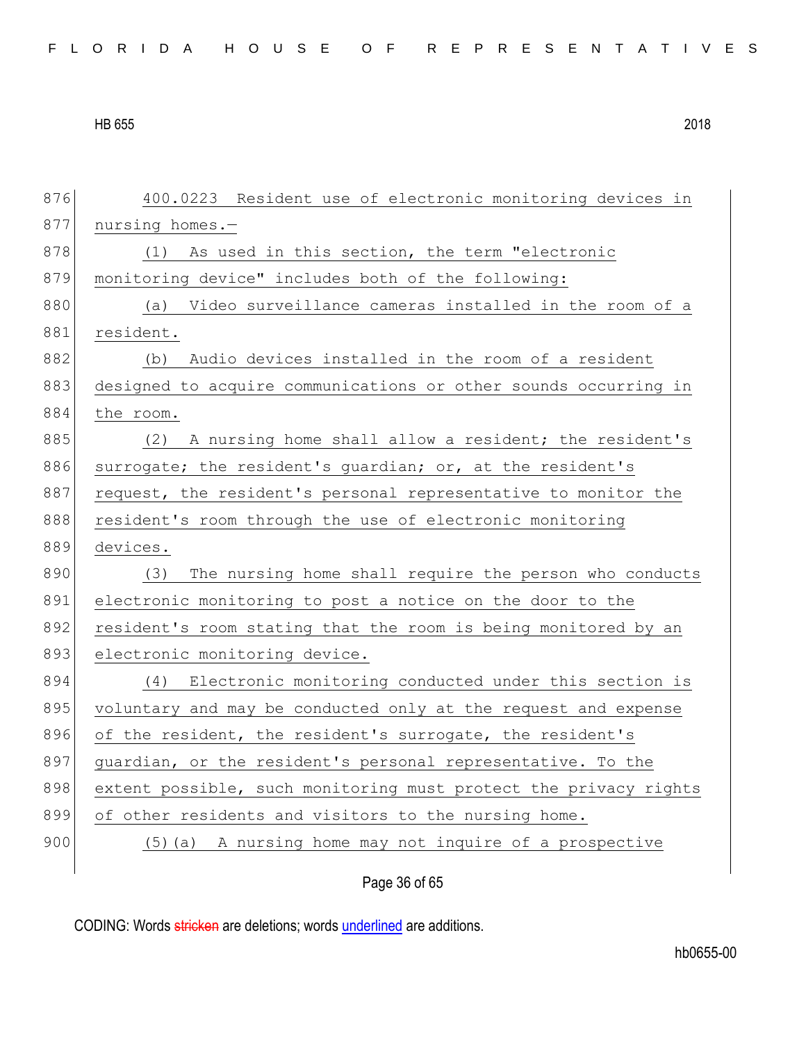400.0223 Resident use of electronic monitoring devices in nursing homes.—

(1) As used in this section, the term "electronic monitoring device" includes both of the following:

(a) Video surveillance cameras installed in the room of a resident.

(b) Audio devices installed in the room of a resident designed to acquire communications or other sounds occurring in the room.

(2) A nursing home shall allow a resident; the resident's surrogate; the resident's guardian; or, at the resident's request, the resident's personal representative to monitor the resident's room through the use of electronic monitoring devices.

(3) The nursing home shall require the person who conducts electronic monitoring to post a notice on the door to the resident's room stating that the room is being monitored by an electronic monitoring device.

(4) Electronic monitoring conducted under this section is voluntary and may be conducted only at the request and expense of the resident, the resident's surrogate, the resident's guardian, or the resident's personal representative. To the extent possible, such monitoring must protect the privacy rights of other residents and visitors to the nursing home.

(5)(a) A nursing home may not inquire of a prospective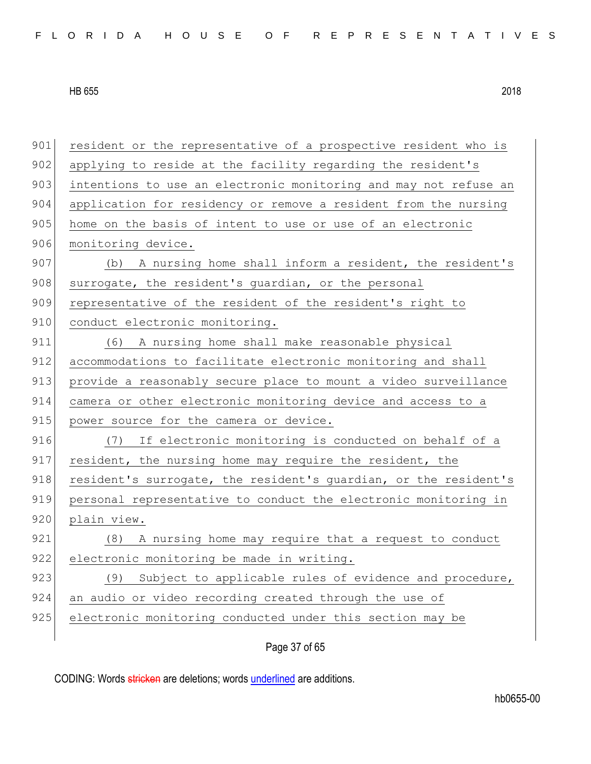901 resident or the representative of a prospective resident who is
902 applying to reside at the facility regarding the resident's
903 intentions to use an electronic monitoring and may not refuse an
904 application for residency or remove a resident from the nursing
905 home on the basis of intent to use or use of an electronic
906 monitoring device.

907 (b) A nursing home shall inform a resident, the resident's
908 surrogate, the resident's guardian, or the personal
909 representative of the resident of the resident's right to
910 conduct electronic monitoring.

911 (6) A nursing home shall make reasonable physical
912 accommodations to facilitate electronic monitoring and shall
913 provide a reasonably secure place to mount a video surveillance
914 camera or other electronic monitoring device and access to a
915 power source for the camera or device.

916 (7) If electronic monitoring is conducted on behalf of a
917 resident, the nursing home may require the resident, the
918 resident's surrogate, the resident's guardian, or the resident's
919 personal representative to conduct the electronic monitoring in
920 plain view.

921 (8) A nursing home may require that a request to conduct
922 electronic monitoring be made in writing.

923 (9) Subject to applicable rules of evidence and procedure,
924 an audio or video recording created through the use of
925 electronic monitoring conducted under this section may be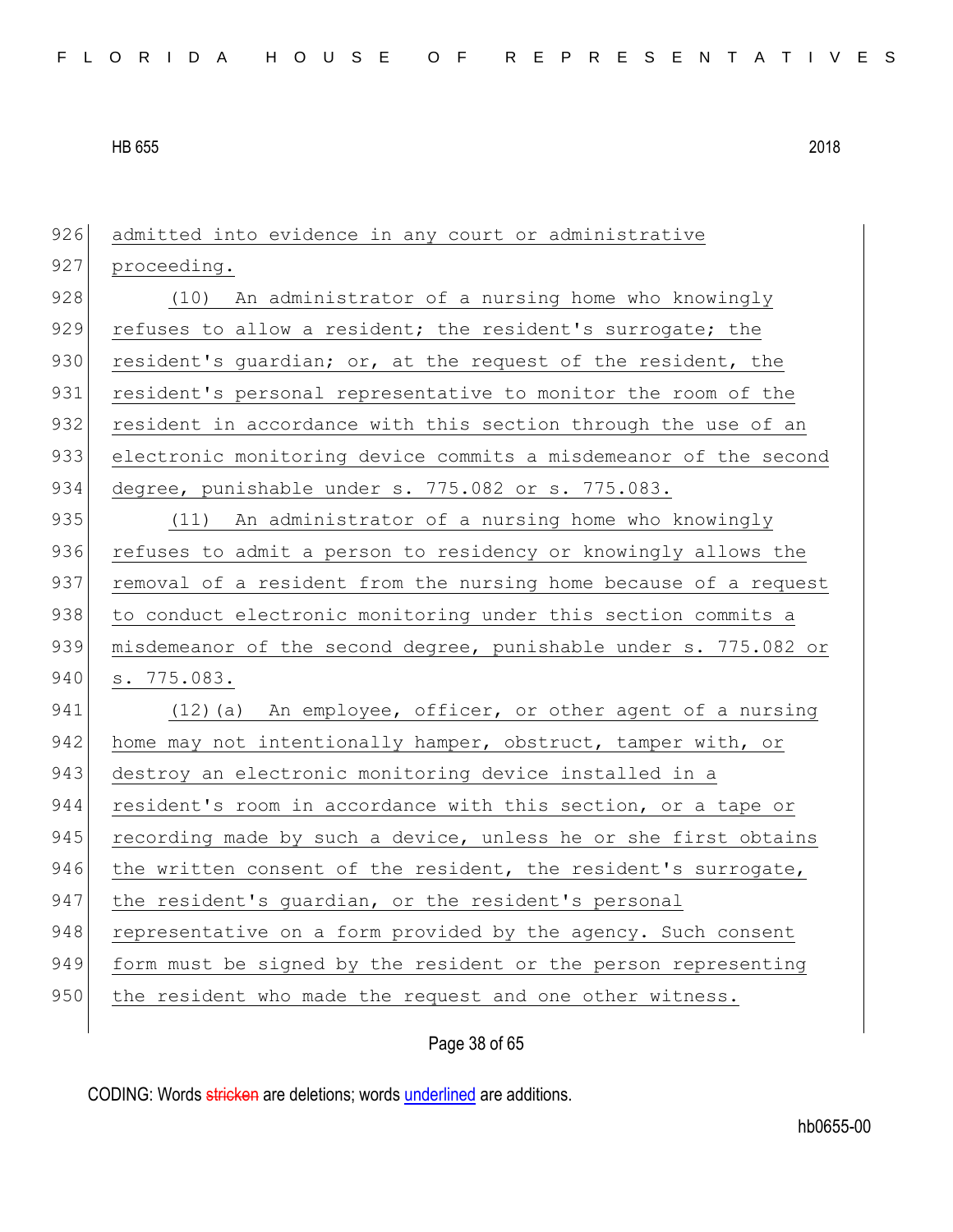admitted into evidence in any court or administrative proceeding.

(10) An administrator of a nursing home who knowingly refuses to allow a resident; the resident's surrogate; the resident's guardian; or, at the request of the resident, the resident's personal representative to monitor the room of the resident in accordance with this section through the use of an electronic monitoring device commits a misdemeanor of the second degree, punishable under s. 775.082 or s. 775.083.

(11) An administrator of a nursing home who knowingly refuses to admit a person to residency or knowingly allows the removal of a resident from the nursing home because of a request to conduct electronic monitoring under this section commits a misdemeanor of the second degree, punishable under s. 775.082 or s. 775.083.

(12)(a) An employee, officer, or other agent of a nursing home may not intentionally hamper, obstruct, tamper with, or destroy an electronic monitoring device installed in a resident's room in accordance with this section, or a tape or recording made by such a device, unless he or she first obtains the written consent of the resident, the resident's surrogate, the resident's guardian, or the resident's personal representative on a form provided by the agency. Such consent form must be signed by the resident or the person representing the resident who made the request and one other witness.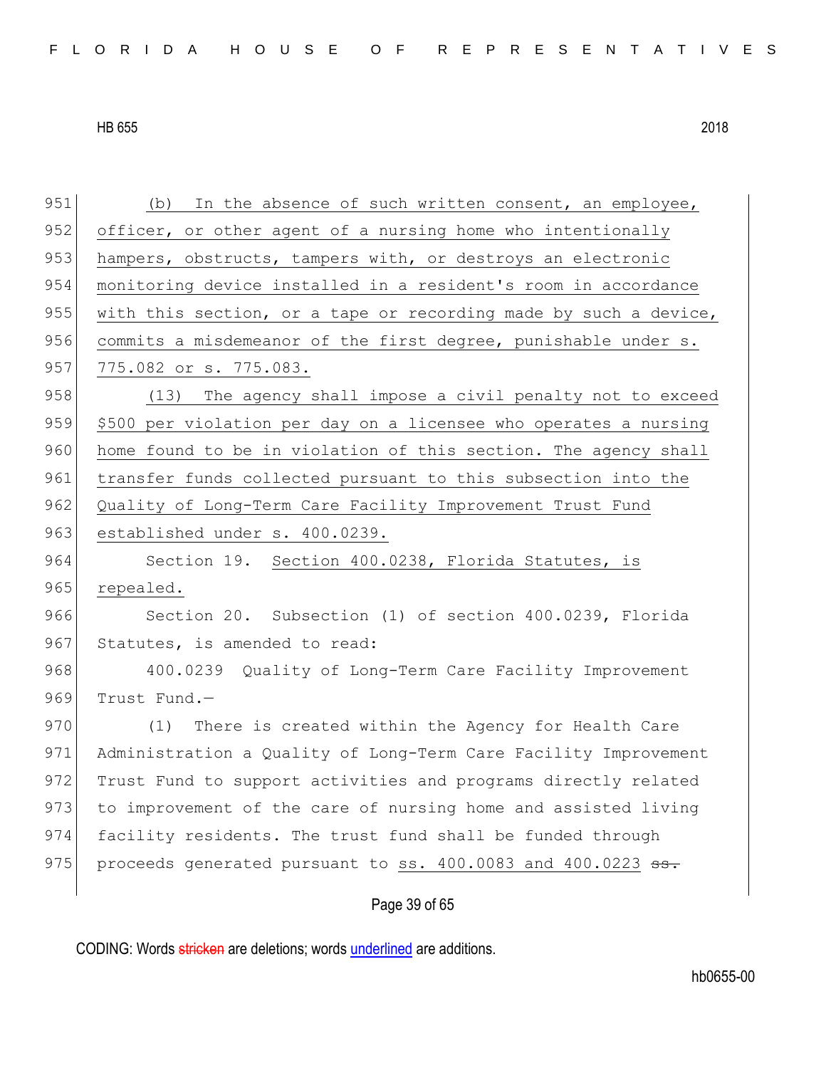(b) In the absence of such written consent, an employee, officer, or other agent of a nursing home who intentionally hampers, obstructs, tampers with, or destroys an electronic monitoring device installed in a resident's room in accordance with this section, or a tape or recording made by such a device, commits a misdemeanor of the first degree, punishable under s. 775.082 or s. 775.083.

(13) The agency shall impose a civil penalty not to exceed $500 per violation per day on a licensee who operates a nursing home found to be in violation of this section. The agency shall transfer funds collected pursuant to this subsection into the Quality of Long-Term Care Facility Improvement Trust Fund established under s. 400.0239.

Section 19. Section 400.0238, Florida Statutes, is repealed.

Section 20. Subsection (1) of section 400.0239, Florida Statutes, is amended to read:

400.0239 Quality of Long-Term Care Facility Improvement Trust Fund.—

(1) There is created within the Agency for Health Care Administration a Quality of Long-Term Care Facility Improvement Trust Fund to support activities and programs directly related to improvement of the care of nursing home and assisted living facility residents. The trust fund shall be funded through proceeds generated pursuant to ss. 400.0083 and 400.0223 ~~ss.~~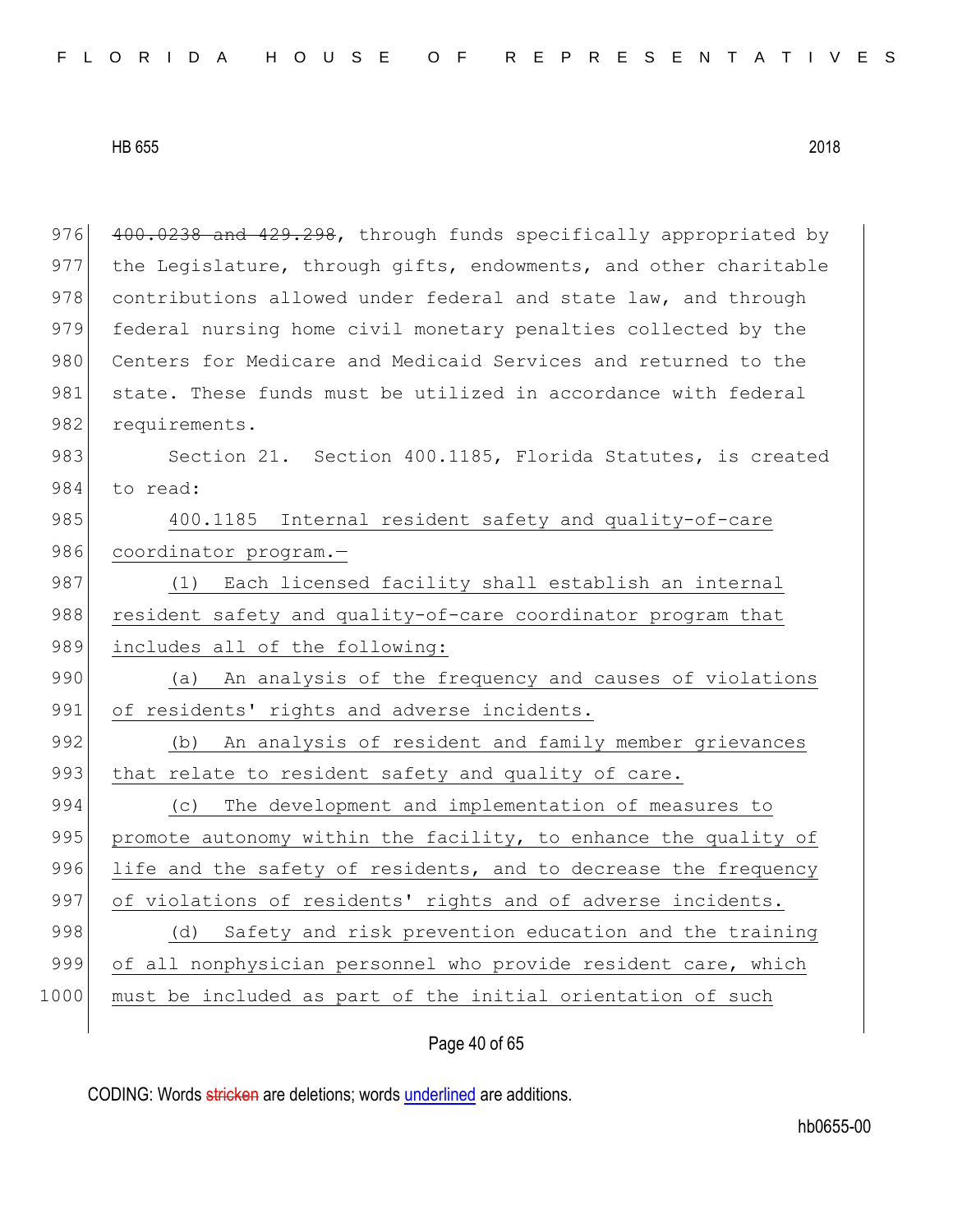~~400.0238 and 429.298~~, through funds specifically appropriated by the Legislature, through gifts, endowments, and other charitable contributions allowed under federal and state law, and through federal nursing home civil monetary penalties collected by the Centers for Medicare and Medicaid Services and returned to the state. These funds must be utilized in accordance with federal requirements.

Section 21. Section 400.1185, Florida Statutes, is created to read:

400.1185 Internal resident safety and quality-of-care coordinator program.—

(1) Each licensed facility shall establish an internal resident safety and quality-of-care coordinator program that includes all of the following:

(a) An analysis of the frequency and causes of violations of residents' rights and adverse incidents.

(b) An analysis of resident and family member grievances that relate to resident safety and quality of care.

(c) The development and implementation of measures to promote autonomy within the facility, to enhance the quality of life and the safety of residents, and to decrease the frequency of violations of residents' rights and of adverse incidents.

(d) Safety and risk prevention education and the training of all nonphysician personnel who provide resident care, which must be included as part of the initial orientation of such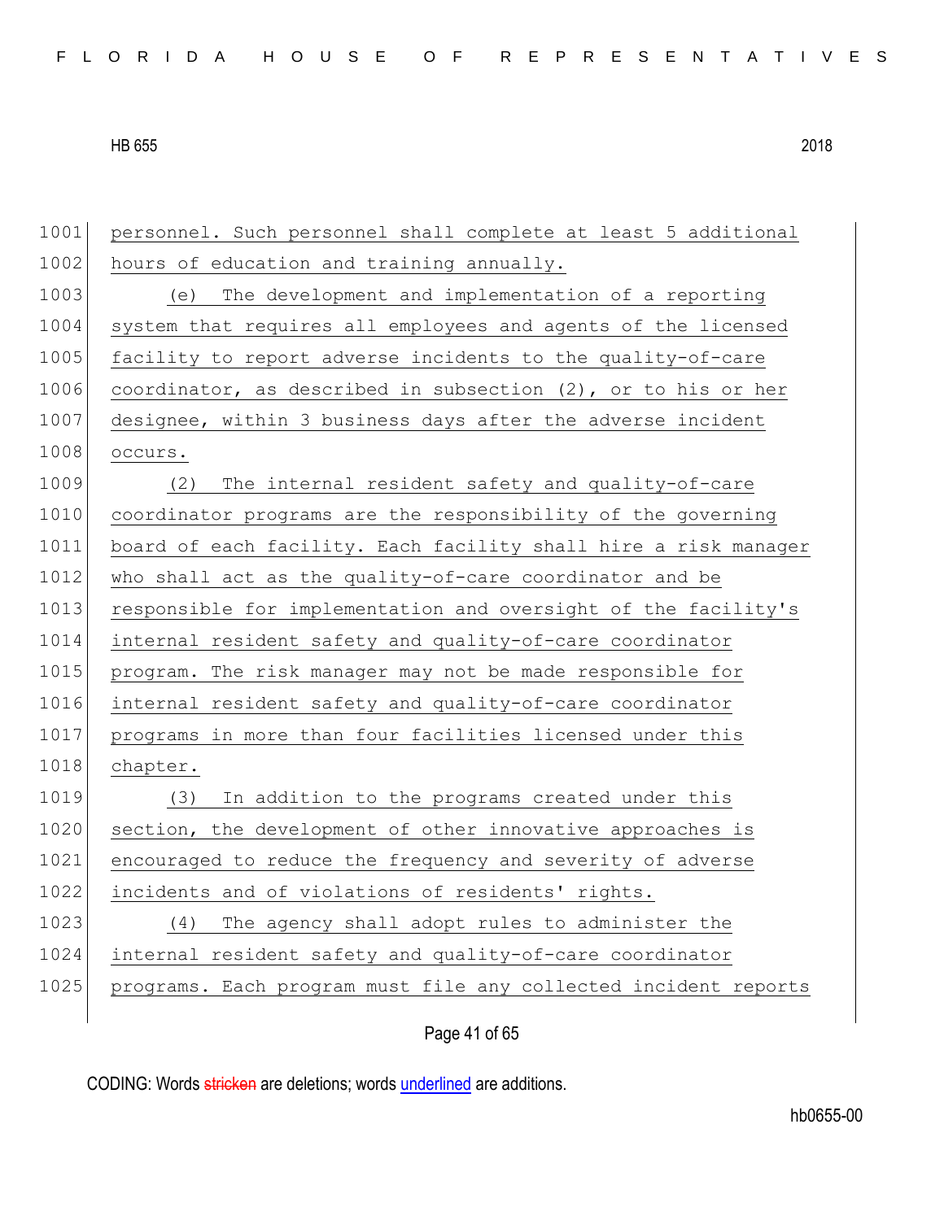personnel. Such personnel shall complete at least 5 additional hours of education and training annually.

(e) The development and implementation of a reporting system that requires all employees and agents of the licensed facility to report adverse incidents to the quality-of-care coordinator, as described in subsection (2), or to his or her designee, within 3 business days after the adverse incident occurs.

(2) The internal resident safety and quality-of-care coordinator programs are the responsibility of the governing board of each facility. Each facility shall hire a risk manager who shall act as the quality-of-care coordinator and be responsible for implementation and oversight of the facility's internal resident safety and quality-of-care coordinator program. The risk manager may not be made responsible for internal resident safety and quality-of-care coordinator programs in more than four facilities licensed under this chapter.

(3) In addition to the programs created under this section, the development of other innovative approaches is encouraged to reduce the frequency and severity of adverse incidents and of violations of residents' rights.

(4) The agency shall adopt rules to administer the internal resident safety and quality-of-care coordinator programs. Each program must file any collected incident reports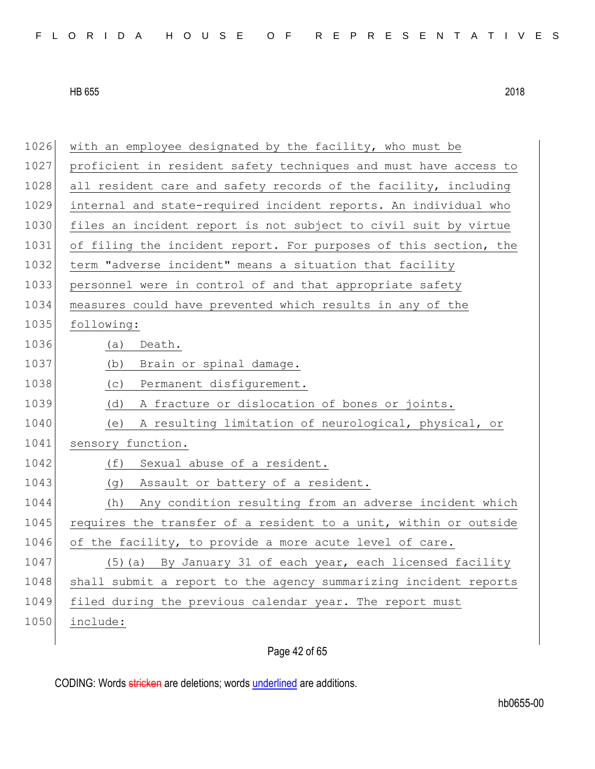with an employee designated by the facility, who must be proficient in resident safety techniques and must have access to all resident care and safety records of the facility, including internal and state-required incident reports. An individual who files an incident report is not subject to civil suit by virtue of filing the incident report. For purposes of this section, the term "adverse incident" means a situation that facility personnel were in control of and that appropriate safety measures could have prevented which results in any of the following:

(a) Death.

(b) Brain or spinal damage.

(c) Permanent disfigurement.

(d) A fracture or dislocation of bones or joints.

(e) A resulting limitation of neurological, physical, or sensory function.

(f) Sexual abuse of a resident.

(g) Assault or battery of a resident.

(h) Any condition resulting from an adverse incident which requires the transfer of a resident to a unit, within or outside of the facility, to provide a more acute level of care.

(5)(a) By January 31 of each year, each licensed facility shall submit a report to the agency summarizing incident reports filed during the previous calendar year. The report must include: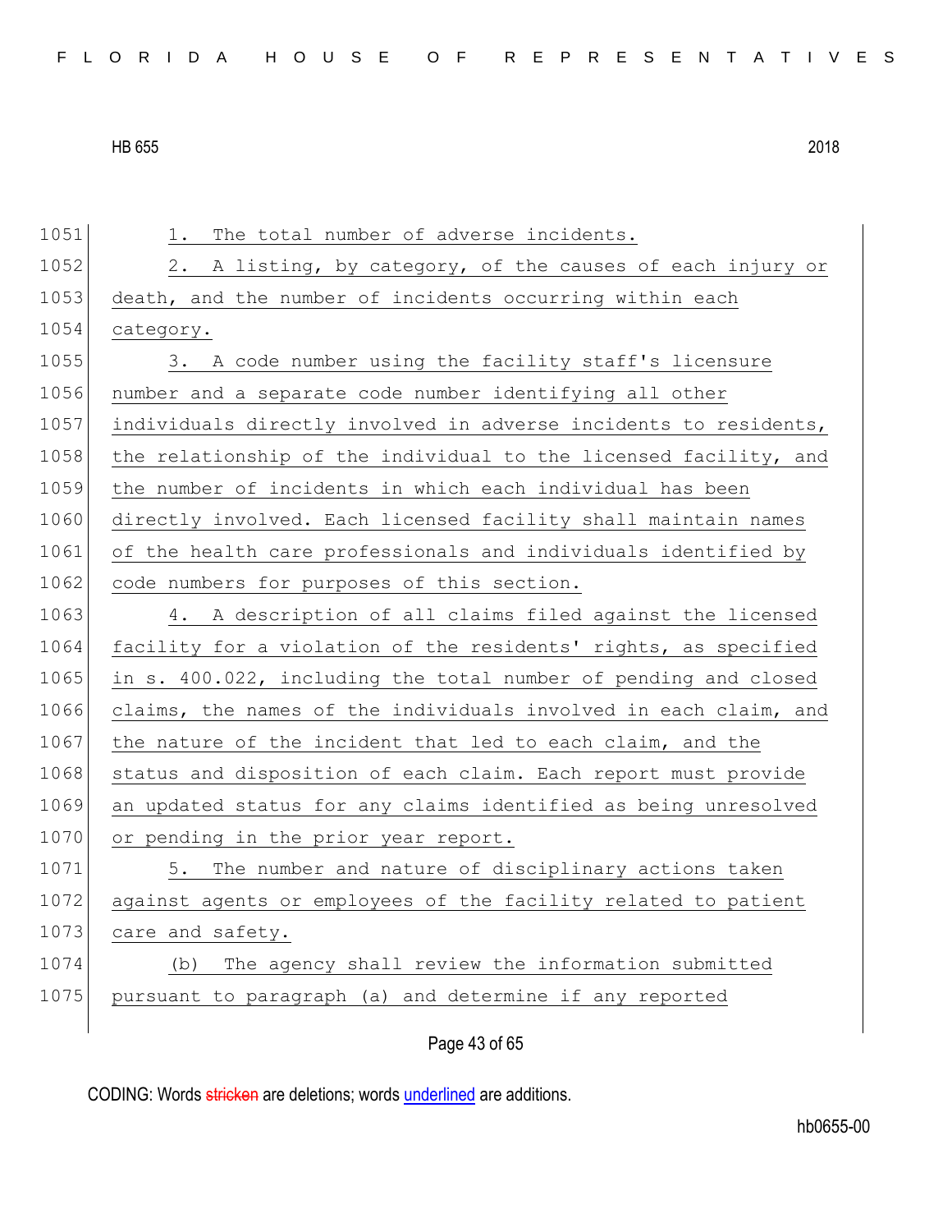1. The total number of adverse incidents.

2. A listing, by category, of the causes of each injury or death, and the number of incidents occurring within each category.

3. A code number using the facility staff's licensure number and a separate code number identifying all other individuals directly involved in adverse incidents to residents, the relationship of the individual to the licensed facility, and the number of incidents in which each individual has been directly involved. Each licensed facility shall maintain names of the health care professionals and individuals identified by code numbers for purposes of this section.

4. A description of all claims filed against the licensed facility for a violation of the residents' rights, as specified in s. 400.022, including the total number of pending and closed claims, the names of the individuals involved in each claim, and the nature of the incident that led to each claim, and the status and disposition of each claim. Each report must provide an updated status for any claims identified as being unresolved or pending in the prior year report.

5. The number and nature of disciplinary actions taken against agents or employees of the facility related to patient care and safety.

(b) The agency shall review the information submitted pursuant to paragraph (a) and determine if any reported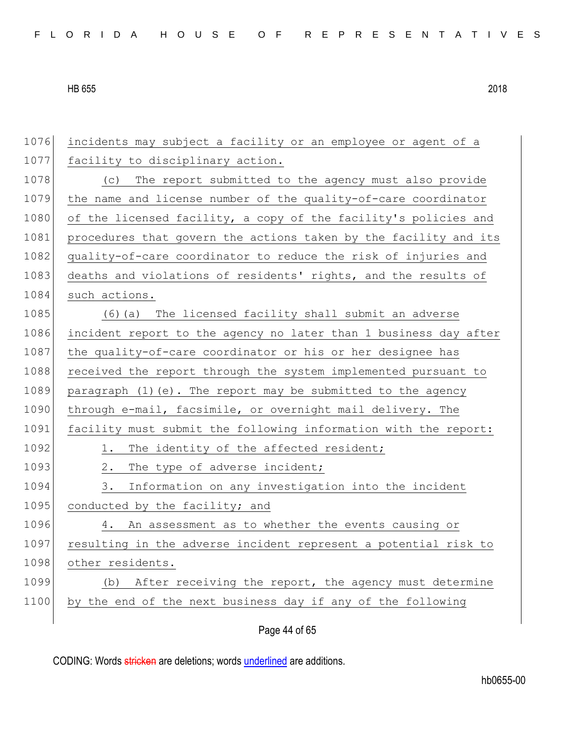incidents may subject a facility or an employee or agent of a facility to disciplinary action.

(c) The report submitted to the agency must also provide the name and license number of the quality-of-care coordinator of the licensed facility, a copy of the facility's policies and procedures that govern the actions taken by the facility and its quality-of-care coordinator to reduce the risk of injuries and deaths and violations of residents' rights, and the results of such actions.

(6)(a) The licensed facility shall submit an adverse incident report to the agency no later than 1 business day after the quality-of-care coordinator or his or her designee has received the report through the system implemented pursuant to paragraph (1)(e). The report may be submitted to the agency through e-mail, facsimile, or overnight mail delivery. The facility must submit the following information with the report:

1. The identity of the affected resident;

2. The type of adverse incident;

3. Information on any investigation into the incident conducted by the facility; and

4. An assessment as to whether the events causing or resulting in the adverse incident represent a potential risk to other residents.

(b) After receiving the report, the agency must determine by the end of the next business day if any of the following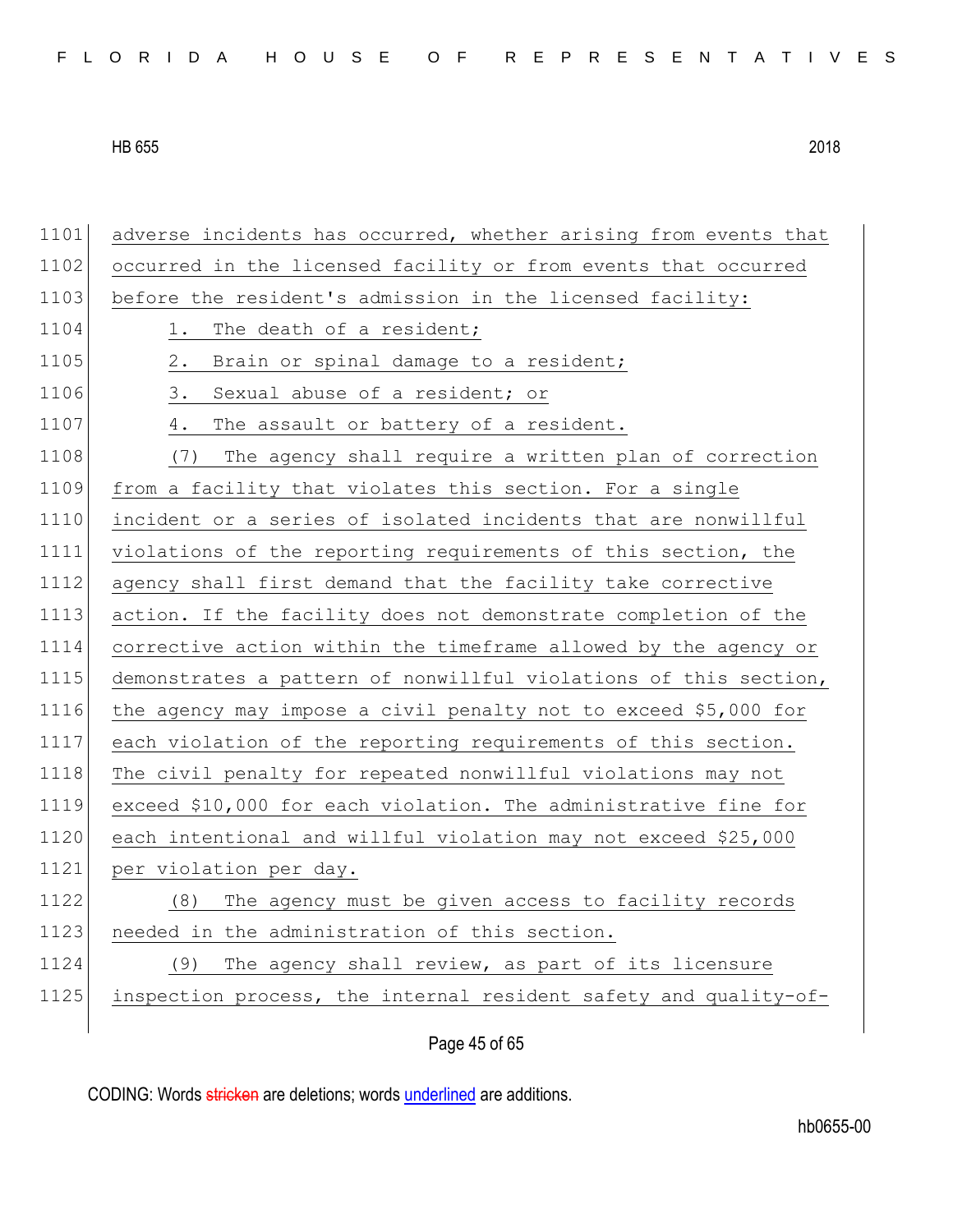adverse incidents has occurred, whether arising from events that occurred in the licensed facility or from events that occurred before the resident's admission in the licensed facility:

1. The death of a resident;
2. Brain or spinal damage to a resident;
3. Sexual abuse of a resident; or
4. The assault or battery of a resident.

(7) The agency shall require a written plan of correction from a facility that violates this section. For a single incident or a series of isolated incidents that are nonwillful violations of the reporting requirements of this section, the agency shall first demand that the facility take corrective action. If the facility does not demonstrate completion of the corrective action within the timeframe allowed by the agency or demonstrates a pattern of nonwillful violations of this section, the agency may impose a civil penalty not to exceed $5,000 for each violation of the reporting requirements of this section. The civil penalty for repeated nonwillful violations may not exceed $10,000 for each violation. The administrative fine for each intentional and willful violation may not exceed $25,000 per violation per day.

(8) The agency must be given access to facility records needed in the administration of this section.

(9) The agency shall review, as part of its licensure inspection process, the internal resident safety and quality-of-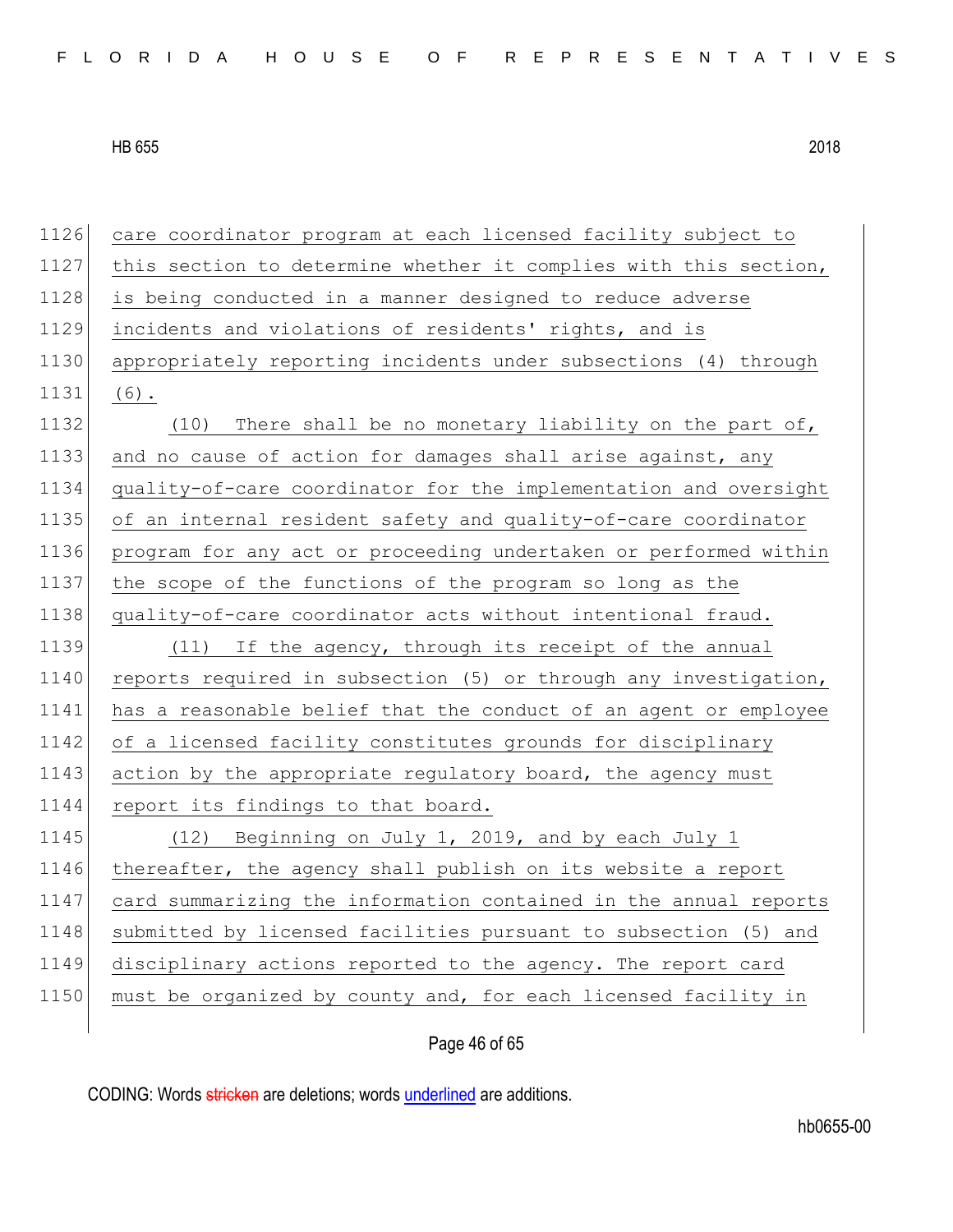care coordinator program at each licensed facility subject to this section to determine whether it complies with this section, is being conducted in a manner designed to reduce adverse incidents and violations of residents' rights, and is appropriately reporting incidents under subsections (4) through (6).

(10) There shall be no monetary liability on the part of, and no cause of action for damages shall arise against, any quality-of-care coordinator for the implementation and oversight of an internal resident safety and quality-of-care coordinator program for any act or proceeding undertaken or performed within the scope of the functions of the program so long as the quality-of-care coordinator acts without intentional fraud.

(11) If the agency, through its receipt of the annual reports required in subsection (5) or through any investigation, has a reasonable belief that the conduct of an agent or employee of a licensed facility constitutes grounds for disciplinary action by the appropriate regulatory board, the agency must report its findings to that board.

(12) Beginning on July 1, 2019, and by each July 1 thereafter, the agency shall publish on its website a report card summarizing the information contained in the annual reports submitted by licensed facilities pursuant to subsection (5) and disciplinary actions reported to the agency. The report card must be organized by county and, for each licensed facility in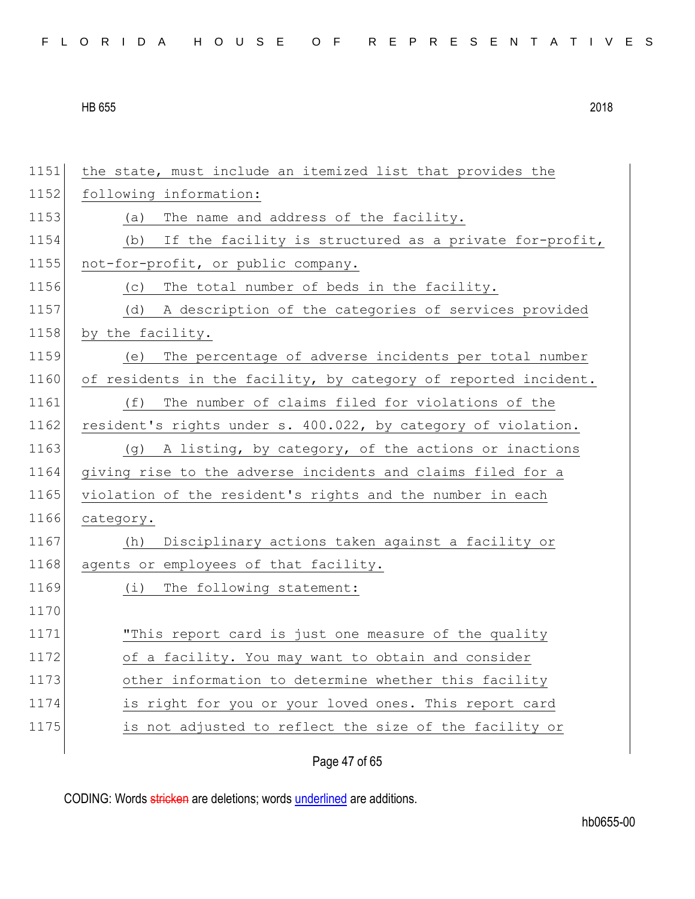the state, must include an itemized list that provides the following information:

(a) The name and address of the facility.

(b) If the facility is structured as a private for-profit, not-for-profit, or public company.

(c) The total number of beds in the facility.

(d) A description of the categories of services provided by the facility.

(e) The percentage of adverse incidents per total number of residents in the facility, by category of reported incident.

(f) The number of claims filed for violations of the resident's rights under s. 400.022, by category of violation.

(g) A listing, by category, of the actions or inactions giving rise to the adverse incidents and claims filed for a violation of the resident's rights and the number in each category.

(h) Disciplinary actions taken against a facility or agents or employees of that facility.

(i) The following statement:

"This report card is just one measure of the quality of a facility. You may want to obtain and consider other information to determine whether this facility is right for you or your loved ones. This report card is not adjusted to reflect the size of the facility or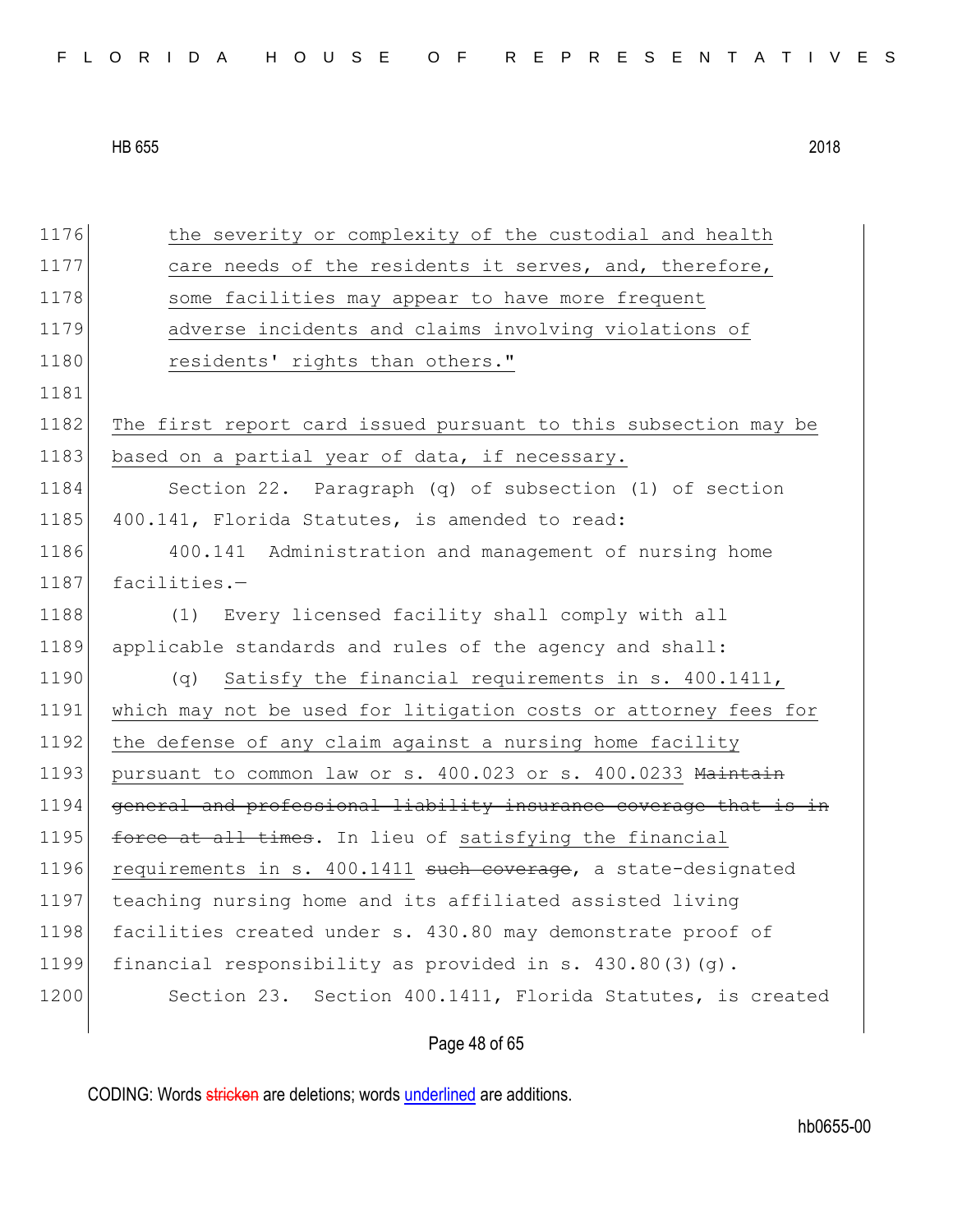1176 the severity or complexity of the custodial and health
1177 care needs of the residents it serves, and, therefore,
1178 some facilities may appear to have more frequent
1179 adverse incidents and claims involving violations of
1180 residents' rights than others."
1181
1182 The first report card issued pursuant to this subsection may be
1183 based on a partial year of data, if necessary.
1184 Section 22. Paragraph (q) of subsection (1) of section
1185 400.141, Florida Statutes, is amended to read:
1186 400.141 Administration and management of nursing home
1187 facilities.—
1188 (1) Every licensed facility shall comply with all
1189 applicable standards and rules of the agency and shall:
1190 (q) Satisfy the financial requirements in s. 400.1411,
1191 which may not be used for litigation costs or attorney fees for
1192 the defense of any claim against a nursing home facility
1193 pursuant to common law or s. 400.023 or s. 400.0233 ~~Maintain~~
1194 ~~general and professional liability insurance coverage that is in~~
1195 ~~force at all times~~. In lieu of satisfying the financial
1196 requirements in s. 400.1411 ~~such coverage~~, a state-designated
1197 teaching nursing home and its affiliated assisted living
1198 facilities created under s. 430.80 may demonstrate proof of
1199 financial responsibility as provided in s. 430.80(3)(g).
1200 Section 23. Section 400.1411, Florida Statutes, is created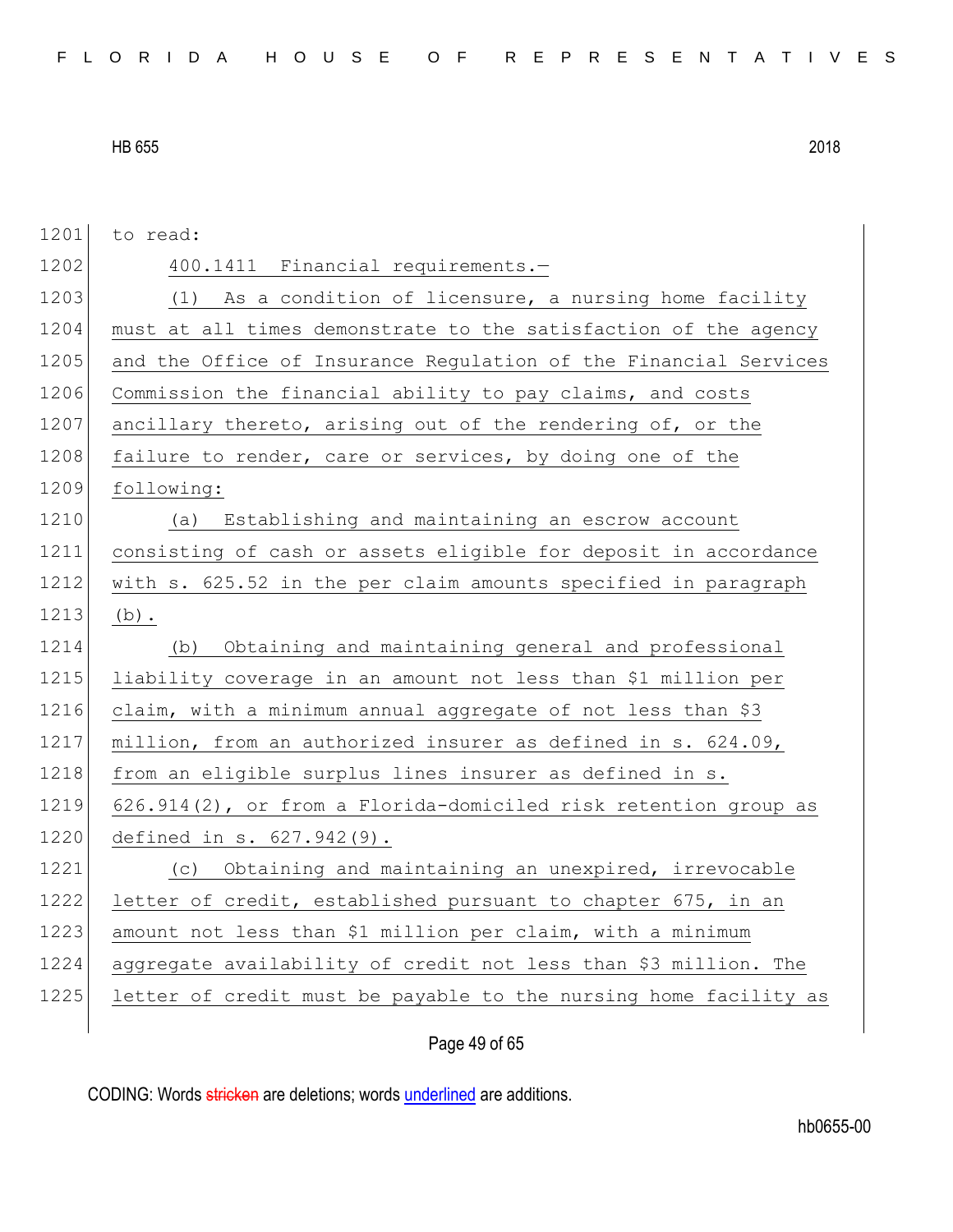to read:

400.1411 Financial requirements.—

(1) As a condition of licensure, a nursing home facility must at all times demonstrate to the satisfaction of the agency and the Office of Insurance Regulation of the Financial Services Commission the financial ability to pay claims, and costs ancillary thereto, arising out of the rendering of, or the failure to render, care or services, by doing one of the following:

(a) Establishing and maintaining an escrow account consisting of cash or assets eligible for deposit in accordance with s. 625.52 in the per claim amounts specified in paragraph (b).

(b) Obtaining and maintaining general and professional liability coverage in an amount not less than $1 million per claim, with a minimum annual aggregate of not less than $3 million, from an authorized insurer as defined in s. 624.09, from an eligible surplus lines insurer as defined in s. 626.914(2), or from a Florida-domiciled risk retention group as defined in s. 627.942(9).

(c) Obtaining and maintaining an unexpired, irrevocable letter of credit, established pursuant to chapter 675, in an amount not less than $1 million per claim, with a minimum aggregate availability of credit not less than $3 million. The letter of credit must be payable to the nursing home facility as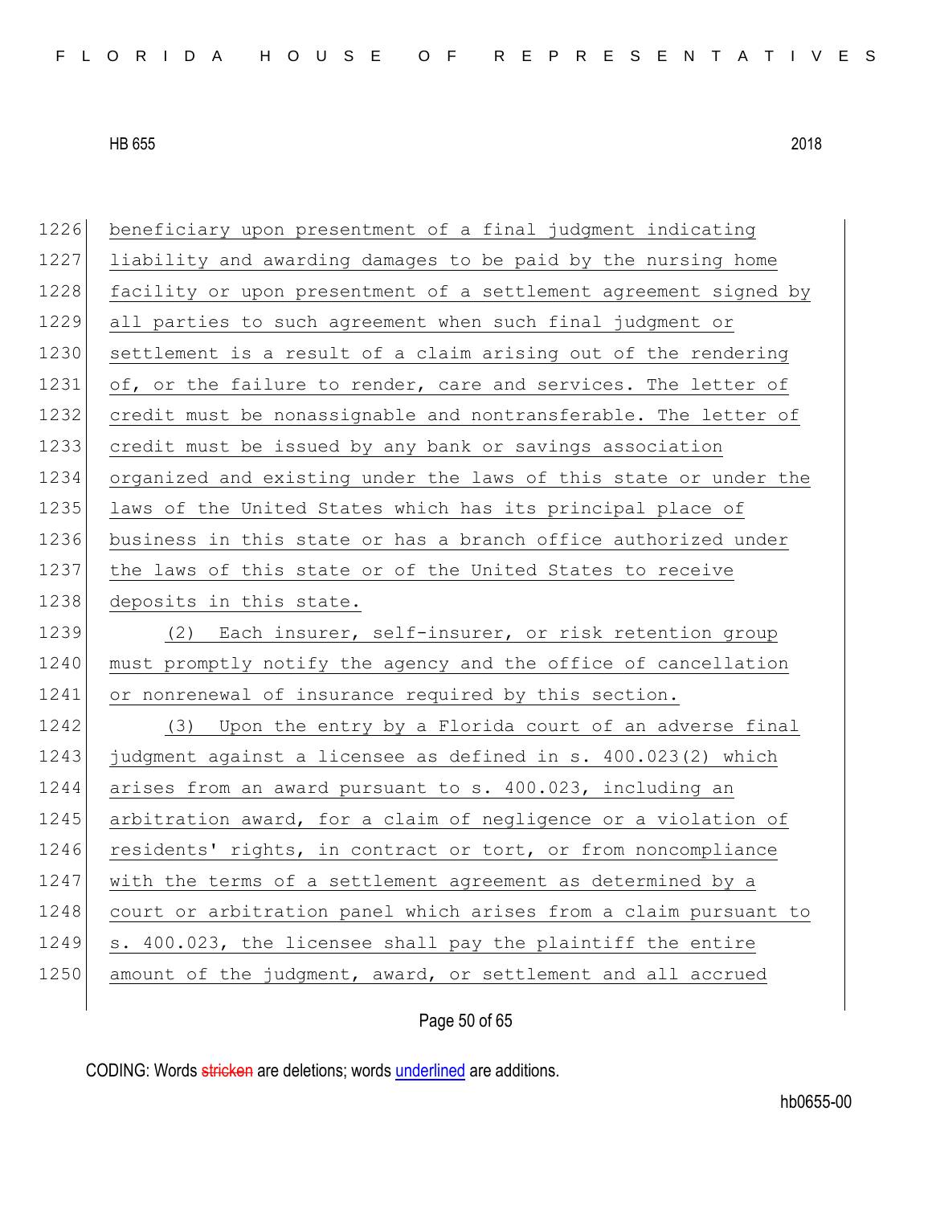beneficiary upon presentment of a final judgment indicating liability and awarding damages to be paid by the nursing home facility or upon presentment of a settlement agreement signed by all parties to such agreement when such final judgment or settlement is a result of a claim arising out of the rendering of, or the failure to render, care and services. The letter of credit must be nonassignable and nontransferable. The letter of credit must be issued by any bank or savings association organized and existing under the laws of this state or under the laws of the United States which has its principal place of business in this state or has a branch office authorized under the laws of this state or of the United States to receive deposits in this state.

(2) Each insurer, self-insurer, or risk retention group must promptly notify the agency and the office of cancellation or nonrenewal of insurance required by this section.

(3) Upon the entry by a Florida court of an adverse final judgment against a licensee as defined in s. 400.023(2) which arises from an award pursuant to s. 400.023, including an arbitration award, for a claim of negligence or a violation of residents' rights, in contract or tort, or from noncompliance with the terms of a settlement agreement as determined by a court or arbitration panel which arises from a claim pursuant to s. 400.023, the licensee shall pay the plaintiff the entire amount of the judgment, award, or settlement and all accrued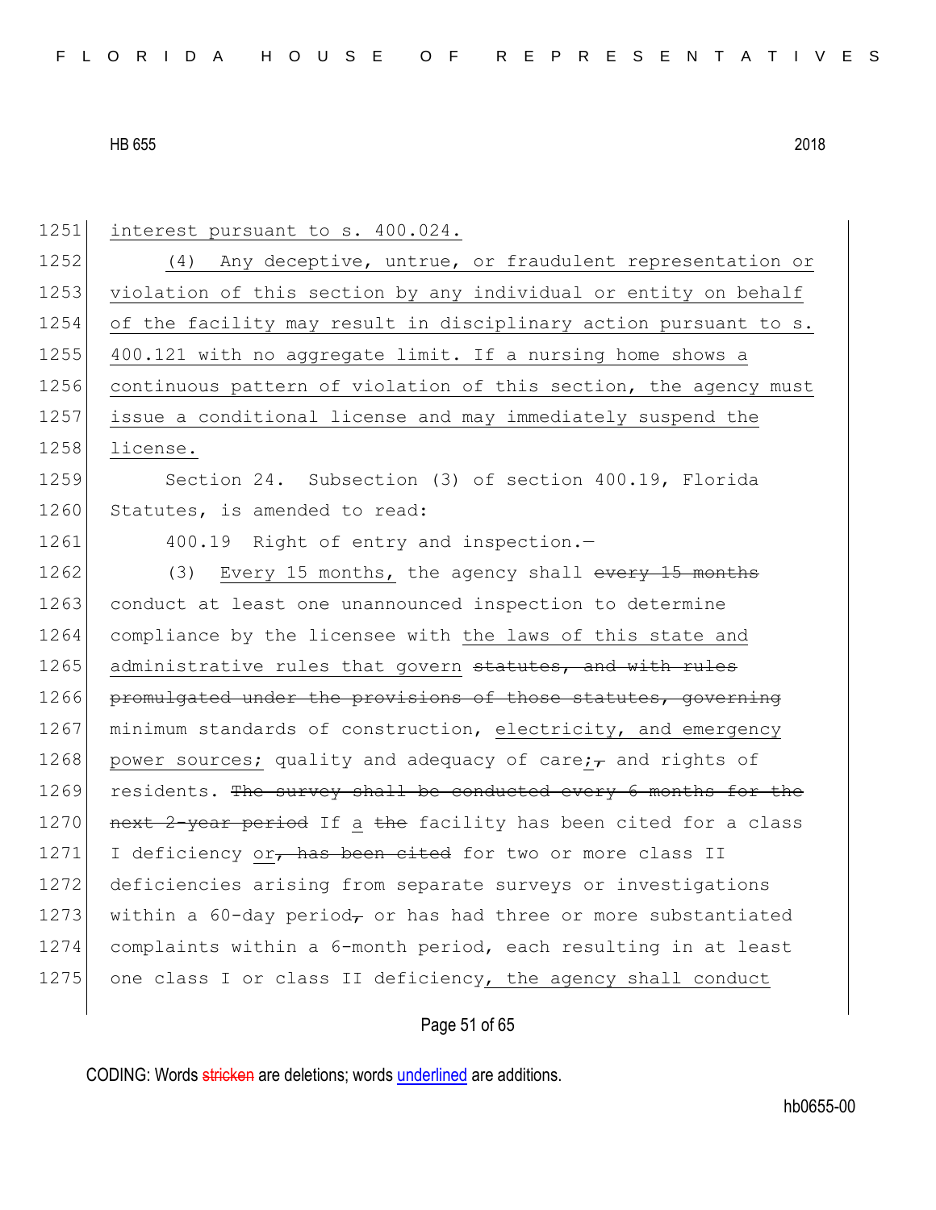1251 interest pursuant to s. 400.024.

1252 (4) Any deceptive, untrue, or fraudulent representation or
1253 violation of this section by any individual or entity on behalf
1254 of the facility may result in disciplinary action pursuant to s.
1255 400.121 with no aggregate limit. If a nursing home shows a
1256 continuous pattern of violation of this section, the agency must
1257 issue a conditional license and may immediately suspend the
1258 license.

1259 Section 24. Subsection (3) of section 400.19, Florida
1260 Statutes, is amended to read:

1261 400.19 Right of entry and inspection.—

1262 (3) Every 15 months, the agency shall ~~every 15 months~~
1263 conduct at least one unannounced inspection to determine
1264 compliance by the licensee with the laws of this state and
1265 administrative rules that govern ~~statutes, and with rules~~
1266 ~~promulgated under the provisions of those statutes, governing~~
1267 minimum standards of construction, electricity, and emergency
1268 power sources; quality and adequacy of care;~~,~~ and rights of
1269 residents. ~~The survey shall be conducted every 6 months for the~~
1270 ~~next 2-year period~~ If a ~~the~~ facility has been cited for a class
1271 I deficiency or~~, has been cited~~ for two or more class II
1272 deficiencies arising from separate surveys or investigations
1273 within a 60-day period~~,~~ or has had three or more substantiated
1274 complaints within a 6-month period, each resulting in at least
1275 one class I or class II deficiency, the agency shall conduct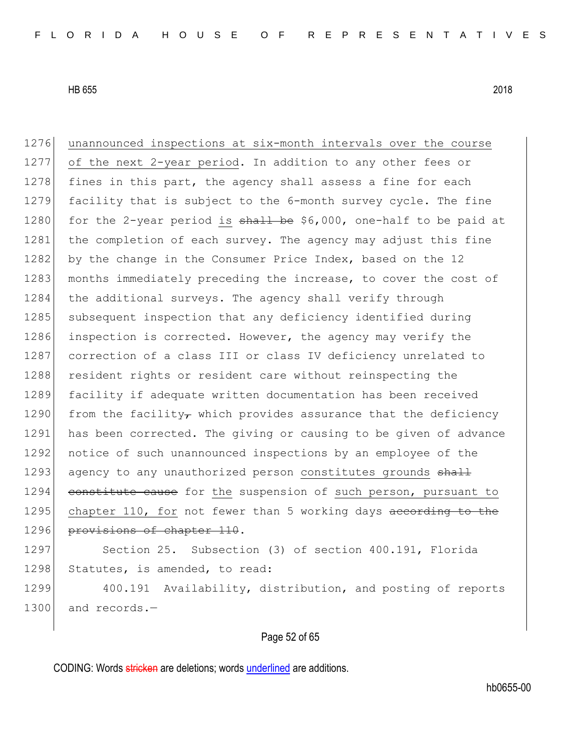unannounced inspections at six-month intervals over the course of the next 2-year period. In addition to any other fees or fines in this part, the agency shall assess a fine for each facility that is subject to the 6-month survey cycle. The fine for the 2-year period is ~~shall be~~ $6,000, one-half to be paid at the completion of each survey. The agency may adjust this fine by the change in the Consumer Price Index, based on the 12 months immediately preceding the increase, to cover the cost of the additional surveys. The agency shall verify through subsequent inspection that any deficiency identified during inspection is corrected. However, the agency may verify the correction of a class III or class IV deficiency unrelated to resident rights or resident care without reinspecting the facility if adequate written documentation has been received from the facility~~,~~ which provides assurance that the deficiency has been corrected. The giving or causing to be given of advance notice of such unannounced inspections by an employee of the agency to any unauthorized person constitutes grounds ~~shall constitute cause~~ for the suspension of such person, pursuant to chapter 110, for not fewer than 5 working days ~~according to the provisions of chapter 110~~.

Section 25. Subsection (3) of section 400.191, Florida Statutes, is amended, to read:

400.191 Availability, distribution, and posting of reports and records.—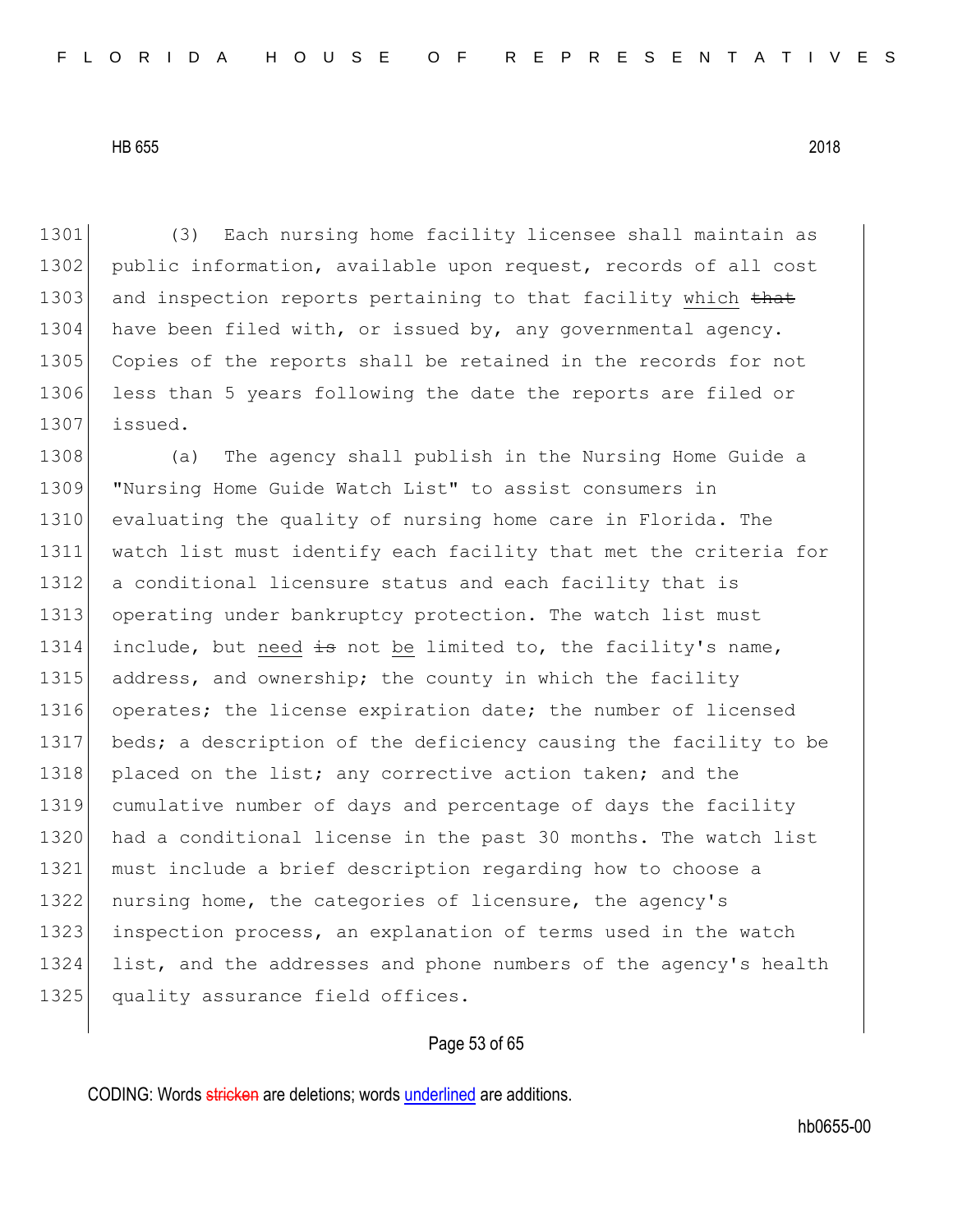(3) Each nursing home facility licensee shall maintain as public information, available upon request, records of all cost and inspection reports pertaining to that facility which ~~that~~ have been filed with, or issued by, any governmental agency. Copies of the reports shall be retained in the records for not less than 5 years following the date the reports are filed or issued.

(a) The agency shall publish in the Nursing Home Guide a "Nursing Home Guide Watch List" to assist consumers in evaluating the quality of nursing home care in Florida. The watch list must identify each facility that met the criteria for a conditional licensure status and each facility that is operating under bankruptcy protection. The watch list must include, but need ~~is~~ not be limited to, the facility's name, address, and ownership; the county in which the facility operates; the license expiration date; the number of licensed beds; a description of the deficiency causing the facility to be placed on the list; any corrective action taken; and the cumulative number of days and percentage of days the facility had a conditional license in the past 30 months. The watch list must include a brief description regarding how to choose a nursing home, the categories of licensure, the agency's inspection process, an explanation of terms used in the watch list, and the addresses and phone numbers of the agency's health quality assurance field offices.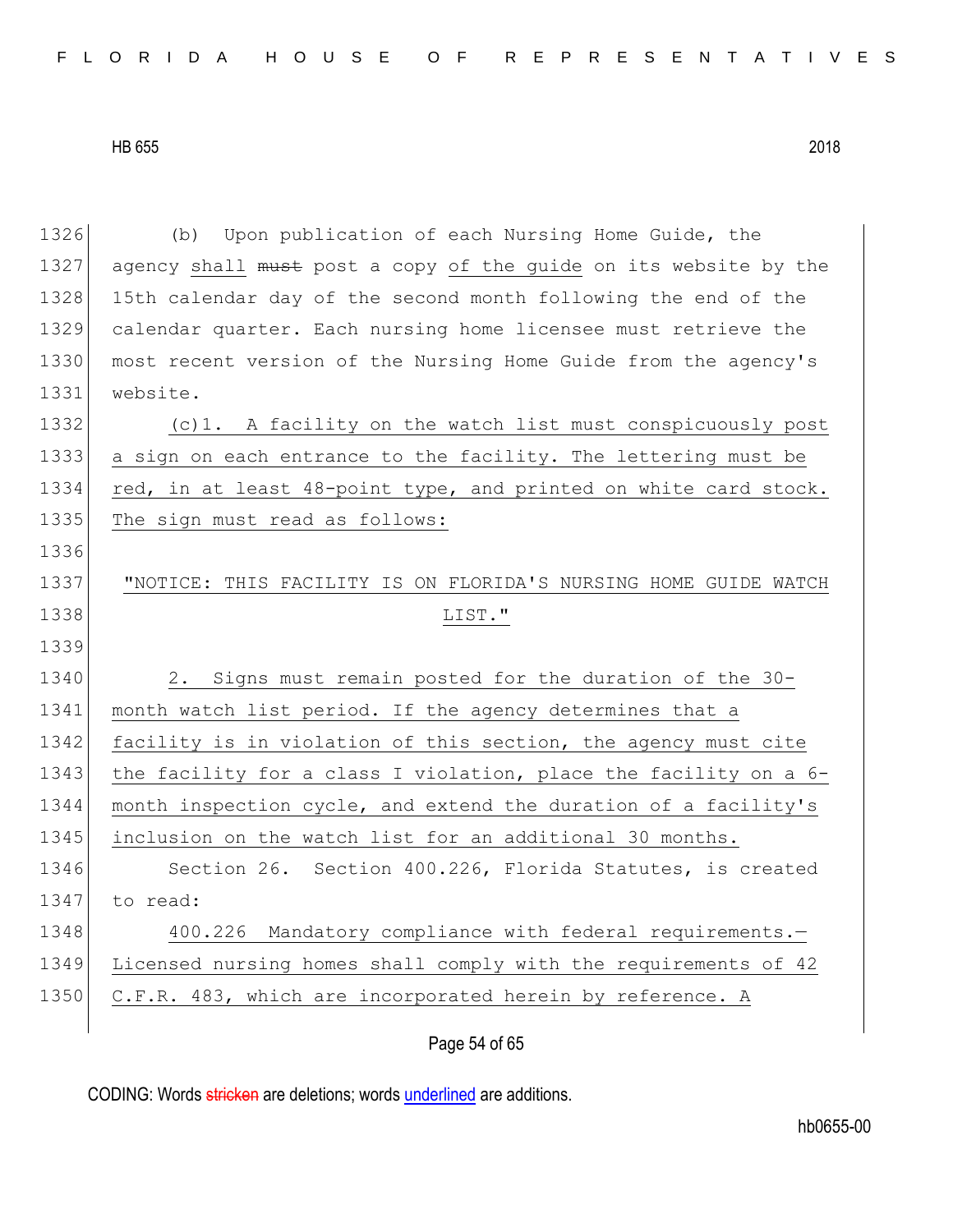(b) Upon publication of each Nursing Home Guide, the agency shall ~~must~~ post a copy of the guide on its website by the 15th calendar day of the second month following the end of the calendar quarter. Each nursing home licensee must retrieve the most recent version of the Nursing Home Guide from the agency's website.

(c)1. A facility on the watch list must conspicuously post a sign on each entrance to the facility. The lettering must be red, in at least 48-point type, and printed on white card stock. The sign must read as follows:

"NOTICE: THIS FACILITY IS ON FLORIDA'S NURSING HOME GUIDE WATCH LIST."

2. Signs must remain posted for the duration of the 30-month watch list period. If the agency determines that a facility is in violation of this section, the agency must cite the facility for a class I violation, place the facility on a 6-month inspection cycle, and extend the duration of a facility's inclusion on the watch list for an additional 30 months.

Section 26. Section 400.226, Florida Statutes, is created to read:

400.226 Mandatory compliance with federal requirements.—Licensed nursing homes shall comply with the requirements of 42 C.F.R. 483, which are incorporated herein by reference. A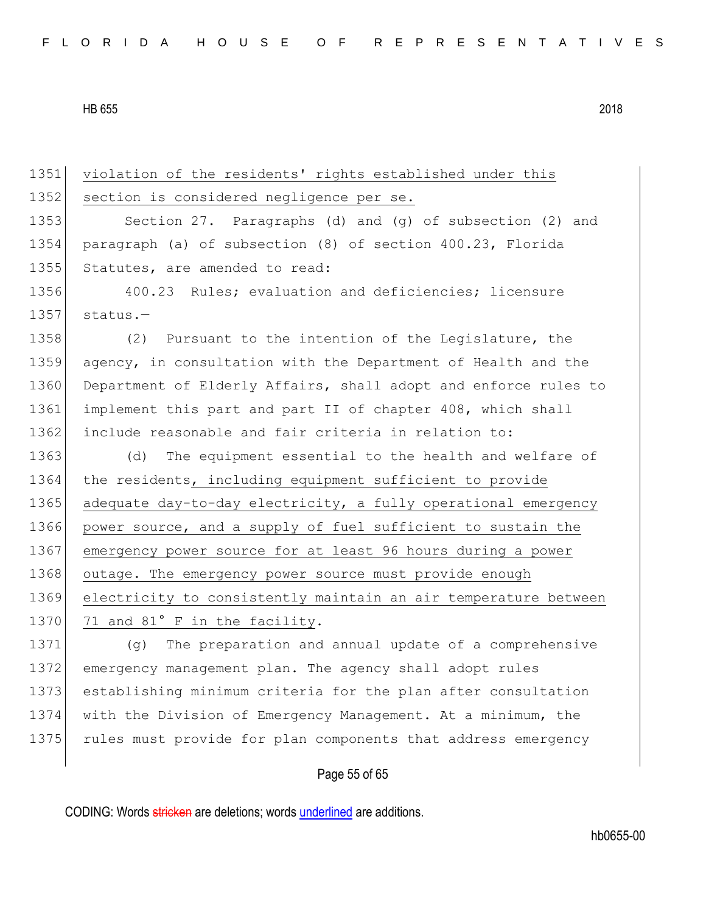violation of the residents' rights established under this section is considered negligence per se.

Section 27. Paragraphs (d) and (g) of subsection (2) and paragraph (a) of subsection (8) of section 400.23, Florida Statutes, are amended to read:

400.23 Rules; evaluation and deficiencies; licensure status.—

(2) Pursuant to the intention of the Legislature, the agency, in consultation with the Department of Health and the Department of Elderly Affairs, shall adopt and enforce rules to implement this part and part II of chapter 408, which shall include reasonable and fair criteria in relation to:

(d) The equipment essential to the health and welfare of the residents, including equipment sufficient to provide adequate day-to-day electricity, a fully operational emergency power source, and a supply of fuel sufficient to sustain the emergency power source for at least 96 hours during a power outage. The emergency power source must provide enough electricity to consistently maintain an air temperature between 71 and 81° F in the facility.

(g) The preparation and annual update of a comprehensive emergency management plan. The agency shall adopt rules establishing minimum criteria for the plan after consultation with the Division of Emergency Management. At a minimum, the rules must provide for plan components that address emergency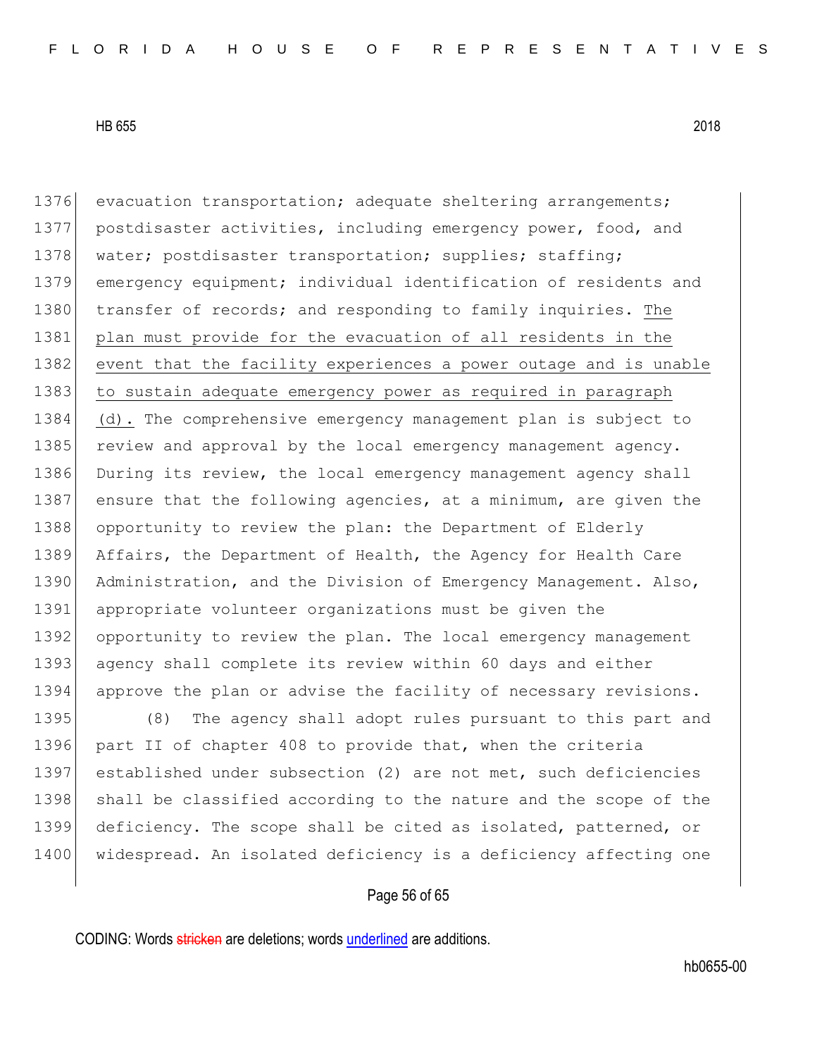evacuation transportation; adequate sheltering arrangements; postdisaster activities, including emergency power, food, and water; postdisaster transportation; supplies; staffing; emergency equipment; individual identification of residents and transfer of records; and responding to family inquiries. <u>The plan must provide for the evacuation of all residents in the event that the facility experiences a power outage and is unable to sustain adequate emergency power as required in paragraph (d).</u> The comprehensive emergency management plan is subject to review and approval by the local emergency management agency. During its review, the local emergency management agency shall ensure that the following agencies, at a minimum, are given the opportunity to review the plan: the Department of Elderly Affairs, the Department of Health, the Agency for Health Care Administration, and the Division of Emergency Management. Also, appropriate volunteer organizations must be given the opportunity to review the plan. The local emergency management agency shall complete its review within 60 days and either approve the plan or advise the facility of necessary revisions.

(8) The agency shall adopt rules pursuant to this part and part II of chapter 408 to provide that, when the criteria established under subsection (2) are not met, such deficiencies shall be classified according to the nature and the scope of the deficiency. The scope shall be cited as isolated, patterned, or widespread. An isolated deficiency is a deficiency affecting one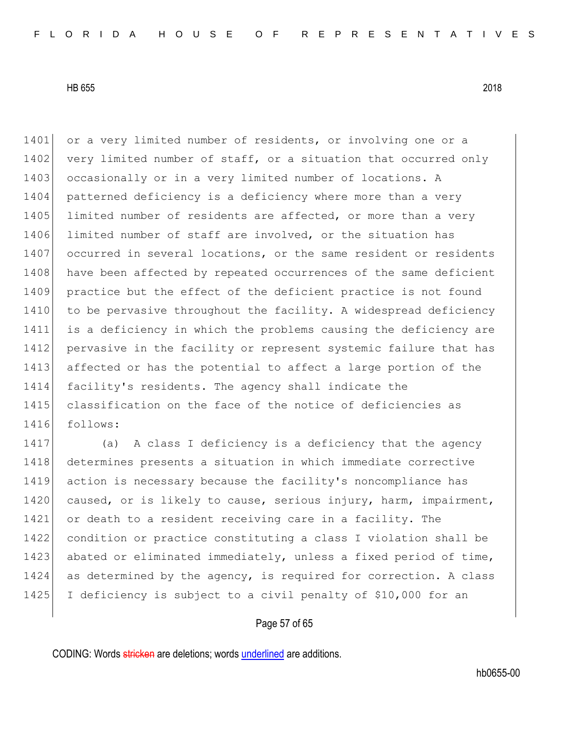or a very limited number of residents, or involving one or a very limited number of staff, or a situation that occurred only occasionally or in a very limited number of locations. A patterned deficiency is a deficiency where more than a very limited number of residents are affected, or more than a very limited number of staff are involved, or the situation has occurred in several locations, or the same resident or residents have been affected by repeated occurrences of the same deficient practice but the effect of the deficient practice is not found to be pervasive throughout the facility. A widespread deficiency is a deficiency in which the problems causing the deficiency are pervasive in the facility or represent systemic failure that has affected or has the potential to affect a large portion of the facility's residents. The agency shall indicate the classification on the face of the notice of deficiencies as follows:

(a) A class I deficiency is a deficiency that the agency determines presents a situation in which immediate corrective action is necessary because the facility's noncompliance has caused, or is likely to cause, serious injury, harm, impairment, or death to a resident receiving care in a facility. The condition or practice constituting a class I violation shall be abated or eliminated immediately, unless a fixed period of time, as determined by the agency, is required for correction. A class I deficiency is subject to a civil penalty of $10,000 for an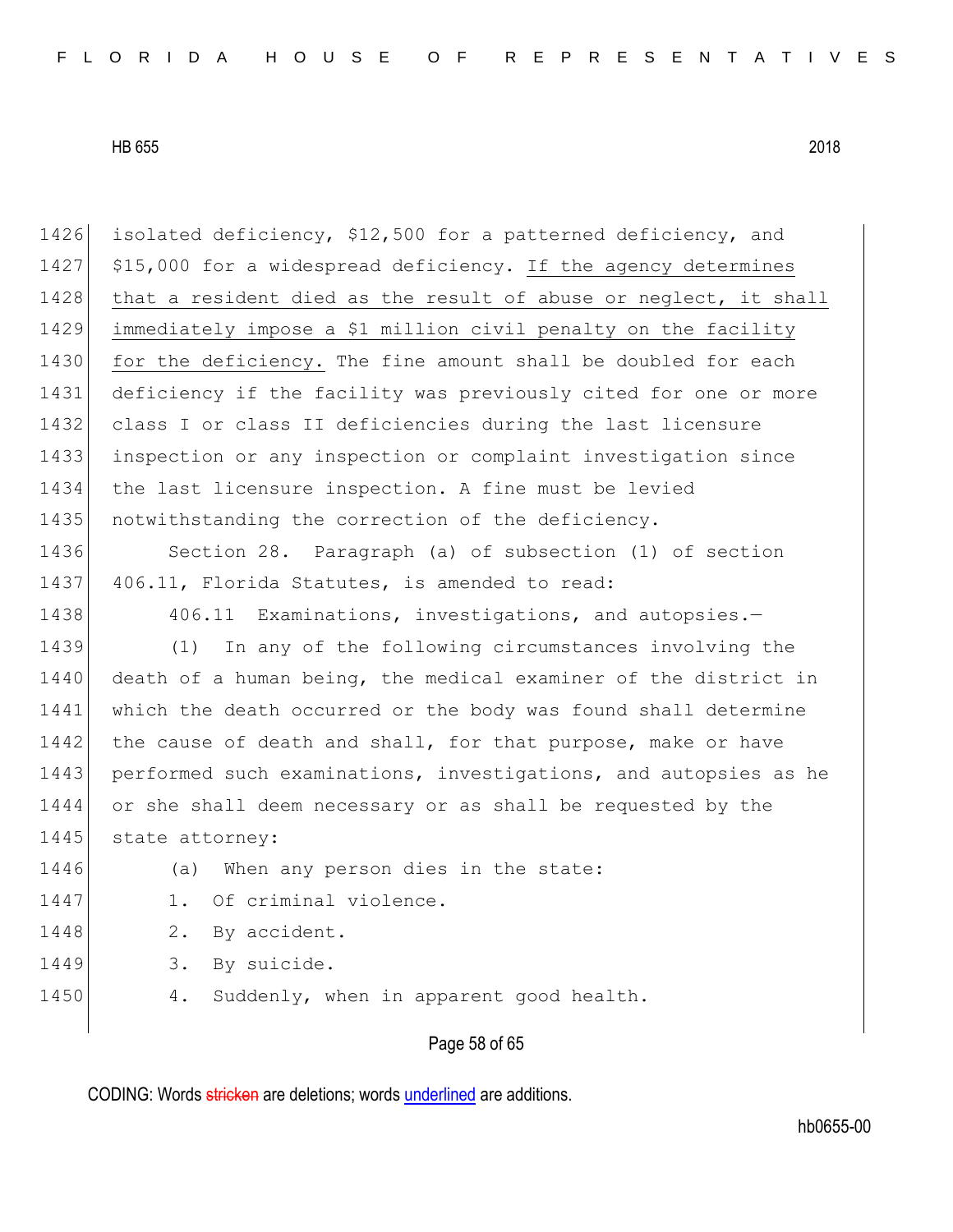1426 isolated deficiency, $12,500 for a patterned deficiency, and
1427 $15,000 for a widespread deficiency. <u>If the agency determines</u>
1428 <u>that a resident died as the result of abuse or neglect, it shall</u>
1429 <u>immediately impose a $1 million civil penalty on the facility</u>
1430 <u>for the deficiency.</u> The fine amount shall be doubled for each
1431 deficiency if the facility was previously cited for one or more
1432 class I or class II deficiencies during the last licensure
1433 inspection or any inspection or complaint investigation since
1434 the last licensure inspection. A fine must be levied
1435 notwithstanding the correction of the deficiency.

1436 Section 28. Paragraph (a) of subsection (1) of section
1437 406.11, Florida Statutes, is amended to read:

1438 406.11 Examinations, investigations, and autopsies.—

1439 (1) In any of the following circumstances involving the
1440 death of a human being, the medical examiner of the district in
1441 which the death occurred or the body was found shall determine
1442 the cause of death and shall, for that purpose, make or have
1443 performed such examinations, investigations, and autopsies as he
1444 or she shall deem necessary or as shall be requested by the
1445 state attorney:

1446 (a) When any person dies in the state:

1447 1. Of criminal violence.

1448 2. By accident.

1449 3. By suicide.

1450 4. Suddenly, when in apparent good health.

CODING: Words ~~stricken~~ are deletions; words <u>underlined</u> are additions.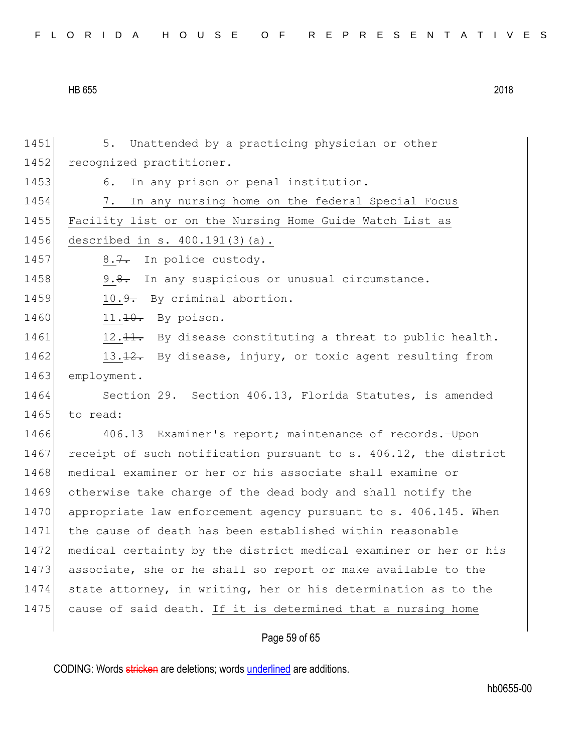5. Unattended by a practicing physician or other recognized practitioner.

6. In any prison or penal institution.

<u>7. In any nursing home on the federal Special Focus Facility list or on the Nursing Home Guide Watch List as described in s. 400.191(3)(a).</u>

<u>8.</u>~~7.~~ In police custody.

<u>9.</u>~~8.~~ In any suspicious or unusual circumstance.

<u>10.</u>~~9.~~ By criminal abortion.

<u>11.</u>~~10.~~ By poison.

<u>12.</u>~~11.~~ By disease constituting a threat to public health.

<u>13.</u>~~12.~~ By disease, injury, or toxic agent resulting from employment.

Section 29. Section 406.13, Florida Statutes, is amended to read:

406.13 Examiner's report; maintenance of records.—Upon receipt of such notification pursuant to s. 406.12, the district medical examiner or her or his associate shall examine or otherwise take charge of the dead body and shall notify the appropriate law enforcement agency pursuant to s. 406.145. When the cause of death has been established within reasonable medical certainty by the district medical examiner or her or his associate, she or he shall so report or make available to the state attorney, in writing, her or his determination as to the cause of said death. <u>If it is determined that a nursing home</u>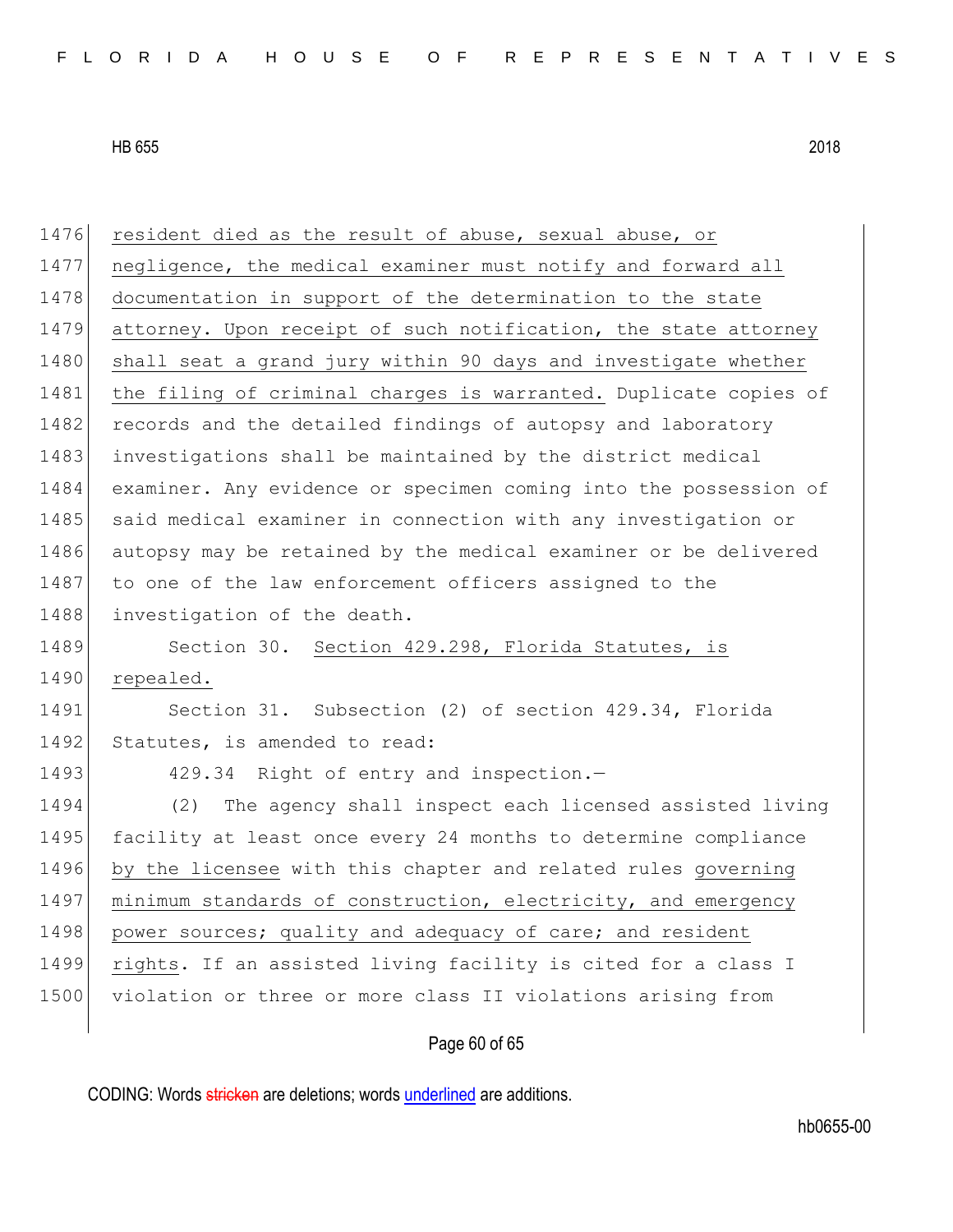resident died as the result of abuse, sexual abuse, or negligence, the medical examiner must notify and forward all documentation in support of the determination to the state attorney. Upon receipt of such notification, the state attorney shall seat a grand jury within 90 days and investigate whether the filing of criminal charges is warranted. Duplicate copies of records and the detailed findings of autopsy and laboratory investigations shall be maintained by the district medical examiner. Any evidence or specimen coming into the possession of said medical examiner in connection with any investigation or autopsy may be retained by the medical examiner or be delivered to one of the law enforcement officers assigned to the investigation of the death.

Section 30. Section 429.298, Florida Statutes, is repealed.

Section 31. Subsection (2) of section 429.34, Florida Statutes, is amended to read:

429.34 Right of entry and inspection.—

(2) The agency shall inspect each licensed assisted living facility at least once every 24 months to determine compliance by the licensee with this chapter and related rules governing minimum standards of construction, electricity, and emergency power sources; quality and adequacy of care; and resident rights. If an assisted living facility is cited for a class I violation or three or more class II violations arising from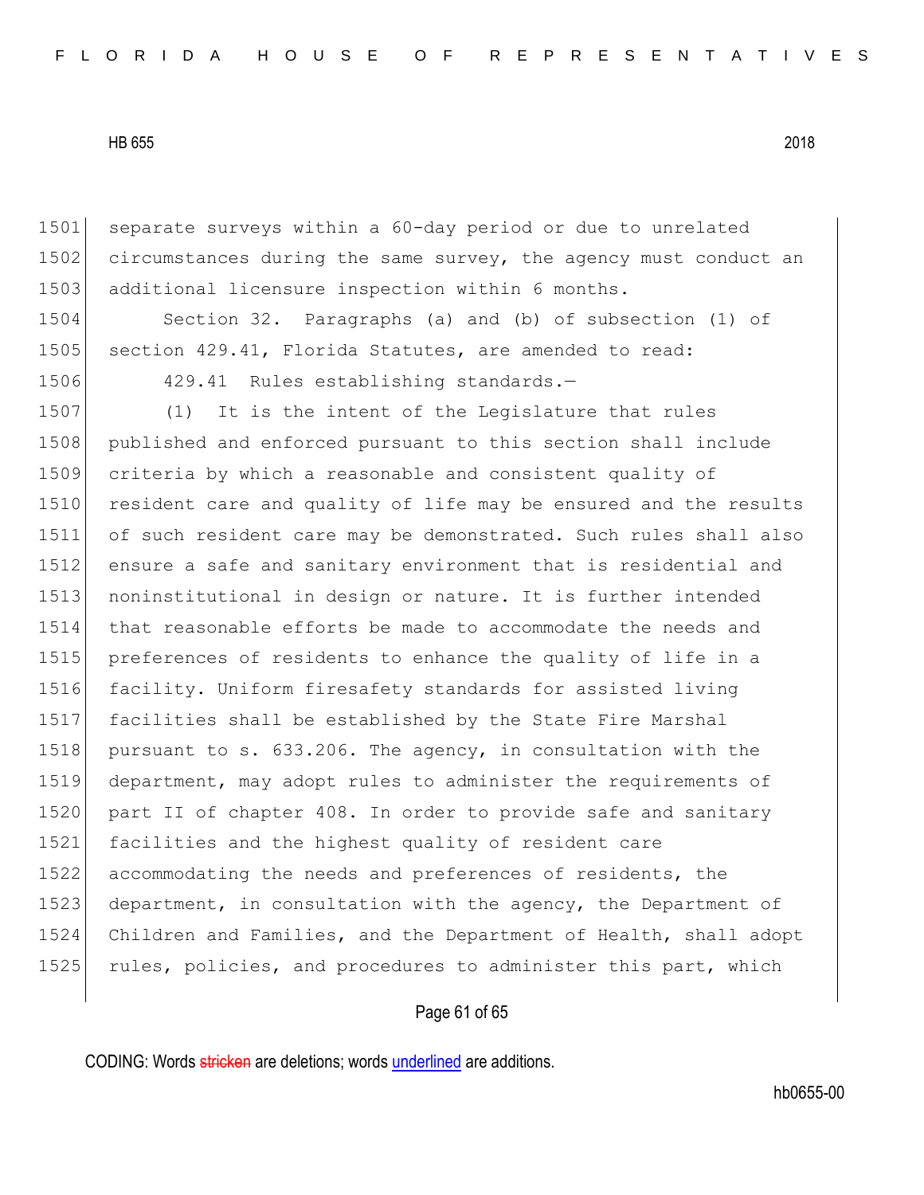separate surveys within a 60-day period or due to unrelated circumstances during the same survey, the agency must conduct an additional licensure inspection within 6 months.

Section 32. Paragraphs (a) and (b) of subsection (1) of section 429.41, Florida Statutes, are amended to read:

429.41 Rules establishing standards.—

(1) It is the intent of the Legislature that rules published and enforced pursuant to this section shall include criteria by which a reasonable and consistent quality of resident care and quality of life may be ensured and the results of such resident care may be demonstrated. Such rules shall also ensure a safe and sanitary environment that is residential and noninstitutional in design or nature. It is further intended that reasonable efforts be made to accommodate the needs and preferences of residents to enhance the quality of life in a facility. Uniform firesafety standards for assisted living facilities shall be established by the State Fire Marshal pursuant to s. 633.206. The agency, in consultation with the department, may adopt rules to administer the requirements of part II of chapter 408. In order to provide safe and sanitary facilities and the highest quality of resident care accommodating the needs and preferences of residents, the department, in consultation with the agency, the Department of Children and Families, and the Department of Health, shall adopt rules, policies, and procedures to administer this part, which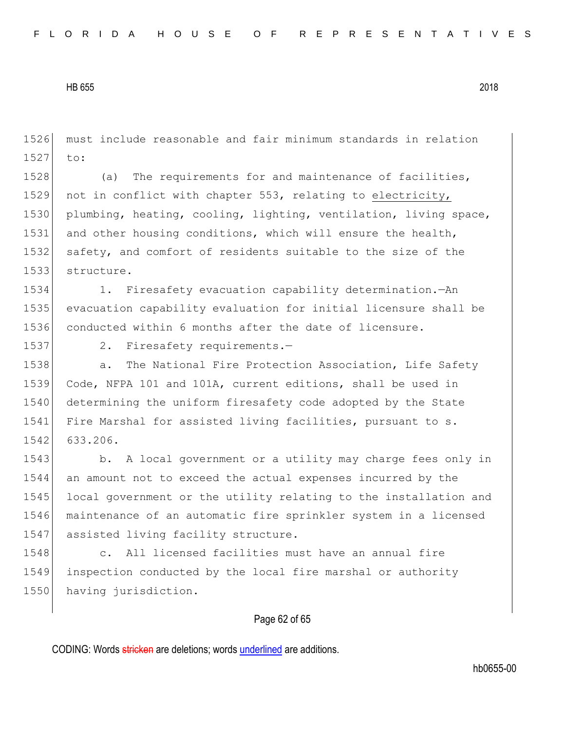must include reasonable and fair minimum standards in relation to:

(a) The requirements for and maintenance of facilities, not in conflict with chapter 553, relating to <u>electricity,</u> plumbing, heating, cooling, lighting, ventilation, living space, and other housing conditions, which will ensure the health, safety, and comfort of residents suitable to the size of the structure.

1. Firesafety evacuation capability determination.—An evacuation capability evaluation for initial licensure shall be conducted within 6 months after the date of licensure.

2. Firesafety requirements.—

a. The National Fire Protection Association, Life Safety Code, NFPA 101 and 101A, current editions, shall be used in determining the uniform firesafety code adopted by the State Fire Marshal for assisted living facilities, pursuant to s. 633.206.

b. A local government or a utility may charge fees only in an amount not to exceed the actual expenses incurred by the local government or the utility relating to the installation and maintenance of an automatic fire sprinkler system in a licensed assisted living facility structure.

c. All licensed facilities must have an annual fire inspection conducted by the local fire marshal or authority having jurisdiction.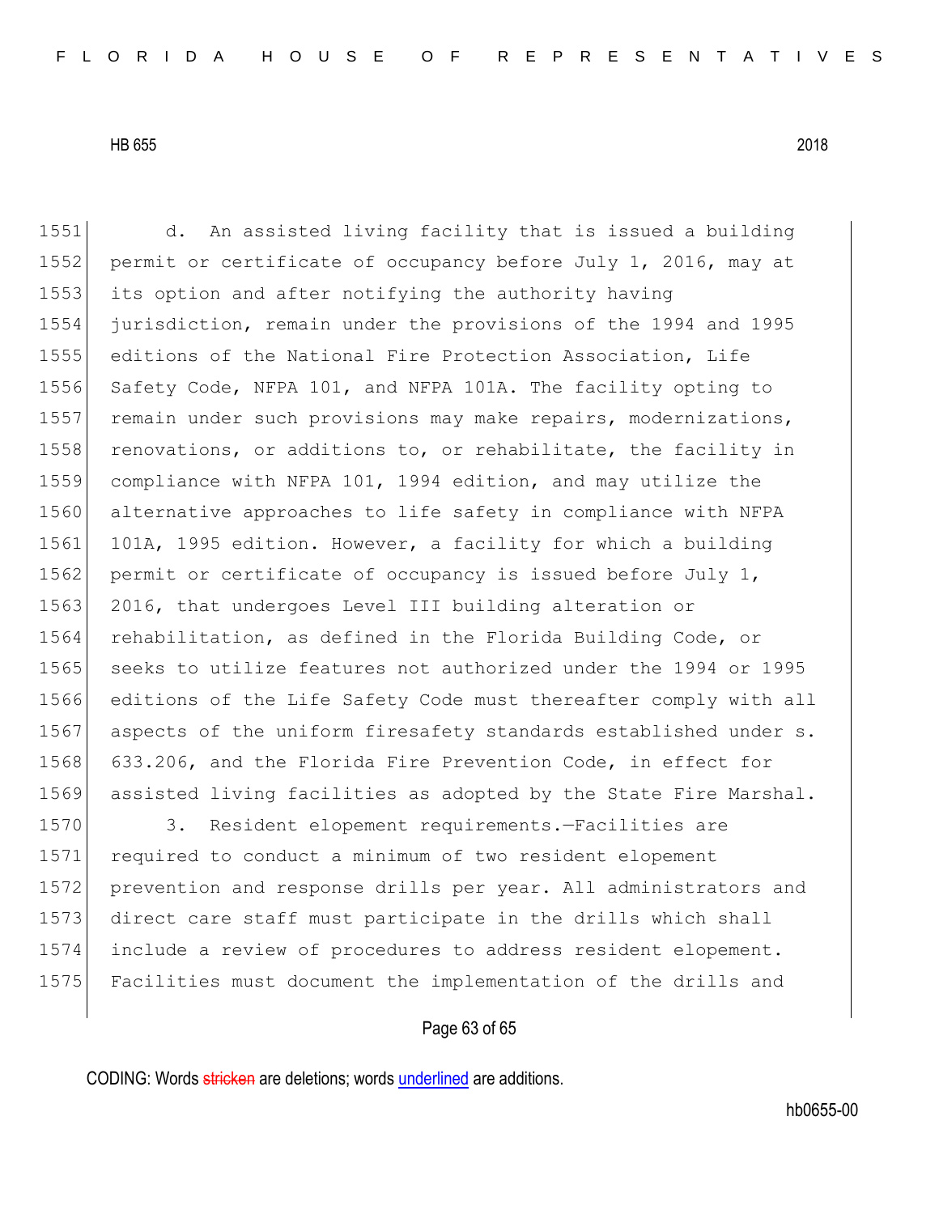d. An assisted living facility that is issued a building permit or certificate of occupancy before July 1, 2016, may at its option and after notifying the authority having jurisdiction, remain under the provisions of the 1994 and 1995 editions of the National Fire Protection Association, Life Safety Code, NFPA 101, and NFPA 101A. The facility opting to remain under such provisions may make repairs, modernizations, renovations, or additions to, or rehabilitate, the facility in compliance with NFPA 101, 1994 edition, and may utilize the alternative approaches to life safety in compliance with NFPA 101A, 1995 edition. However, a facility for which a building permit or certificate of occupancy is issued before July 1, 2016, that undergoes Level III building alteration or rehabilitation, as defined in the Florida Building Code, or seeks to utilize features not authorized under the 1994 or 1995 editions of the Life Safety Code must thereafter comply with all aspects of the uniform firesafety standards established under s. 633.206, and the Florida Fire Prevention Code, in effect for assisted living facilities as adopted by the State Fire Marshal.

3. Resident elopement requirements.—Facilities are required to conduct a minimum of two resident elopement prevention and response drills per year. All administrators and direct care staff must participate in the drills which shall include a review of procedures to address resident elopement. Facilities must document the implementation of the drills and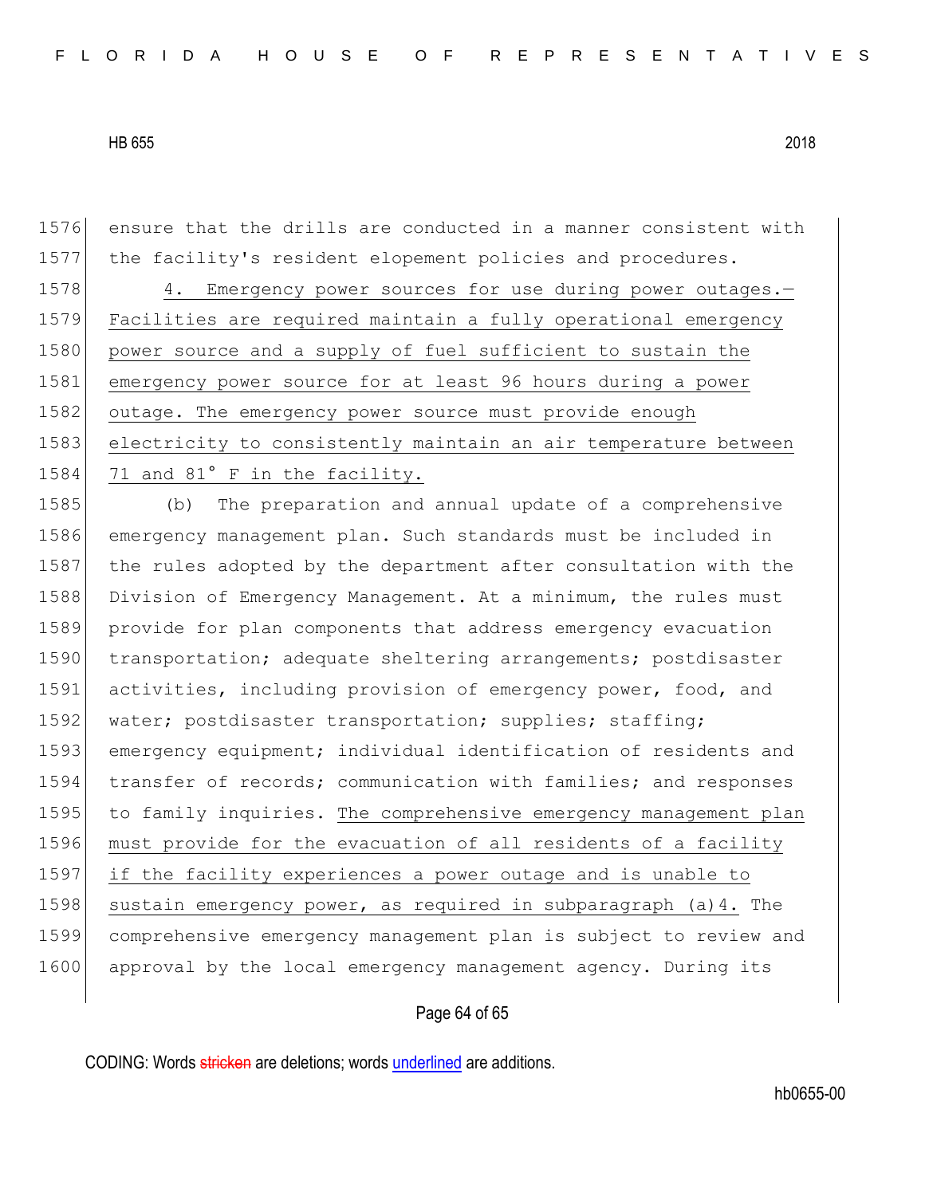ensure that the drills are conducted in a manner consistent with the facility's resident elopement policies and procedures.

4. Emergency power sources for use during power outages.—Facilities are required maintain a fully operational emergency power source and a supply of fuel sufficient to sustain the emergency power source for at least 96 hours during a power outage. The emergency power source must provide enough electricity to consistently maintain an air temperature between 71 and 81° F in the facility.

(b) The preparation and annual update of a comprehensive emergency management plan. Such standards must be included in the rules adopted by the department after consultation with the Division of Emergency Management. At a minimum, the rules must provide for plan components that address emergency evacuation transportation; adequate sheltering arrangements; postdisaster activities, including provision of emergency power, food, and water; postdisaster transportation; supplies; staffing; emergency equipment; individual identification of residents and transfer of records; communication with families; and responses to family inquiries. The comprehensive emergency management plan must provide for the evacuation of all residents of a facility if the facility experiences a power outage and is unable to sustain emergency power, as required in subparagraph (a)4. The comprehensive emergency management plan is subject to review and approval by the local emergency management agency. During its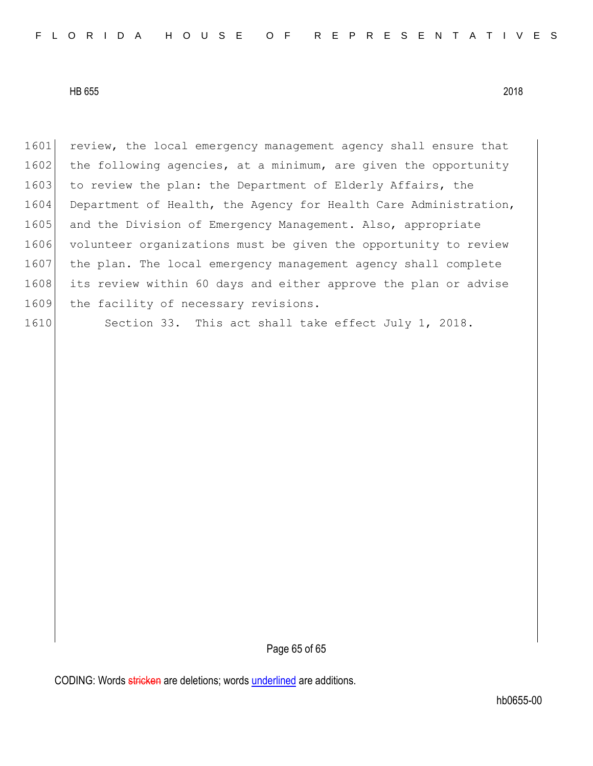1601 review, the local emergency management agency shall ensure that
1602 the following agencies, at a minimum, are given the opportunity
1603 to review the plan: the Department of Elderly Affairs, the
1604 Department of Health, the Agency for Health Care Administration,
1605 and the Division of Emergency Management. Also, appropriate
1606 volunteer organizations must be given the opportunity to review
1607 the plan. The local emergency management agency shall complete
1608 its review within 60 days and either approve the plan or advise
1609 the facility of necessary revisions.

1610 Section 33. This act shall take effect July 1, 2018.